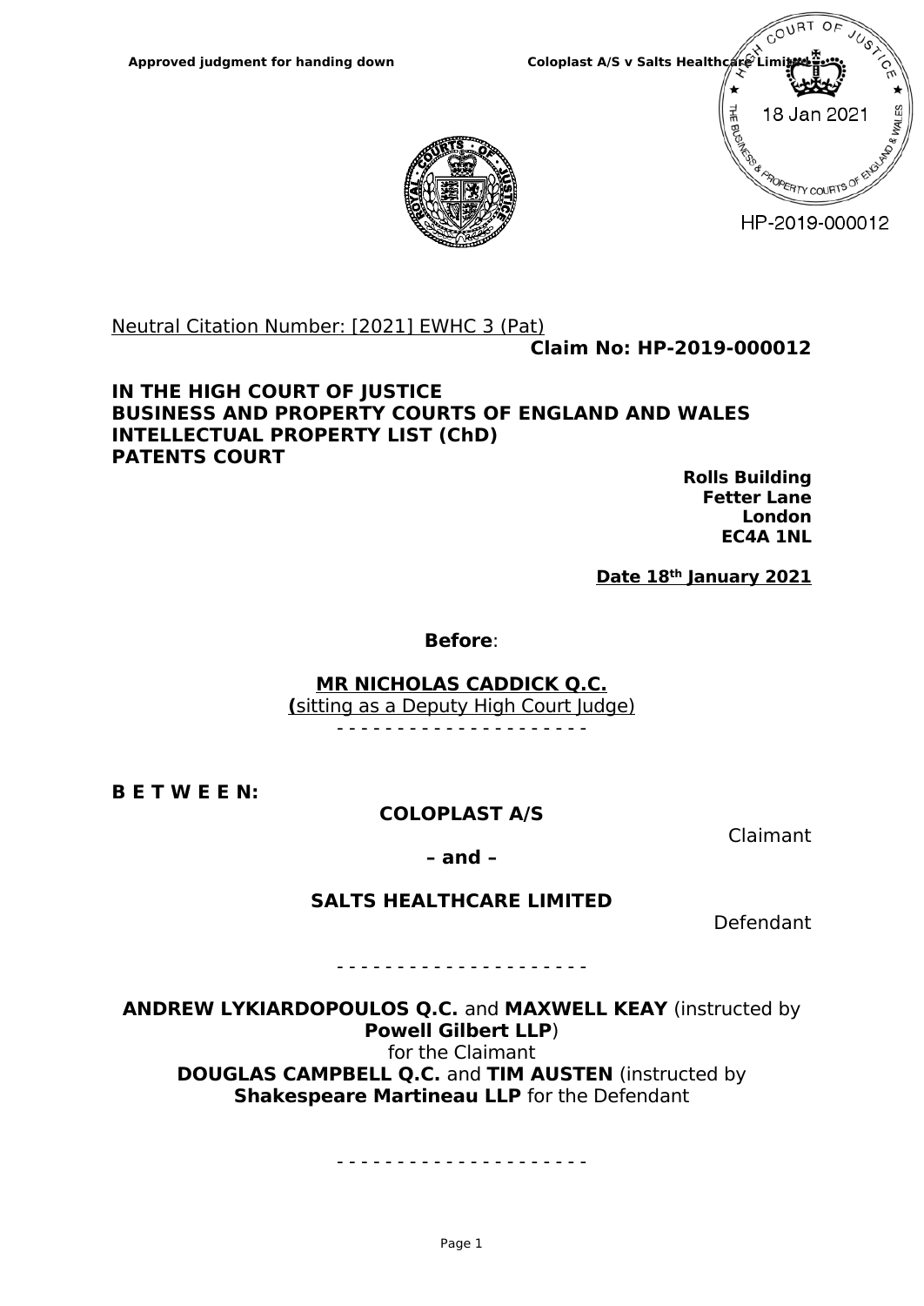Neutral Citation Number: [2021] EWHC 3 (Pat)

**Claim No: HP-2019-000012**

**IN THE HIGH COURT OF JUSTICE**
**BUSINESS AND PROPERTY COURTS OF ENGLAND AND WALES**
**INTELLECTUAL PROPERTY LIST (ChD)**
**PATENTS COURT**

**Rolls Building**
**Fetter Lane**
**London**
**EC4A 1NL**

**Date 18th January 2021**

**Before**:

**MR NICHOLAS CADDICK Q.C.**
(sitting as a Deputy High Court Judge)

- - - - - - - - - - - - - - - - - - - -

**B E T W E E N:**

**COLOPLAST A/S**

Claimant

**– and –**

**SALTS HEALTHCARE LIMITED**

Defendant

- - - - - - - - - - - - - - - - - - - -

**ANDREW LYKIARDOPOULOS Q.C.** and **MAXWELL KEAY** (instructed by **Powell Gilbert LLP**)
for the Claimant
**DOUGLAS CAMPBELL Q.C.** and **TIM AUSTEN** (instructed by **Shakespeare Martineau LLP** for the Defendant

- - - - - - - - - - - - - - - - - - - -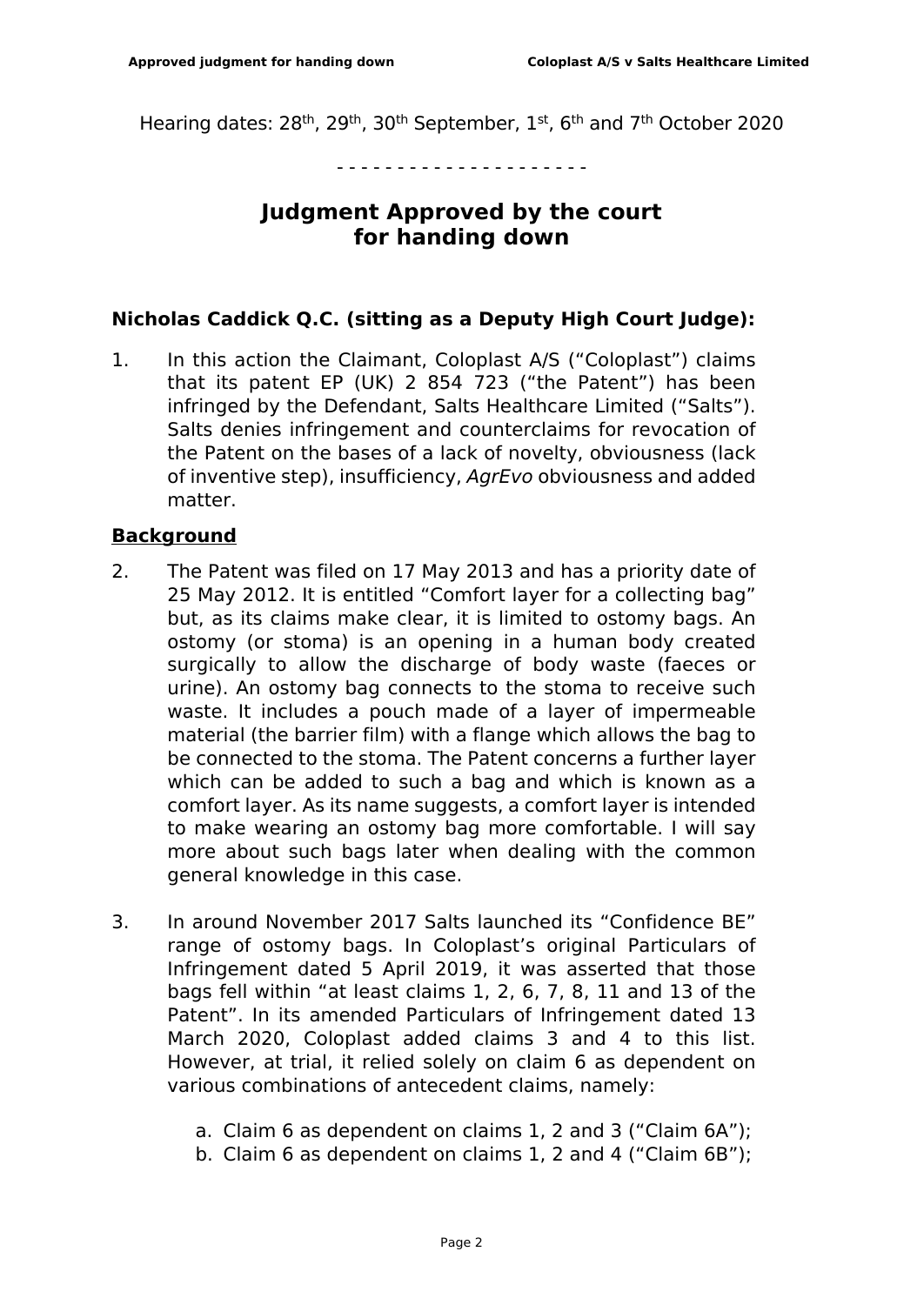Hearing dates: 28th, 29th, 30th September, 1st, 6th and 7th October 2020

- - - - - - - - - - - - - - - - - - - - -

# Judgment Approved by the court for handing down

**Nicholas Caddick Q.C. (sitting as a Deputy High Court Judge):**

1. In this action the Claimant, Coloplast A/S ("Coloplast") claims that its patent EP (UK) 2 854 723 ("the Patent") has been infringed by the Defendant, Salts Healthcare Limited ("Salts"). Salts denies infringement and counterclaims for revocation of the Patent on the bases of a lack of novelty, obviousness (lack of inventive step), insufficiency, *AgrEvo* obviousness and added matter.

## Background

2. The Patent was filed on 17 May 2013 and has a priority date of 25 May 2012. It is entitled "Comfort layer for a collecting bag" but, as its claims make clear, it is limited to ostomy bags. An ostomy (or stoma) is an opening in a human body created surgically to allow the discharge of body waste (faeces or urine). An ostomy bag connects to the stoma to receive such waste. It includes a pouch made of a layer of impermeable material (the barrier film) with a flange which allows the bag to be connected to the stoma. The Patent concerns a further layer which can be added to such a bag and which is known as a comfort layer. As its name suggests, a comfort layer is intended to make wearing an ostomy bag more comfortable. I will say more about such bags later when dealing with the common general knowledge in this case.

3. In around November 2017 Salts launched its "Confidence BE" range of ostomy bags. In Coloplast's original Particulars of Infringement dated 5 April 2019, it was asserted that those bags fell within "at least claims 1, 2, 6, 7, 8, 11 and 13 of the Patent". In its amended Particulars of Infringement dated 13 March 2020, Coloplast added claims 3 and 4 to this list. However, at trial, it relied solely on claim 6 as dependent on various combinations of antecedent claims, namely:

    a. Claim 6 as dependent on claims 1, 2 and 3 ("Claim 6A");
    b. Claim 6 as dependent on claims 1, 2 and 4 ("Claim 6B");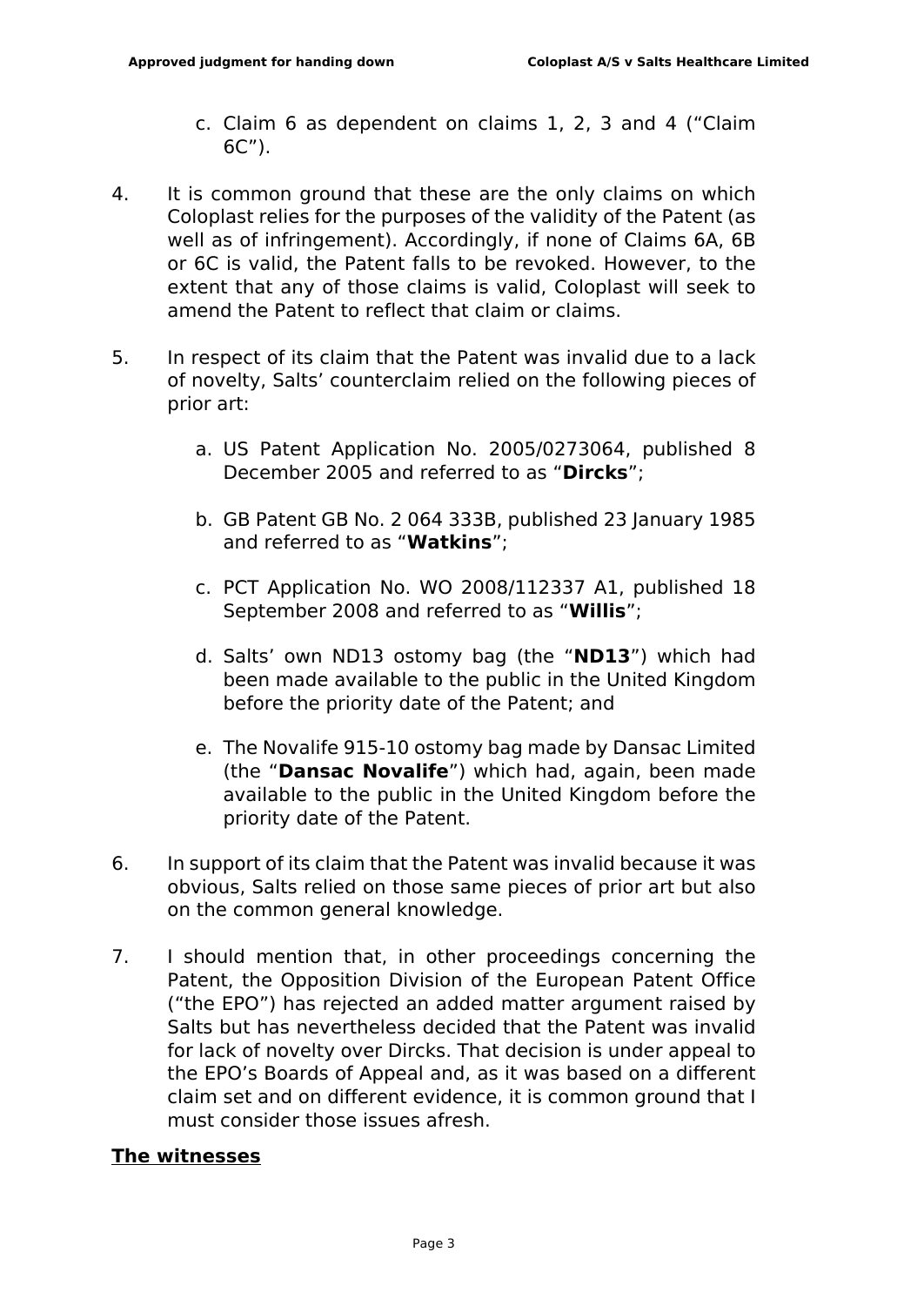c. Claim 6 as dependent on claims 1, 2, 3 and 4 (“Claim 6C”).

4. It is common ground that these are the only claims on which Coloplast relies for the purposes of the validity of the Patent (as well as of infringement). Accordingly, if none of Claims 6A, 6B or 6C is valid, the Patent falls to be revoked. However, to the extent that any of those claims is valid, Coloplast will seek to amend the Patent to reflect that claim or claims.

5. In respect of its claim that the Patent was invalid due to a lack of novelty, Salts’ counterclaim relied on the following pieces of prior art:

   a. US Patent Application No. 2005/0273064, published 8 December 2005 and referred to as “**Dircks**”;

   b. GB Patent GB No. 2 064 333B, published 23 January 1985 and referred to as “**Watkins**”;

   c. PCT Application No. WO 2008/112337 A1, published 18 September 2008 and referred to as “**Willis**”;

   d. Salts’ own ND13 ostomy bag (the “**ND13**”) which had been made available to the public in the United Kingdom before the priority date of the Patent; and

   e. The Novalife 915-10 ostomy bag made by Dansac Limited (the “**Dansac Novalife**”) which had, again, been made available to the public in the United Kingdom before the priority date of the Patent.

6. In support of its claim that the Patent was invalid because it was obvious, Salts relied on those same pieces of prior art but also on the common general knowledge.

7. I should mention that, in other proceedings concerning the Patent, the Opposition Division of the European Patent Office (“the EPO”) has rejected an added matter argument raised by Salts but has nevertheless decided that the Patent was invalid for lack of novelty over Dircks. That decision is under appeal to the EPO’s Boards of Appeal and, as it was based on a different claim set and on different evidence, it is common ground that I must consider those issues afresh.

## The witnesses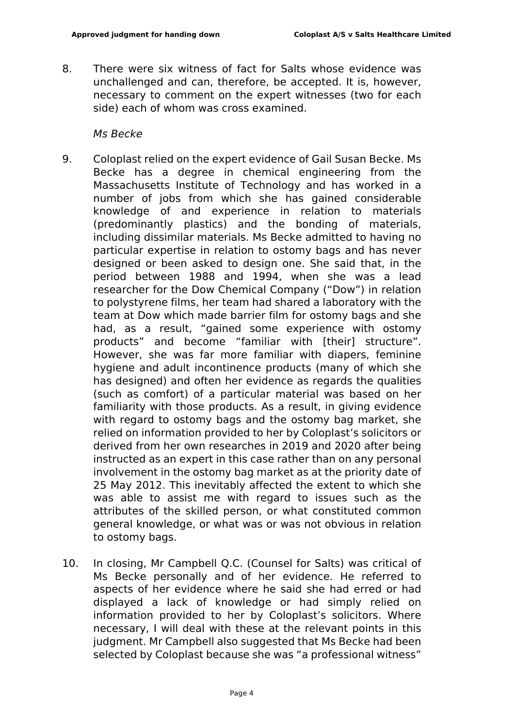8. There were six witness of fact for Salts whose evidence was unchallenged and can, therefore, be accepted. It is, however, necessary to comment on the expert witnesses (two for each side) each of whom was cross examined.

*Ms Becke*

9. Coloplast relied on the expert evidence of Gail Susan Becke. Ms Becke has a degree in chemical engineering from the Massachusetts Institute of Technology and has worked in a number of jobs from which she has gained considerable knowledge of and experience in relation to materials (predominantly plastics) and the bonding of materials, including dissimilar materials. Ms Becke admitted to having no particular expertise in relation to ostomy bags and has never designed or been asked to design one. She said that, in the period between 1988 and 1994, when she was a lead researcher for the Dow Chemical Company ("Dow") in relation to polystyrene films, her team had shared a laboratory with the team at Dow which made barrier film for ostomy bags and she had, as a result, "gained some experience with ostomy products" and become "familiar with [their] structure". However, she was far more familiar with diapers, feminine hygiene and adult incontinence products (many of which she has designed) and often her evidence as regards the qualities (such as comfort) of a particular material was based on her familiarity with those products. As a result, in giving evidence with regard to ostomy bags and the ostomy bag market, she relied on information provided to her by Coloplast's solicitors or derived from her own researches in 2019 and 2020 after being instructed as an expert in this case rather than on any personal involvement in the ostomy bag market as at the priority date of 25 May 2012. This inevitably affected the extent to which she was able to assist me with regard to issues such as the attributes of the skilled person, or what constituted common general knowledge, or what was or was not obvious in relation to ostomy bags.

10. In closing, Mr Campbell Q.C. (Counsel for Salts) was critical of Ms Becke personally and of her evidence. He referred to aspects of her evidence where he said she had erred or had displayed a lack of knowledge or had simply relied on information provided to her by Coloplast's solicitors. Where necessary, I will deal with these at the relevant points in this judgment. Mr Campbell also suggested that Ms Becke had been selected by Coloplast because she was "a professional witness"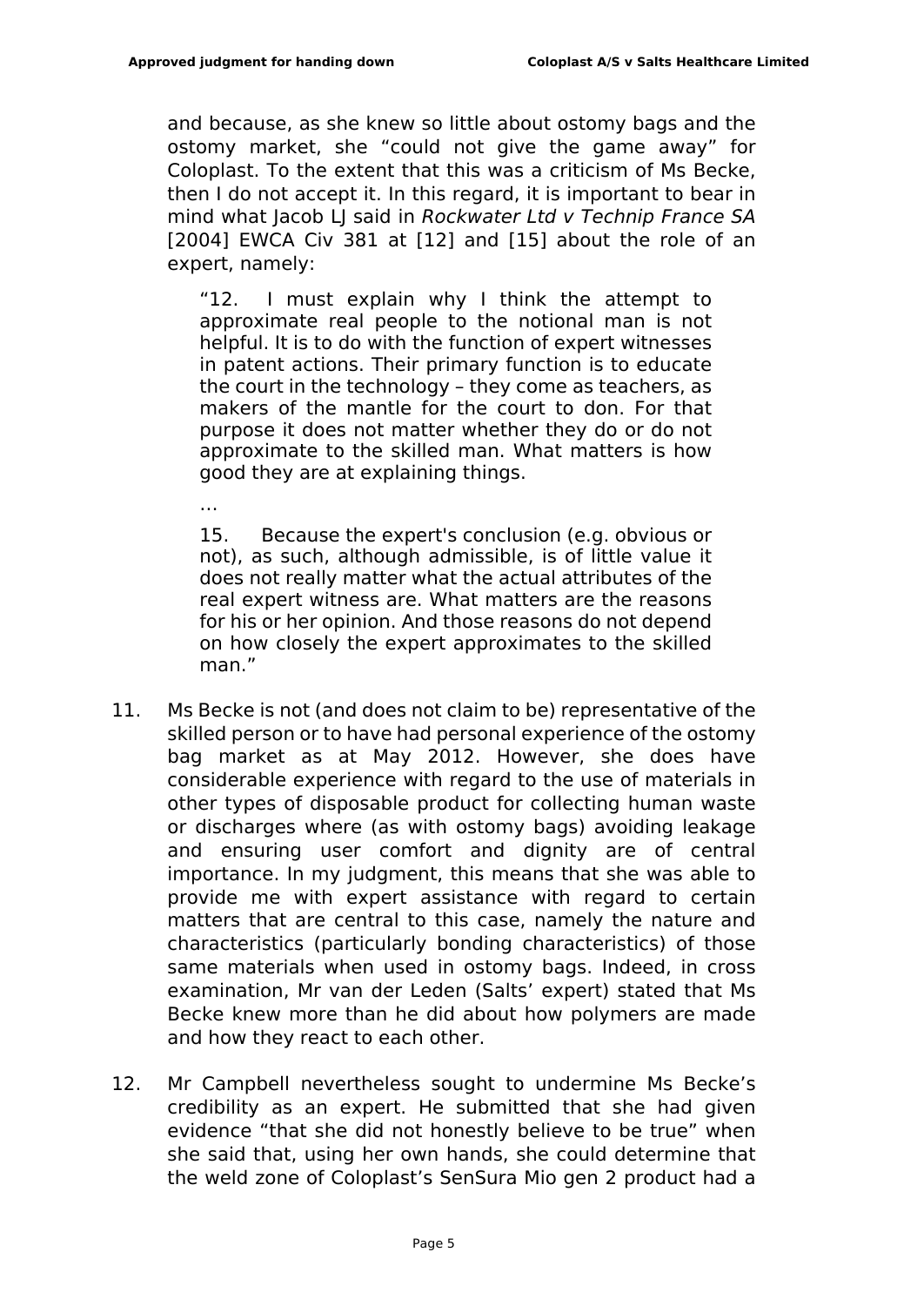and because, as she knew so little about ostomy bags and the ostomy market, she "could not give the game away" for Coloplast. To the extent that this was a criticism of Ms Becke, then I do not accept it. In this regard, it is important to bear in mind what Jacob LJ said in *Rockwater Ltd v Technip France SA* [2004] EWCA Civ 381 at [12] and [15] about the role of an expert, namely:

> "12. I must explain why I think the attempt to approximate real people to the notional man is not helpful. It is to do with the function of expert witnesses in patent actions. Their primary function is to educate the court in the technology – they come as teachers, as makers of the mantle for the court to don. For that purpose it does not matter whether they do or do not approximate to the skilled man. What matters is how good they are at explaining things.
>
> …
>
> 15. Because the expert's conclusion (e.g. obvious or not), as such, although admissible, is of little value it does not really matter what the actual attributes of the real expert witness are. What matters are the reasons for his or her opinion. And those reasons do not depend on how closely the expert approximates to the skilled man."

11. Ms Becke is not (and does not claim to be) representative of the skilled person or to have had personal experience of the ostomy bag market as at May 2012. However, she does have considerable experience with regard to the use of materials in other types of disposable product for collecting human waste or discharges where (as with ostomy bags) avoiding leakage and ensuring user comfort and dignity are of central importance. In my judgment, this means that she was able to provide me with expert assistance with regard to certain matters that are central to this case, namely the nature and characteristics (particularly bonding characteristics) of those same materials when used in ostomy bags. Indeed, in cross examination, Mr van der Leden (Salts' expert) stated that Ms Becke knew more than he did about how polymers are made and how they react to each other.

12. Mr Campbell nevertheless sought to undermine Ms Becke's credibility as an expert. He submitted that she had given evidence "that she did not honestly believe to be true" when she said that, using her own hands, she could determine that the weld zone of Coloplast's SenSura Mio gen 2 product had a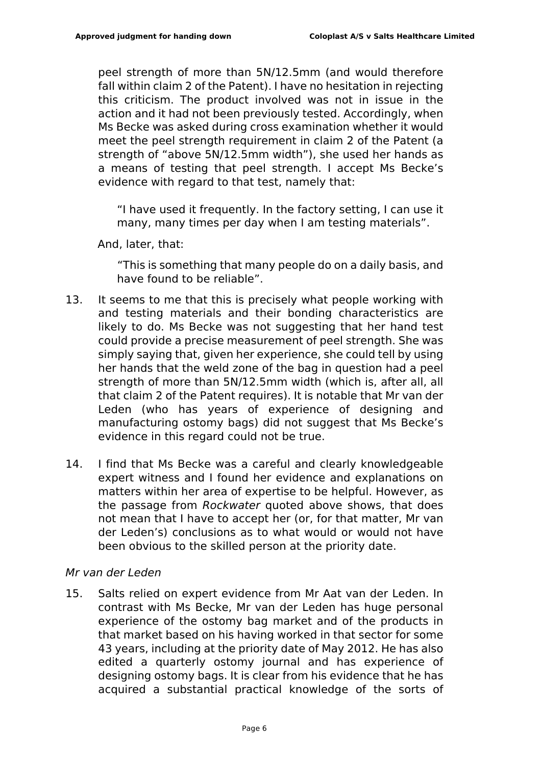peel strength of more than 5N/12.5mm (and would therefore fall within claim 2 of the Patent). I have no hesitation in rejecting this criticism. The product involved was not in issue in the action and it had not been previously tested. Accordingly, when Ms Becke was asked during cross examination whether it would meet the peel strength requirement in claim 2 of the Patent (a strength of "above 5N/12.5mm width"), she used her hands as a means of testing that peel strength. I accept Ms Becke's evidence with regard to that test, namely that:

> "I have used it frequently. In the factory setting, I can use it many, many times per day when I am testing materials".

And, later, that:

> "This is something that many people do on a daily basis, and have found to be reliable".

13. It seems to me that this is precisely what people working with and testing materials and their bonding characteristics are likely to do. Ms Becke was not suggesting that her hand test could provide a precise measurement of peel strength. She was simply saying that, given her experience, she could tell by using her hands that the weld zone of the bag in question had a peel strength of more than 5N/12.5mm width (which is, after all, all that claim 2 of the Patent requires). It is notable that Mr van der Leden (who has years of experience of designing and manufacturing ostomy bags) did not suggest that Ms Becke's evidence in this regard could not be true.

14. I find that Ms Becke was a careful and clearly knowledgeable expert witness and I found her evidence and explanations on matters within her area of expertise to be helpful. However, as the passage from *Rockwater* quoted above shows, that does not mean that I have to accept her (or, for that matter, Mr van der Leden's) conclusions as to what would or would not have been obvious to the skilled person at the priority date.

*Mr van der Leden*

15. Salts relied on expert evidence from Mr Aat van der Leden. In contrast with Ms Becke, Mr van der Leden has huge personal experience of the ostomy bag market and of the products in that market based on his having worked in that sector for some 43 years, including at the priority date of May 2012. He has also edited a quarterly ostomy journal and has experience of designing ostomy bags. It is clear from his evidence that he has acquired a substantial practical knowledge of the sorts of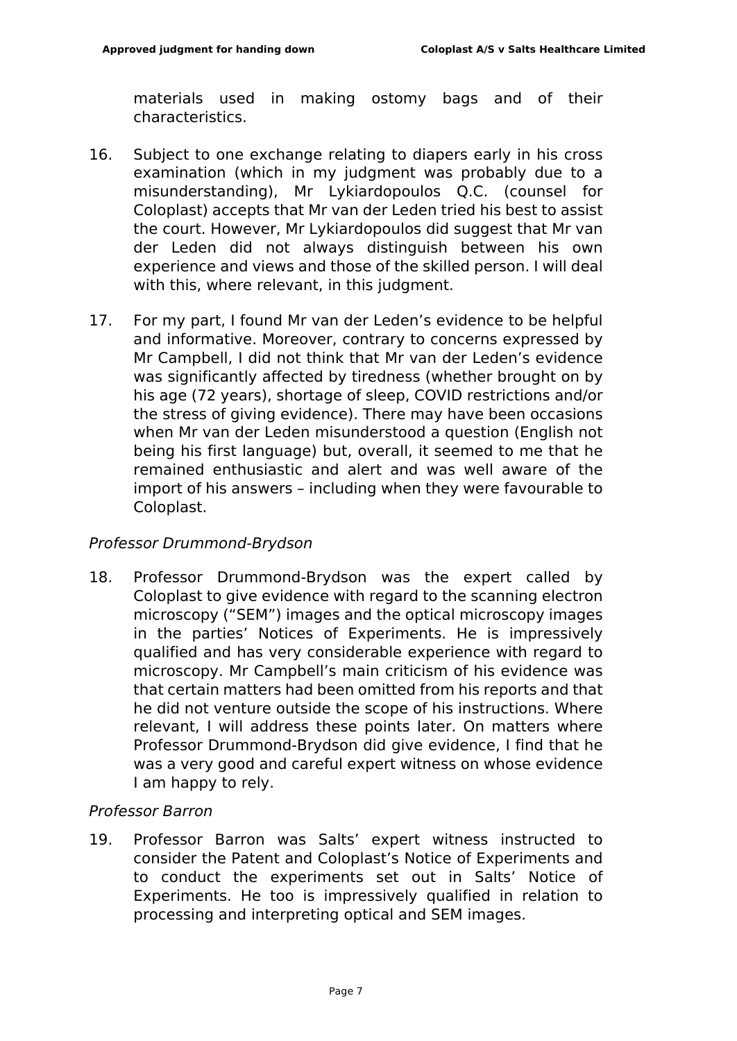materials used in making ostomy bags and of their characteristics.

16. Subject to one exchange relating to diapers early in his cross examination (which in my judgment was probably due to a misunderstanding), Mr Lykiardopoulos Q.C. (counsel for Coloplast) accepts that Mr van der Leden tried his best to assist the court. However, Mr Lykiardopoulos did suggest that Mr van der Leden did not always distinguish between his own experience and views and those of the skilled person. I will deal with this, where relevant, in this judgment.

17. For my part, I found Mr van der Leden's evidence to be helpful and informative. Moreover, contrary to concerns expressed by Mr Campbell, I did not think that Mr van der Leden's evidence was significantly affected by tiredness (whether brought on by his age (72 years), shortage of sleep, COVID restrictions and/or the stress of giving evidence). There may have been occasions when Mr van der Leden misunderstood a question (English not being his first language) but, overall, it seemed to me that he remained enthusiastic and alert and was well aware of the import of his answers – including when they were favourable to Coloplast.

*Professor Drummond-Brydson*

18. Professor Drummond-Brydson was the expert called by Coloplast to give evidence with regard to the scanning electron microscopy ("SEM") images and the optical microscopy images in the parties' Notices of Experiments. He is impressively qualified and has very considerable experience with regard to microscopy. Mr Campbell's main criticism of his evidence was that certain matters had been omitted from his reports and that he did not venture outside the scope of his instructions. Where relevant, I will address these points later. On matters where Professor Drummond-Brydson did give evidence, I find that he was a very good and careful expert witness on whose evidence I am happy to rely.

*Professor Barron*

19. Professor Barron was Salts' expert witness instructed to consider the Patent and Coloplast's Notice of Experiments and to conduct the experiments set out in Salts' Notice of Experiments. He too is impressively qualified in relation to processing and interpreting optical and SEM images.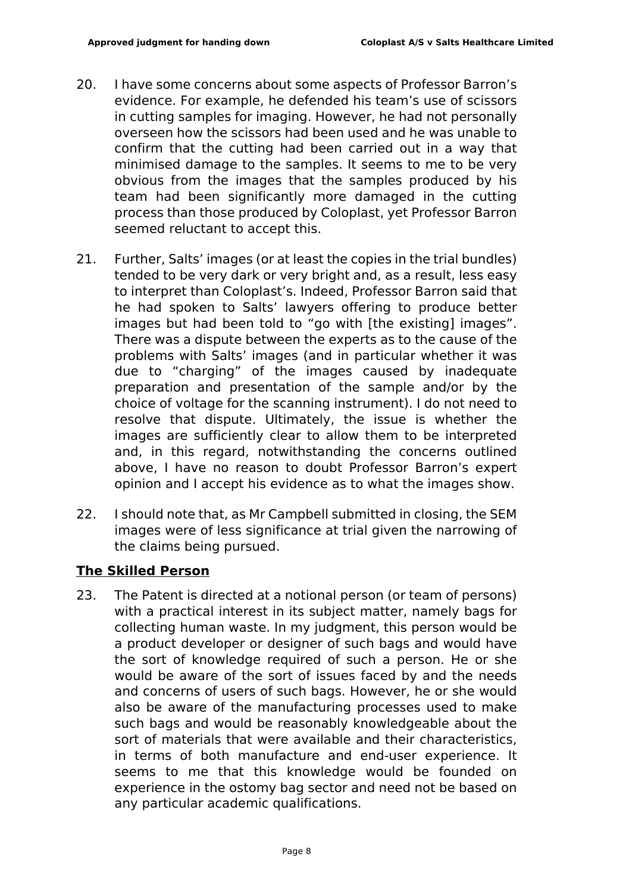20. I have some concerns about some aspects of Professor Barron's evidence. For example, he defended his team's use of scissors in cutting samples for imaging. However, he had not personally overseen how the scissors had been used and he was unable to confirm that the cutting had been carried out in a way that minimised damage to the samples. It seems to me to be very obvious from the images that the samples produced by his team had been significantly more damaged in the cutting process than those produced by Coloplast, yet Professor Barron seemed reluctant to accept this.

21. Further, Salts' images (or at least the copies in the trial bundles) tended to be very dark or very bright and, as a result, less easy to interpret than Coloplast's. Indeed, Professor Barron said that he had spoken to Salts' lawyers offering to produce better images but had been told to "go with [the existing] images". There was a dispute between the experts as to the cause of the problems with Salts' images (and in particular whether it was due to "charging" of the images caused by inadequate preparation and presentation of the sample and/or by the choice of voltage for the scanning instrument). I do not need to resolve that dispute. Ultimately, the issue is whether the images are sufficiently clear to allow them to be interpreted and, in this regard, notwithstanding the concerns outlined above, I have no reason to doubt Professor Barron's expert opinion and I accept his evidence as to what the images show.

22. I should note that, as Mr Campbell submitted in closing, the SEM images were of less significance at trial given the narrowing of the claims being pursued.

## The Skilled Person

23. The Patent is directed at a notional person (or team of persons) with a practical interest in its subject matter, namely bags for collecting human waste. In my judgment, this person would be a product developer or designer of such bags and would have the sort of knowledge required of such a person. He or she would be aware of the sort of issues faced by and the needs and concerns of users of such bags. However, he or she would also be aware of the manufacturing processes used to make such bags and would be reasonably knowledgeable about the sort of materials that were available and their characteristics, in terms of both manufacture and end-user experience. It seems to me that this knowledge would be founded on experience in the ostomy bag sector and need not be based on any particular academic qualifications.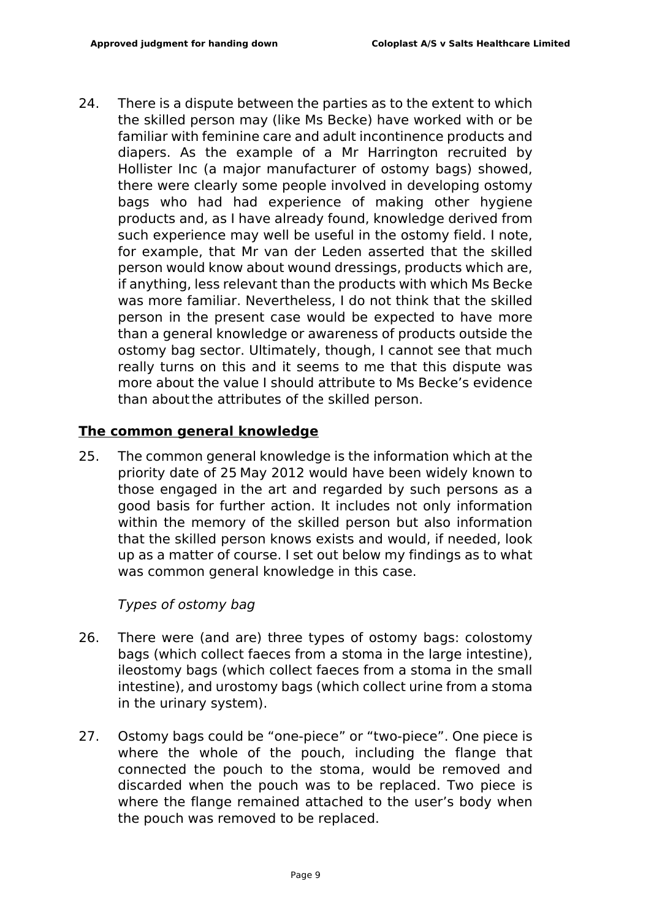24. There is a dispute between the parties as to the extent to which the skilled person may (like Ms Becke) have worked with or be familiar with feminine care and adult incontinence products and diapers. As the example of a Mr Harrington recruited by Hollister Inc (a major manufacturer of ostomy bags) showed, there were clearly some people involved in developing ostomy bags who had had experience of making other hygiene products and, as I have already found, knowledge derived from such experience may well be useful in the ostomy field. I note, for example, that Mr van der Leden asserted that the skilled person would know about wound dressings, products which are, if anything, less relevant than the products with which Ms Becke was more familiar. Nevertheless, I do not think that the skilled person in the present case would be expected to have more than a general knowledge or awareness of products outside the ostomy bag sector. Ultimately, though, I cannot see that much really turns on this and it seems to me that this dispute was more about the value I should attribute to Ms Becke's evidence than about the attributes of the skilled person.

## The common general knowledge

25. The common general knowledge is the information which at the priority date of 25 May 2012 would have been widely known to those engaged in the art and regarded by such persons as a good basis for further action. It includes not only information within the memory of the skilled person but also information that the skilled person knows exists and would, if needed, look up as a matter of course. I set out below my findings as to what was common general knowledge in this case.

*Types of ostomy bag*

26. There were (and are) three types of ostomy bags: colostomy bags (which collect faeces from a stoma in the large intestine), ileostomy bags (which collect faeces from a stoma in the small intestine), and urostomy bags (which collect urine from a stoma in the urinary system).

27. Ostomy bags could be "one-piece" or "two-piece". One piece is where the whole of the pouch, including the flange that connected the pouch to the stoma, would be removed and discarded when the pouch was to be replaced. Two piece is where the flange remained attached to the user's body when the pouch was removed to be replaced.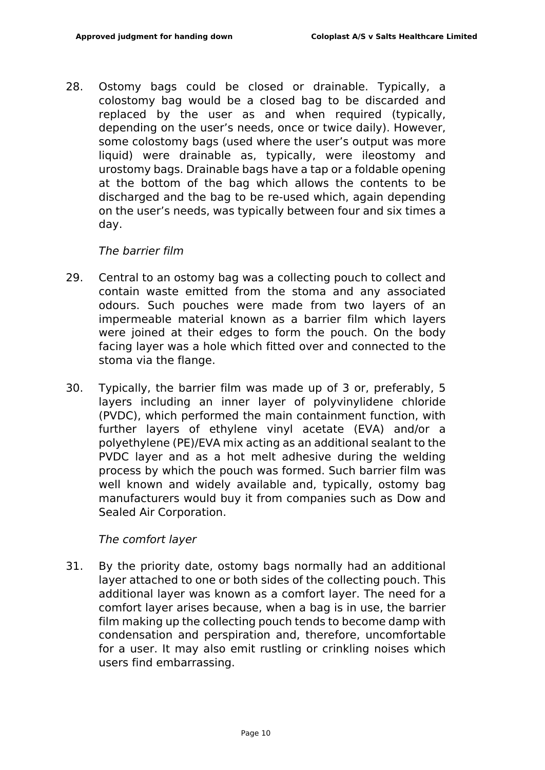28. Ostomy bags could be closed or drainable. Typically, a colostomy bag would be a closed bag to be discarded and replaced by the user as and when required (typically, depending on the user's needs, once or twice daily). However, some colostomy bags (used where the user's output was more liquid) were drainable as, typically, were ileostomy and urostomy bags. Drainable bags have a tap or a foldable opening at the bottom of the bag which allows the contents to be discharged and the bag to be re-used which, again depending on the user's needs, was typically between four and six times a day.

*The barrier film*

29. Central to an ostomy bag was a collecting pouch to collect and contain waste emitted from the stoma and any associated odours. Such pouches were made from two layers of an impermeable material known as a barrier film which layers were joined at their edges to form the pouch. On the body facing layer was a hole which fitted over and connected to the stoma via the flange.

30. Typically, the barrier film was made up of 3 or, preferably, 5 layers including an inner layer of polyvinylidene chloride (PVDC), which performed the main containment function, with further layers of ethylene vinyl acetate (EVA) and/or a polyethylene (PE)/EVA mix acting as an additional sealant to the PVDC layer and as a hot melt adhesive during the welding process by which the pouch was formed. Such barrier film was well known and widely available and, typically, ostomy bag manufacturers would buy it from companies such as Dow and Sealed Air Corporation.

*The comfort layer*

31. By the priority date, ostomy bags normally had an additional layer attached to one or both sides of the collecting pouch. This additional layer was known as a comfort layer. The need for a comfort layer arises because, when a bag is in use, the barrier film making up the collecting pouch tends to become damp with condensation and perspiration and, therefore, uncomfortable for a user. It may also emit rustling or crinkling noises which users find embarrassing.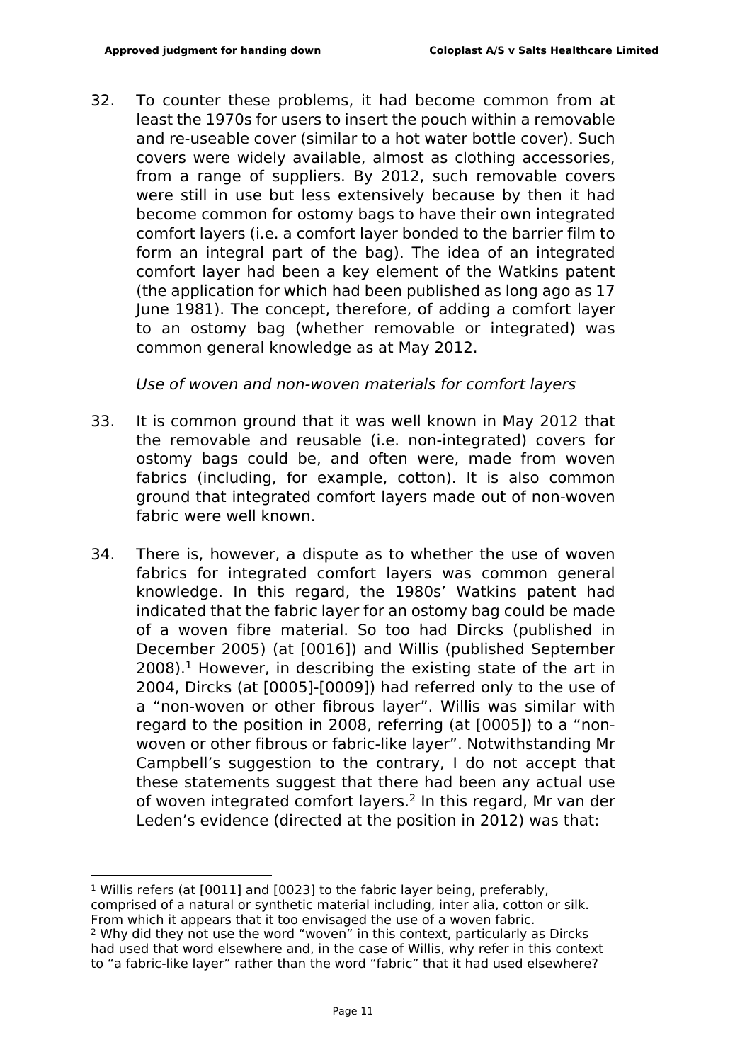32. To counter these problems, it had become common from at least the 1970s for users to insert the pouch within a removable and re-useable cover (similar to a hot water bottle cover). Such covers were widely available, almost as clothing accessories, from a range of suppliers. By 2012, such removable covers were still in use but less extensively because by then it had become common for ostomy bags to have their own integrated comfort layers (i.e. a comfort layer bonded to the barrier film to form an integral part of the bag). The idea of an integrated comfort layer had been a key element of the Watkins patent (the application for which had been published as long ago as 17 June 1981). The concept, therefore, of adding a comfort layer to an ostomy bag (whether removable or integrated) was common general knowledge as at May 2012.

*Use of woven and non-woven materials for comfort layers*

33. It is common ground that it was well known in May 2012 that the removable and reusable (i.e. non-integrated) covers for ostomy bags could be, and often were, made from woven fabrics (including, for example, cotton). It is also common ground that integrated comfort layers made out of non-woven fabric were well known.

34. There is, however, a dispute as to whether the use of woven fabrics for integrated comfort layers was common general knowledge. In this regard, the 1980s' Watkins patent had indicated that the fabric layer for an ostomy bag could be made of a woven fibre material. So too had Dircks (published in December 2005) (at [0016]) and Willis (published September 2008).[1] However, in describing the existing state of the art in 2004, Dircks (at [0005]-[0009]) had referred only to the use of a "non-woven or other fibrous layer". Willis was similar with regard to the position in 2008, referring (at [0005]) to a "non-woven or other fibrous or fabric-like layer". Notwithstanding Mr Campbell's suggestion to the contrary, I do not accept that these statements suggest that there had been any actual use of woven integrated comfort layers.[2] In this regard, Mr van der Leden's evidence (directed at the position in 2012) was that:

[1] Willis refers (at [0011] and [0023] to the fabric layer being, preferably, comprised of a natural or synthetic material including, inter alia, cotton or silk. From which it appears that it too envisaged the use of a woven fabric.

[2] Why did they not use the word "woven" in this context, particularly as Dircks had used that word elsewhere and, in the case of Willis, why refer in this context to "a fabric-like layer" rather than the word "fabric" that it had used elsewhere?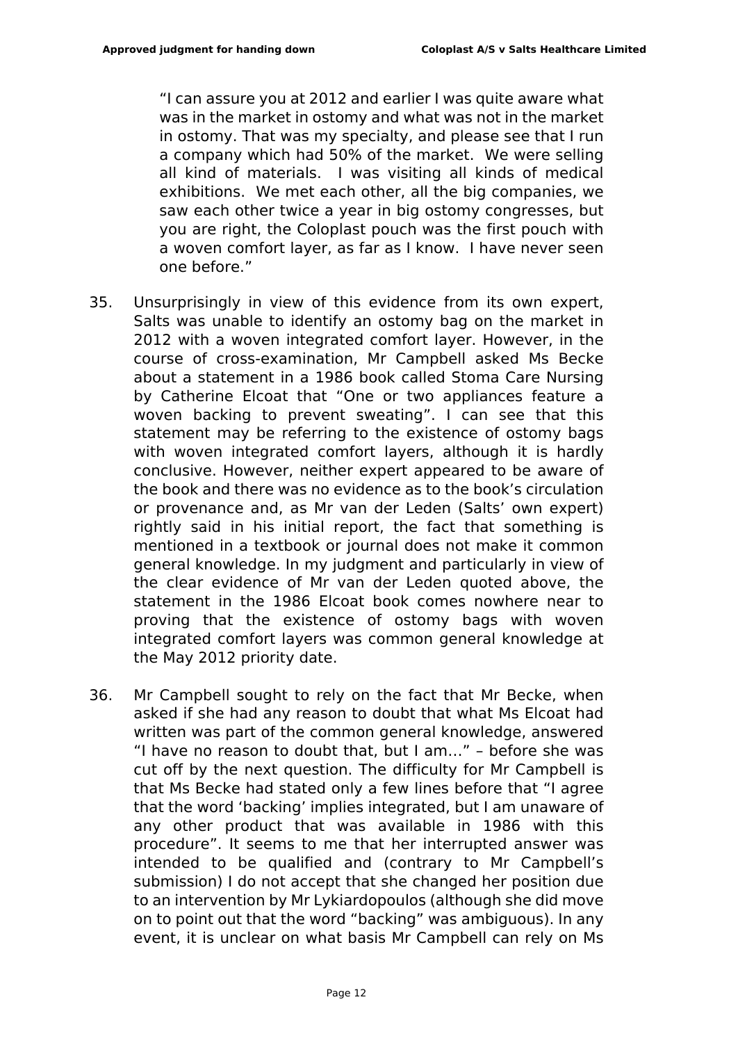> "I can assure you at 2012 and earlier I was quite aware what was in the market in ostomy and what was not in the market in ostomy. That was my specialty, and please see that I run a company which had 50% of the market. We were selling all kind of materials. I was visiting all kinds of medical exhibitions. We met each other, all the big companies, we saw each other twice a year in big ostomy congresses, but you are right, the Coloplast pouch was the first pouch with a woven comfort layer, as far as I know. I have never seen one before."

35. Unsurprisingly in view of this evidence from its own expert, Salts was unable to identify an ostomy bag on the market in 2012 with a woven integrated comfort layer. However, in the course of cross-examination, Mr Campbell asked Ms Becke about a statement in a 1986 book called Stoma Care Nursing by Catherine Elcoat that "One or two appliances feature a woven backing to prevent sweating". I can see that this statement may be referring to the existence of ostomy bags with woven integrated comfort layers, although it is hardly conclusive. However, neither expert appeared to be aware of the book and there was no evidence as to the book's circulation or provenance and, as Mr van der Leden (Salts' own expert) rightly said in his initial report, the fact that something is mentioned in a textbook or journal does not make it common general knowledge. In my judgment and particularly in view of the clear evidence of Mr van der Leden quoted above, the statement in the 1986 Elcoat book comes nowhere near to proving that the existence of ostomy bags with woven integrated comfort layers was common general knowledge at the May 2012 priority date.

36. Mr Campbell sought to rely on the fact that Mr Becke, when asked if she had any reason to doubt that what Ms Elcoat had written was part of the common general knowledge, answered "I have no reason to doubt that, but I am…" – before she was cut off by the next question. The difficulty for Mr Campbell is that Ms Becke had stated only a few lines before that "I agree that the word 'backing' implies integrated, but I am unaware of any other product that was available in 1986 with this procedure". It seems to me that her interrupted answer was intended to be qualified and (contrary to Mr Campbell's submission) I do not accept that she changed her position due to an intervention by Mr Lykiardopoulos (although she did move on to point out that the word "backing" was ambiguous). In any event, it is unclear on what basis Mr Campbell can rely on Ms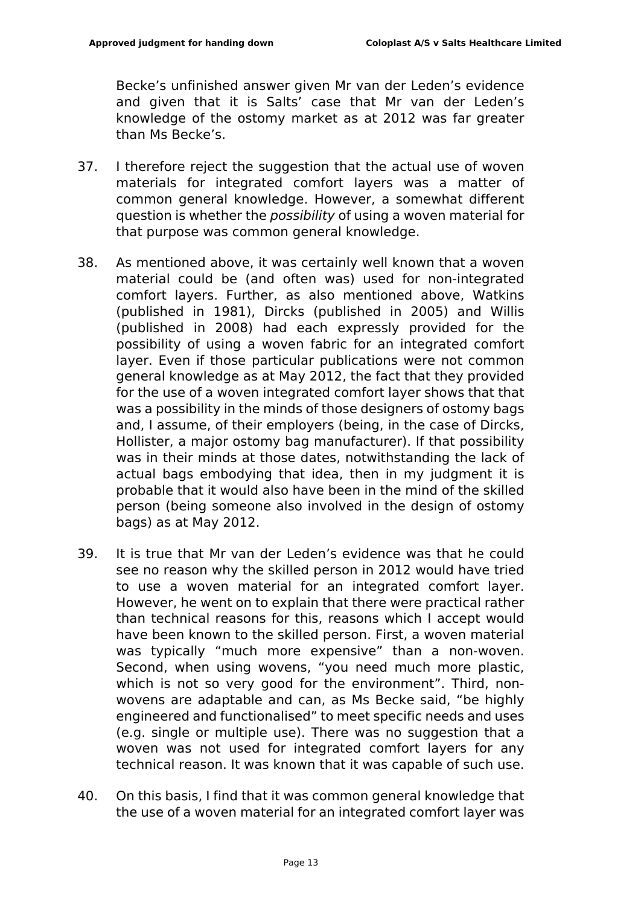Becke's unfinished answer given Mr van der Leden's evidence and given that it is Salts' case that Mr van der Leden's knowledge of the ostomy market as at 2012 was far greater than Ms Becke's.

37. I therefore reject the suggestion that the actual use of woven materials for integrated comfort layers was a matter of common general knowledge. However, a somewhat different question is whether the *possibility* of using a woven material for that purpose was common general knowledge.

38. As mentioned above, it was certainly well known that a woven material could be (and often was) used for non-integrated comfort layers. Further, as also mentioned above, Watkins (published in 1981), Dircks (published in 2005) and Willis (published in 2008) had each expressly provided for the possibility of using a woven fabric for an integrated comfort layer. Even if those particular publications were not common general knowledge as at May 2012, the fact that they provided for the use of a woven integrated comfort layer shows that that was a possibility in the minds of those designers of ostomy bags and, I assume, of their employers (being, in the case of Dircks, Hollister, a major ostomy bag manufacturer). If that possibility was in their minds at those dates, notwithstanding the lack of actual bags embodying that idea, then in my judgment it is probable that it would also have been in the mind of the skilled person (being someone also involved in the design of ostomy bags) as at May 2012.

39. It is true that Mr van der Leden's evidence was that he could see no reason why the skilled person in 2012 would have tried to use a woven material for an integrated comfort layer. However, he went on to explain that there were practical rather than technical reasons for this, reasons which I accept would have been known to the skilled person. First, a woven material was typically "much more expensive" than a non-woven. Second, when using wovens, "you need much more plastic, which is not so very good for the environment". Third, non-wovens are adaptable and can, as Ms Becke said, "be highly engineered and functionalised" to meet specific needs and uses (e.g. single or multiple use). There was no suggestion that a woven was not used for integrated comfort layers for any technical reason. It was known that it was capable of such use.

40. On this basis, I find that it was common general knowledge that the use of a woven material for an integrated comfort layer was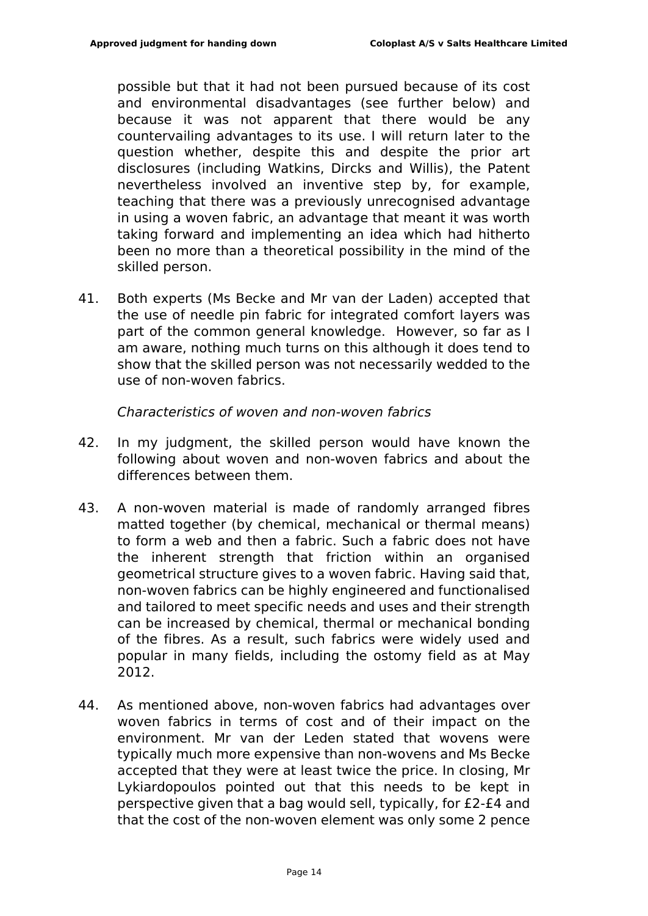possible but that it had not been pursued because of its cost and environmental disadvantages (see further below) and because it was not apparent that there would be any countervailing advantages to its use. I will return later to the question whether, despite this and despite the prior art disclosures (including Watkins, Dircks and Willis), the Patent nevertheless involved an inventive step by, for example, teaching that there was a previously unrecognised advantage in using a woven fabric, an advantage that meant it was worth taking forward and implementing an idea which had hitherto been no more than a theoretical possibility in the mind of the skilled person.

41. Both experts (Ms Becke and Mr van der Laden) accepted that the use of needle pin fabric for integrated comfort layers was part of the common general knowledge. However, so far as I am aware, nothing much turns on this although it does tend to show that the skilled person was not necessarily wedded to the use of non-woven fabrics.

*Characteristics of woven and non-woven fabrics*

42. In my judgment, the skilled person would have known the following about woven and non-woven fabrics and about the differences between them.

43. A non-woven material is made of randomly arranged fibres matted together (by chemical, mechanical or thermal means) to form a web and then a fabric. Such a fabric does not have the inherent strength that friction within an organised geometrical structure gives to a woven fabric. Having said that, non-woven fabrics can be highly engineered and functionalised and tailored to meet specific needs and uses and their strength can be increased by chemical, thermal or mechanical bonding of the fibres. As a result, such fabrics were widely used and popular in many fields, including the ostomy field as at May 2012.

44. As mentioned above, non-woven fabrics had advantages over woven fabrics in terms of cost and of their impact on the environment. Mr van der Leden stated that wovens were typically much more expensive than non-wovens and Ms Becke accepted that they were at least twice the price. In closing, Mr Lykiardopoulos pointed out that this needs to be kept in perspective given that a bag would sell, typically, for £2-£4 and that the cost of the non-woven element was only some 2 pence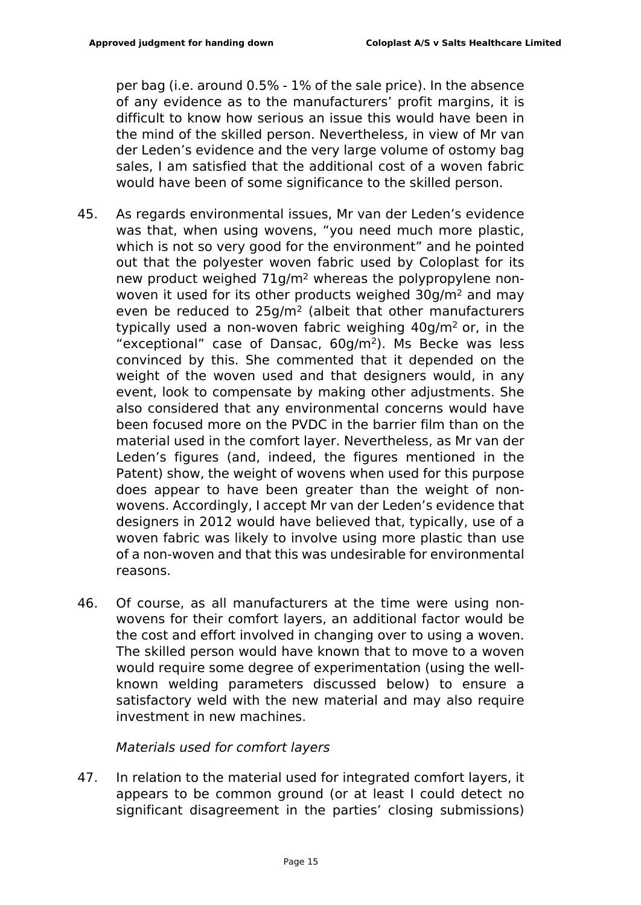per bag (i.e. around 0.5% - 1% of the sale price). In the absence of any evidence as to the manufacturers' profit margins, it is difficult to know how serious an issue this would have been in the mind of the skilled person. Nevertheless, in view of Mr van der Leden's evidence and the very large volume of ostomy bag sales, I am satisfied that the additional cost of a woven fabric would have been of some significance to the skilled person.

45. As regards environmental issues, Mr van der Leden's evidence was that, when using wovens, "you need much more plastic, which is not so very good for the environment" and he pointed out that the polyester woven fabric used by Coloplast for its new product weighed $71g/m^2$ whereas the polypropylene non-woven it used for its other products weighed $30g/m^2$ and may even be reduced to $25g/m^2$ (albeit that other manufacturers typically used a non-woven fabric weighing $40g/m^2$ or, in the "exceptional" case of Dansac, $60g/m^2$). Ms Becke was less convinced by this. She commented that it depended on the weight of the woven used and that designers would, in any event, look to compensate by making other adjustments. She also considered that any environmental concerns would have been focused more on the PVDC in the barrier film than on the material used in the comfort layer. Nevertheless, as Mr van der Leden's figures (and, indeed, the figures mentioned in the Patent) show, the weight of wovens when used for this purpose does appear to have been greater than the weight of non-wovens. Accordingly, I accept Mr van der Leden's evidence that designers in 2012 would have believed that, typically, use of a woven fabric was likely to involve using more plastic than use of a non-woven and that this was undesirable for environmental reasons.

46. Of course, as all manufacturers at the time were using non-wovens for their comfort layers, an additional factor would be the cost and effort involved in changing over to using a woven. The skilled person would have known that to move to a woven would require some degree of experimentation (using the well-known welding parameters discussed below) to ensure a satisfactory weld with the new material and may also require investment in new machines.

*Materials used for comfort layers*

47. In relation to the material used for integrated comfort layers, it appears to be common ground (or at least I could detect no significant disagreement in the parties' closing submissions)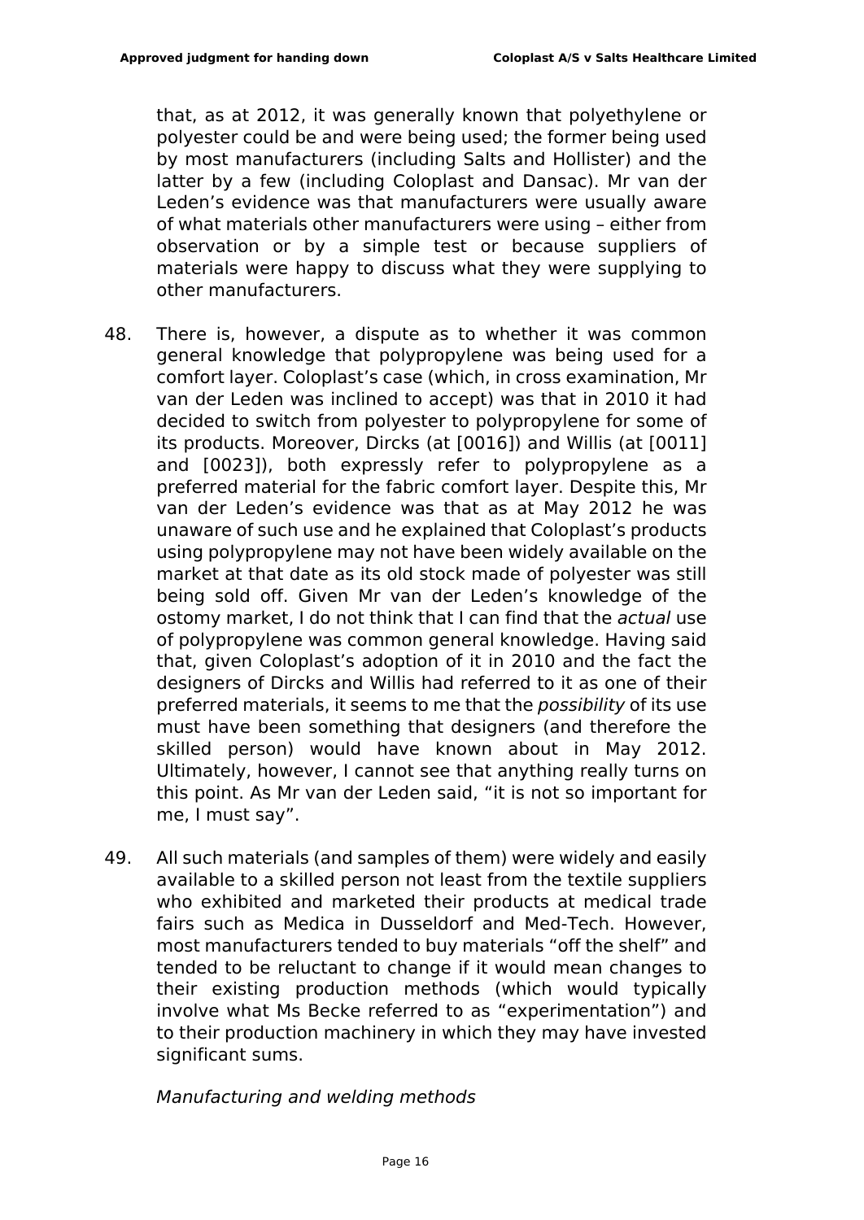that, as at 2012, it was generally known that polyethylene or polyester could be and were being used; the former being used by most manufacturers (including Salts and Hollister) and the latter by a few (including Coloplast and Dansac). Mr van der Leden's evidence was that manufacturers were usually aware of what materials other manufacturers were using – either from observation or by a simple test or because suppliers of materials were happy to discuss what they were supplying to other manufacturers.

48. There is, however, a dispute as to whether it was common general knowledge that polypropylene was being used for a comfort layer. Coloplast's case (which, in cross examination, Mr van der Leden was inclined to accept) was that in 2010 it had decided to switch from polyester to polypropylene for some of its products. Moreover, Dircks (at [0016]) and Willis (at [0011] and [0023]), both expressly refer to polypropylene as a preferred material for the fabric comfort layer. Despite this, Mr van der Leden's evidence was that as at May 2012 he was unaware of such use and he explained that Coloplast's products using polypropylene may not have been widely available on the market at that date as its old stock made of polyester was still being sold off. Given Mr van der Leden's knowledge of the ostomy market, I do not think that I can find that the *actual* use of polypropylene was common general knowledge. Having said that, given Coloplast's adoption of it in 2010 and the fact the designers of Dircks and Willis had referred to it as one of their preferred materials, it seems to me that the *possibility* of its use must have been something that designers (and therefore the skilled person) would have known about in May 2012. Ultimately, however, I cannot see that anything really turns on this point. As Mr van der Leden said, "it is not so important for me, I must say".

49. All such materials (and samples of them) were widely and easily available to a skilled person not least from the textile suppliers who exhibited and marketed their products at medical trade fairs such as Medica in Dusseldorf and Med-Tech. However, most manufacturers tended to buy materials "off the shelf" and tended to be reluctant to change if it would mean changes to their existing production methods (which would typically involve what Ms Becke referred to as "experimentation") and to their production machinery in which they may have invested significant sums.

*Manufacturing and welding methods*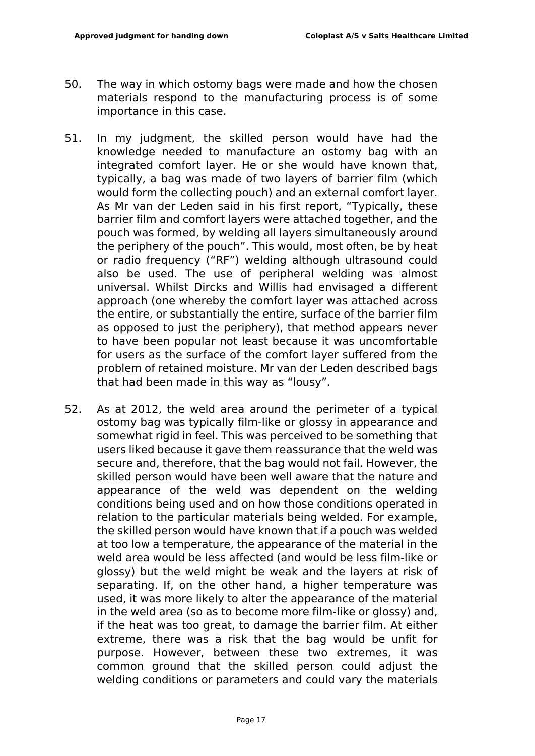50. The way in which ostomy bags were made and how the chosen materials respond to the manufacturing process is of some importance in this case.

51. In my judgment, the skilled person would have had the knowledge needed to manufacture an ostomy bag with an integrated comfort layer. He or she would have known that, typically, a bag was made of two layers of barrier film (which would form the collecting pouch) and an external comfort layer. As Mr van der Leden said in his first report, "Typically, these barrier film and comfort layers were attached together, and the pouch was formed, by welding all layers simultaneously around the periphery of the pouch". This would, most often, be by heat or radio frequency ("RF") welding although ultrasound could also be used. The use of peripheral welding was almost universal. Whilst Dircks and Willis had envisaged a different approach (one whereby the comfort layer was attached across the entire, or substantially the entire, surface of the barrier film as opposed to just the periphery), that method appears never to have been popular not least because it was uncomfortable for users as the surface of the comfort layer suffered from the problem of retained moisture. Mr van der Leden described bags that had been made in this way as "lousy".

52. As at 2012, the weld area around the perimeter of a typical ostomy bag was typically film-like or glossy in appearance and somewhat rigid in feel. This was perceived to be something that users liked because it gave them reassurance that the weld was secure and, therefore, that the bag would not fail. However, the skilled person would have been well aware that the nature and appearance of the weld was dependent on the welding conditions being used and on how those conditions operated in relation to the particular materials being welded. For example, the skilled person would have known that if a pouch was welded at too low a temperature, the appearance of the material in the weld area would be less affected (and would be less film-like or glossy) but the weld might be weak and the layers at risk of separating. If, on the other hand, a higher temperature was used, it was more likely to alter the appearance of the material in the weld area (so as to become more film-like or glossy) and, if the heat was too great, to damage the barrier film. At either extreme, there was a risk that the bag would be unfit for purpose. However, between these two extremes, it was common ground that the skilled person could adjust the welding conditions or parameters and could vary the materials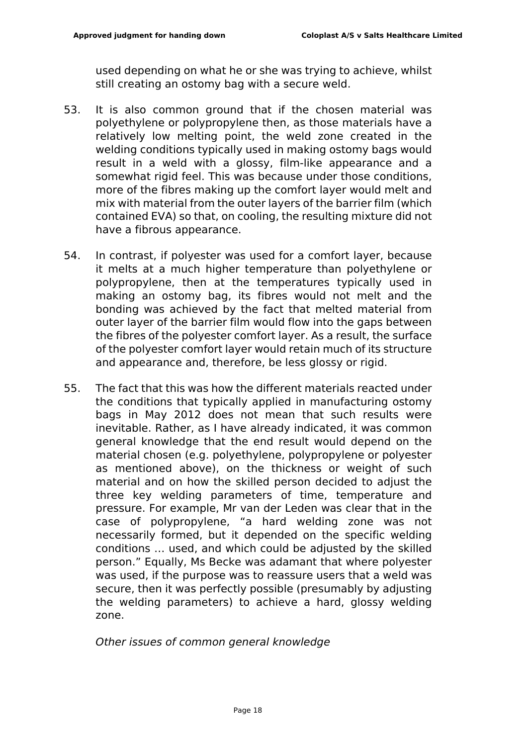used depending on what he or she was trying to achieve, whilst still creating an ostomy bag with a secure weld.

53. It is also common ground that if the chosen material was polyethylene or polypropylene then, as those materials have a relatively low melting point, the weld zone created in the welding conditions typically used in making ostomy bags would result in a weld with a glossy, film-like appearance and a somewhat rigid feel. This was because under those conditions, more of the fibres making up the comfort layer would melt and mix with material from the outer layers of the barrier film (which contained EVA) so that, on cooling, the resulting mixture did not have a fibrous appearance.

54. In contrast, if polyester was used for a comfort layer, because it melts at a much higher temperature than polyethylene or polypropylene, then at the temperatures typically used in making an ostomy bag, its fibres would not melt and the bonding was achieved by the fact that melted material from outer layer of the barrier film would flow into the gaps between the fibres of the polyester comfort layer. As a result, the surface of the polyester comfort layer would retain much of its structure and appearance and, therefore, be less glossy or rigid.

55. The fact that this was how the different materials reacted under the conditions that typically applied in manufacturing ostomy bags in May 2012 does not mean that such results were inevitable. Rather, as I have already indicated, it was common general knowledge that the end result would depend on the material chosen (e.g. polyethylene, polypropylene or polyester as mentioned above), on the thickness or weight of such material and on how the skilled person decided to adjust the three key welding parameters of time, temperature and pressure. For example, Mr van der Leden was clear that in the case of polypropylene, "a hard welding zone was not necessarily formed, but it depended on the specific welding conditions … used, and which could be adjusted by the skilled person." Equally, Ms Becke was adamant that where polyester was used, if the purpose was to reassure users that a weld was secure, then it was perfectly possible (presumably by adjusting the welding parameters) to achieve a hard, glossy welding zone.

*Other issues of common general knowledge*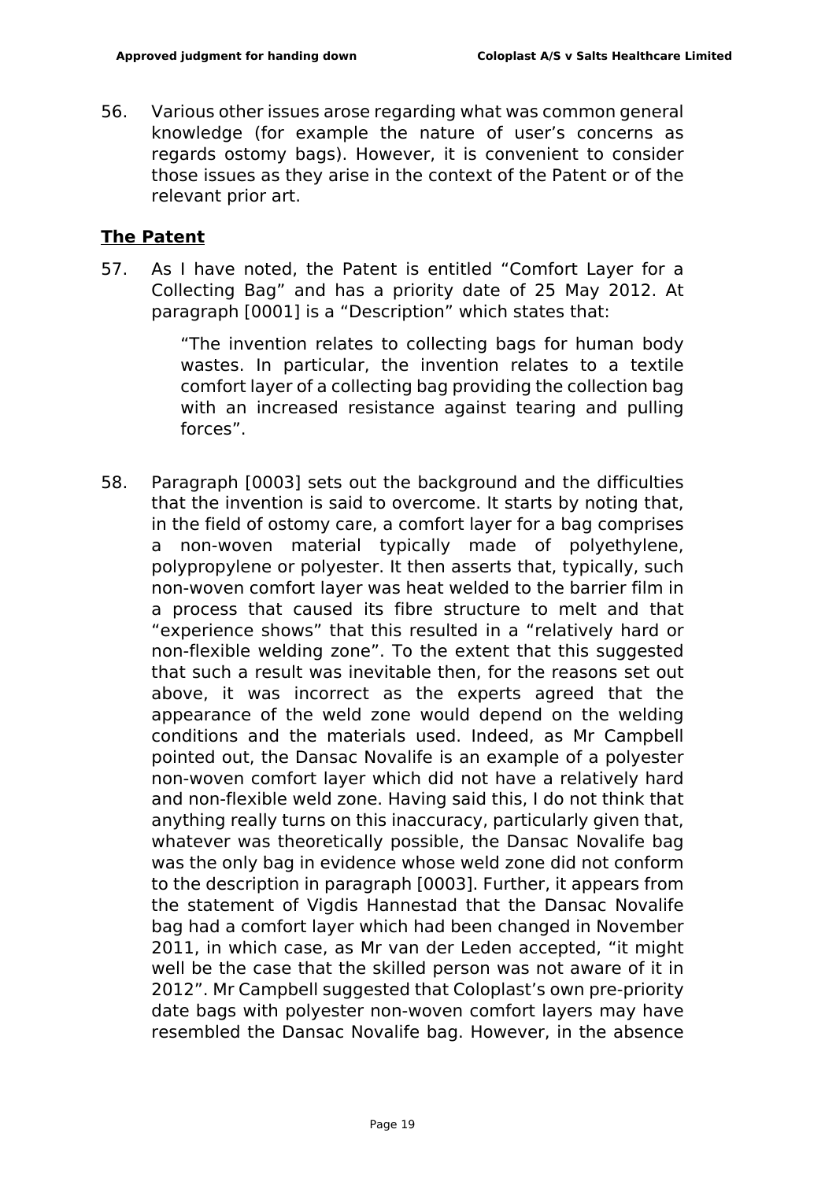56. Various other issues arose regarding what was common general knowledge (for example the nature of user's concerns as regards ostomy bags). However, it is convenient to consider those issues as they arise in the context of the Patent or of the relevant prior art.

## **The Patent**

57. As I have noted, the Patent is entitled "Comfort Layer for a Collecting Bag" and has a priority date of 25 May 2012. At paragraph [0001] is a "Description" which states that:

> "The invention relates to collecting bags for human body wastes. In particular, the invention relates to a textile comfort layer of a collecting bag providing the collection bag with an increased resistance against tearing and pulling forces".

58. Paragraph [0003] sets out the background and the difficulties that the invention is said to overcome. It starts by noting that, in the field of ostomy care, a comfort layer for a bag comprises a non-woven material typically made of polyethylene, polypropylene or polyester. It then asserts that, typically, such non-woven comfort layer was heat welded to the barrier film in a process that caused its fibre structure to melt and that "experience shows" that this resulted in a "relatively hard or non-flexible welding zone". To the extent that this suggested that such a result was inevitable then, for the reasons set out above, it was incorrect as the experts agreed that the appearance of the weld zone would depend on the welding conditions and the materials used. Indeed, as Mr Campbell pointed out, the Dansac Novalife is an example of a polyester non-woven comfort layer which did not have a relatively hard and non-flexible weld zone. Having said this, I do not think that anything really turns on this inaccuracy, particularly given that, whatever was theoretically possible, the Dansac Novalife bag was the only bag in evidence whose weld zone did not conform to the description in paragraph [0003]. Further, it appears from the statement of Vigdis Hannestad that the Dansac Novalife bag had a comfort layer which had been changed in November 2011, in which case, as Mr van der Leden accepted, "it might well be the case that the skilled person was not aware of it in 2012". Mr Campbell suggested that Coloplast's own pre-priority date bags with polyester non-woven comfort layers may have resembled the Dansac Novalife bag. However, in the absence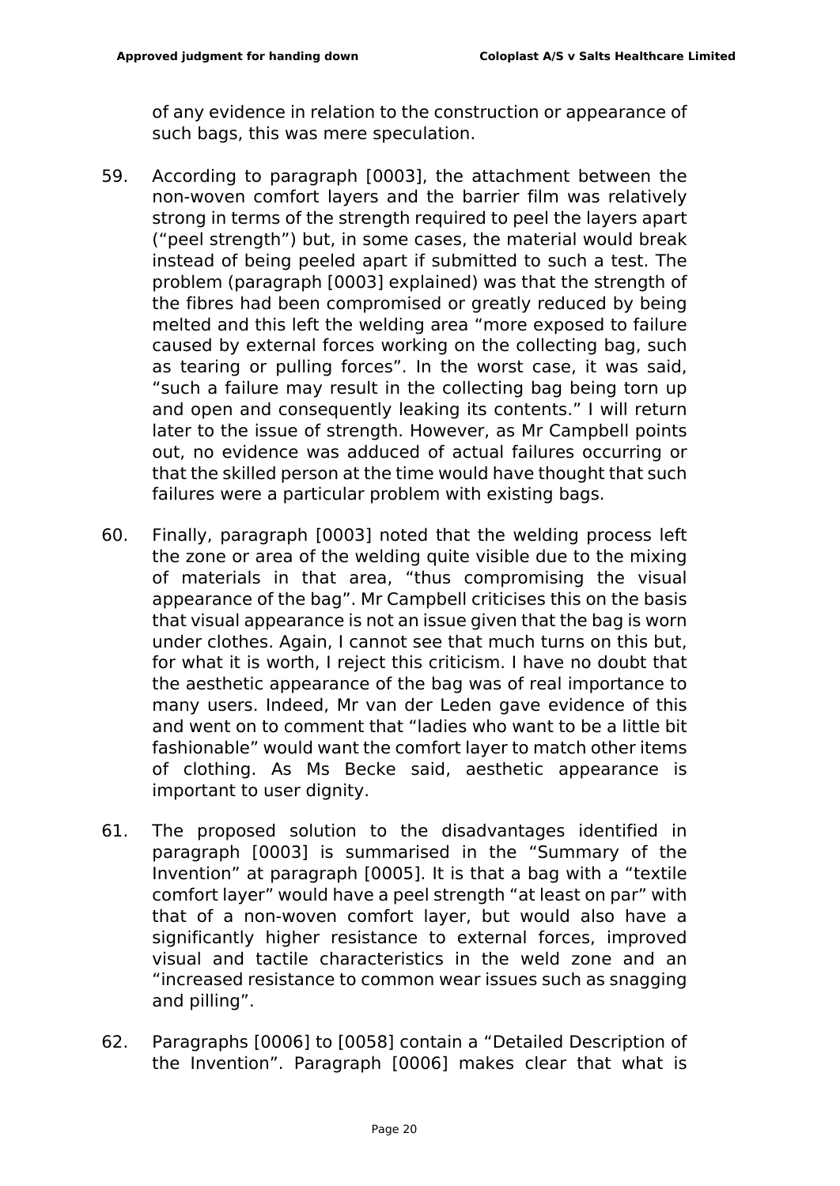of any evidence in relation to the construction or appearance of such bags, this was mere speculation.

59. According to paragraph [0003], the attachment between the non-woven comfort layers and the barrier film was relatively strong in terms of the strength required to peel the layers apart ("peel strength") but, in some cases, the material would break instead of being peeled apart if submitted to such a test. The problem (paragraph [0003] explained) was that the strength of the fibres had been compromised or greatly reduced by being melted and this left the welding area "more exposed to failure caused by external forces working on the collecting bag, such as tearing or pulling forces". In the worst case, it was said, "such a failure may result in the collecting bag being torn up and open and consequently leaking its contents." I will return later to the issue of strength. However, as Mr Campbell points out, no evidence was adduced of actual failures occurring or that the skilled person at the time would have thought that such failures were a particular problem with existing bags.

60. Finally, paragraph [0003] noted that the welding process left the zone or area of the welding quite visible due to the mixing of materials in that area, "thus compromising the visual appearance of the bag". Mr Campbell criticises this on the basis that visual appearance is not an issue given that the bag is worn under clothes. Again, I cannot see that much turns on this but, for what it is worth, I reject this criticism. I have no doubt that the aesthetic appearance of the bag was of real importance to many users. Indeed, Mr van der Leden gave evidence of this and went on to comment that "ladies who want to be a little bit fashionable" would want the comfort layer to match other items of clothing. As Ms Becke said, aesthetic appearance is important to user dignity.

61. The proposed solution to the disadvantages identified in paragraph [0003] is summarised in the "Summary of the Invention" at paragraph [0005]. It is that a bag with a "textile comfort layer" would have a peel strength "at least on par" with that of a non-woven comfort layer, but would also have a significantly higher resistance to external forces, improved visual and tactile characteristics in the weld zone and an "increased resistance to common wear issues such as snagging and pilling".

62. Paragraphs [0006] to [0058] contain a "Detailed Description of the Invention". Paragraph [0006] makes clear that what is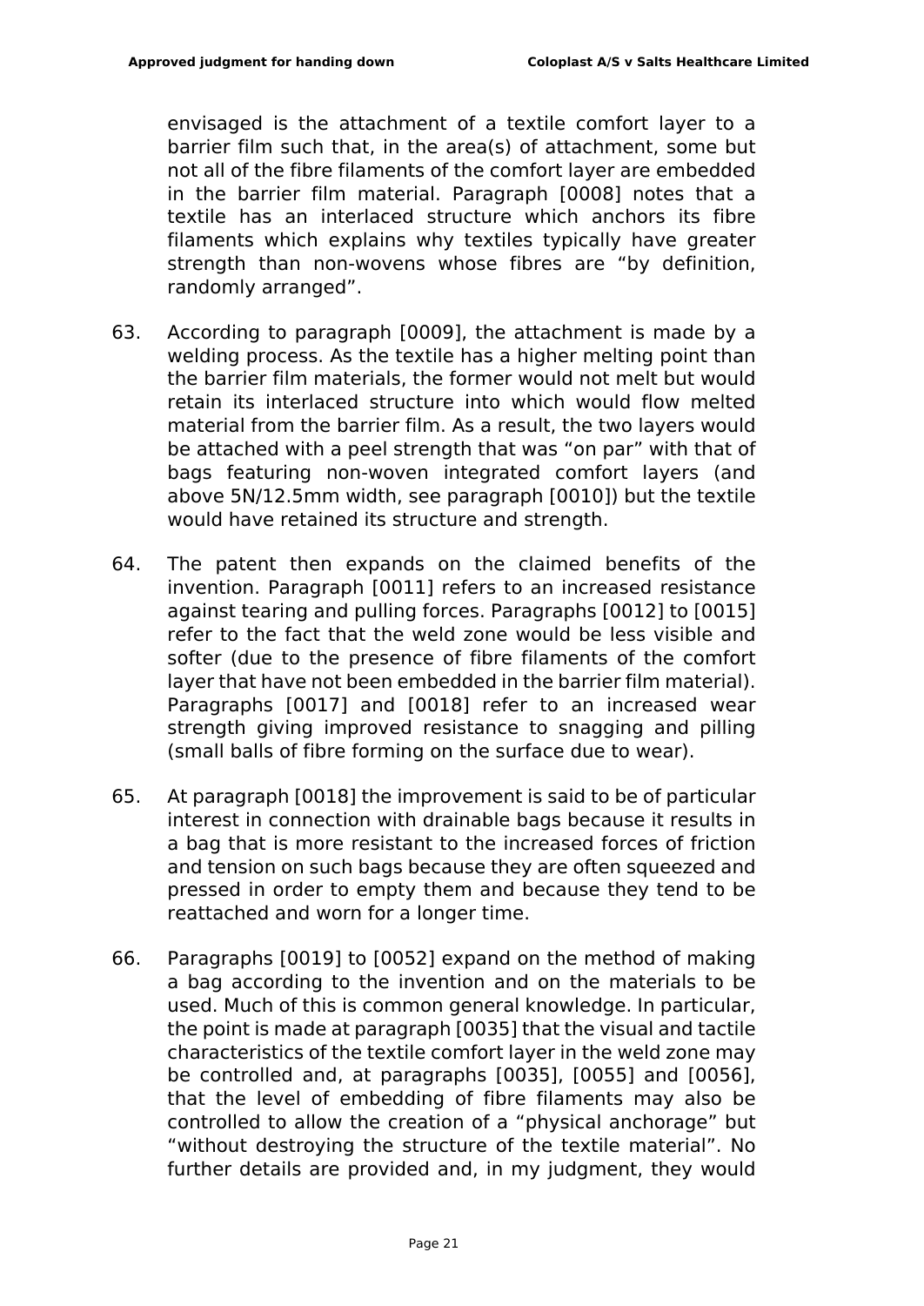envisaged is the attachment of a textile comfort layer to a barrier film such that, in the area(s) of attachment, some but not all of the fibre filaments of the comfort layer are embedded in the barrier film material. Paragraph [0008] notes that a textile has an interlaced structure which anchors its fibre filaments which explains why textiles typically have greater strength than non-wovens whose fibres are "by definition, randomly arranged".

63. According to paragraph [0009], the attachment is made by a welding process. As the textile has a higher melting point than the barrier film materials, the former would not melt but would retain its interlaced structure into which would flow melted material from the barrier film. As a result, the two layers would be attached with a peel strength that was "on par" with that of bags featuring non-woven integrated comfort layers (and above 5N/12.5mm width, see paragraph [0010]) but the textile would have retained its structure and strength.

64. The patent then expands on the claimed benefits of the invention. Paragraph [0011] refers to an increased resistance against tearing and pulling forces. Paragraphs [0012] to [0015] refer to the fact that the weld zone would be less visible and softer (due to the presence of fibre filaments of the comfort layer that have not been embedded in the barrier film material). Paragraphs [0017] and [0018] refer to an increased wear strength giving improved resistance to snagging and pilling (small balls of fibre forming on the surface due to wear).

65. At paragraph [0018] the improvement is said to be of particular interest in connection with drainable bags because it results in a bag that is more resistant to the increased forces of friction and tension on such bags because they are often squeezed and pressed in order to empty them and because they tend to be reattached and worn for a longer time.

66. Paragraphs [0019] to [0052] expand on the method of making a bag according to the invention and on the materials to be used. Much of this is common general knowledge. In particular, the point is made at paragraph [0035] that the visual and tactile characteristics of the textile comfort layer in the weld zone may be controlled and, at paragraphs [0035], [0055] and [0056], that the level of embedding of fibre filaments may also be controlled to allow the creation of a "physical anchorage" but "without destroying the structure of the textile material". No further details are provided and, in my judgment, they would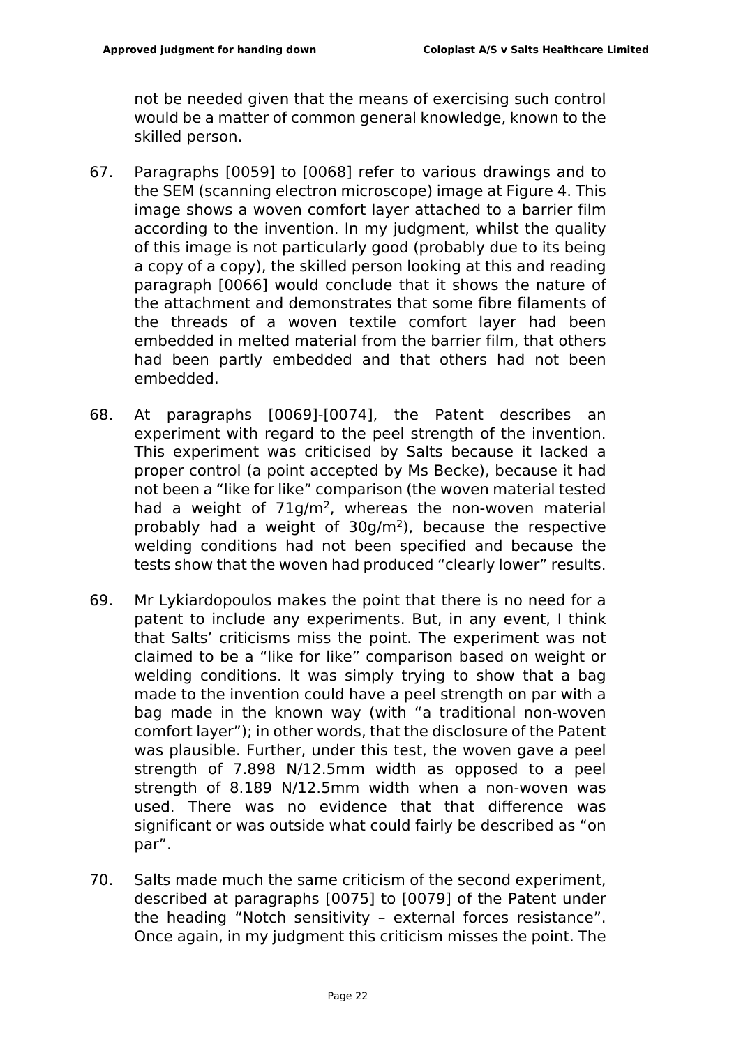not be needed given that the means of exercising such control would be a matter of common general knowledge, known to the skilled person.

67. Paragraphs [0059] to [0068] refer to various drawings and to the SEM (scanning electron microscope) image at Figure 4. This image shows a woven comfort layer attached to a barrier film according to the invention. In my judgment, whilst the quality of this image is not particularly good (probably due to its being a copy of a copy), the skilled person looking at this and reading paragraph [0066] would conclude that it shows the nature of the attachment and demonstrates that some fibre filaments of the threads of a woven textile comfort layer had been embedded in melted material from the barrier film, that others had been partly embedded and that others had not been embedded.

68. At paragraphs [0069]-[0074], the Patent describes an experiment with regard to the peel strength of the invention. This experiment was criticised by Salts because it lacked a proper control (a point accepted by Ms Becke), because it had not been a "like for like" comparison (the woven material tested had a weight of $71g/m^2$, whereas the non-woven material probably had a weight of $30g/m^2$), because the respective welding conditions had not been specified and because the tests show that the woven had produced "clearly lower" results.

69. Mr Lykiardopoulos makes the point that there is no need for a patent to include any experiments. But, in any event, I think that Salts' criticisms miss the point. The experiment was not claimed to be a "like for like" comparison based on weight or welding conditions. It was simply trying to show that a bag made to the invention could have a peel strength on par with a bag made in the known way (with "a traditional non-woven comfort layer"); in other words, that the disclosure of the Patent was plausible. Further, under this test, the woven gave a peel strength of 7.898 N/12.5mm width as opposed to a peel strength of 8.189 N/12.5mm width when a non-woven was used. There was no evidence that that difference was significant or was outside what could fairly be described as "on par".

70. Salts made much the same criticism of the second experiment, described at paragraphs [0075] to [0079] of the Patent under the heading "Notch sensitivity – external forces resistance". Once again, in my judgment this criticism misses the point. The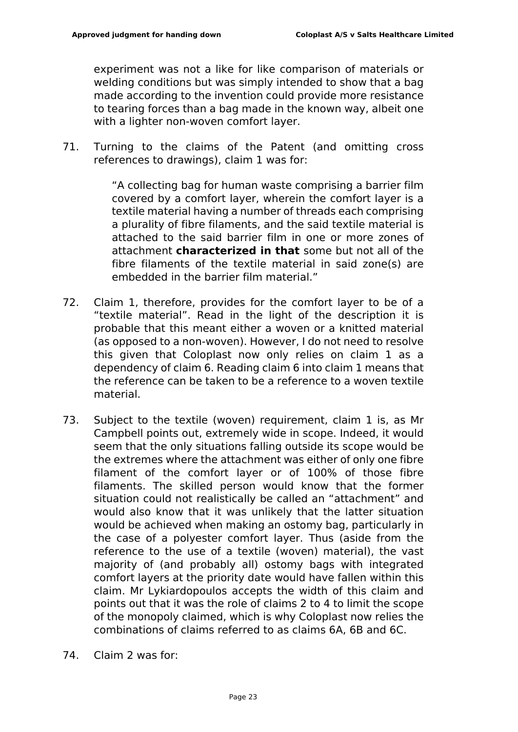experiment was not a like for like comparison of materials or welding conditions but was simply intended to show that a bag made according to the invention could provide more resistance to tearing forces than a bag made in the known way, albeit one with a lighter non-woven comfort layer.

71. Turning to the claims of the Patent (and omitting cross references to drawings), claim 1 was for:

> "A collecting bag for human waste comprising a barrier film covered by a comfort layer, wherein the comfort layer is a textile material having a number of threads each comprising a plurality of fibre filaments, and the said textile material is attached to the said barrier film in one or more zones of attachment **characterized in that** some but not all of the fibre filaments of the textile material in said zone(s) are embedded in the barrier film material."

72. Claim 1, therefore, provides for the comfort layer to be of a "textile material". Read in the light of the description it is probable that this meant either a woven or a knitted material (as opposed to a non-woven). However, I do not need to resolve this given that Coloplast now only relies on claim 1 as a dependency of claim 6. Reading claim 6 into claim 1 means that the reference can be taken to be a reference to a woven textile material.

73. Subject to the textile (woven) requirement, claim 1 is, as Mr Campbell points out, extremely wide in scope. Indeed, it would seem that the only situations falling outside its scope would be the extremes where the attachment was either of only one fibre filament of the comfort layer or of 100% of those fibre filaments. The skilled person would know that the former situation could not realistically be called an "attachment" and would also know that it was unlikely that the latter situation would be achieved when making an ostomy bag, particularly in the case of a polyester comfort layer. Thus (aside from the reference to the use of a textile (woven) material), the vast majority of (and probably all) ostomy bags with integrated comfort layers at the priority date would have fallen within this claim. Mr Lykiardopoulos accepts the width of this claim and points out that it was the role of claims 2 to 4 to limit the scope of the monopoly claimed, which is why Coloplast now relies the combinations of claims referred to as claims 6A, 6B and 6C.

74. Claim 2 was for: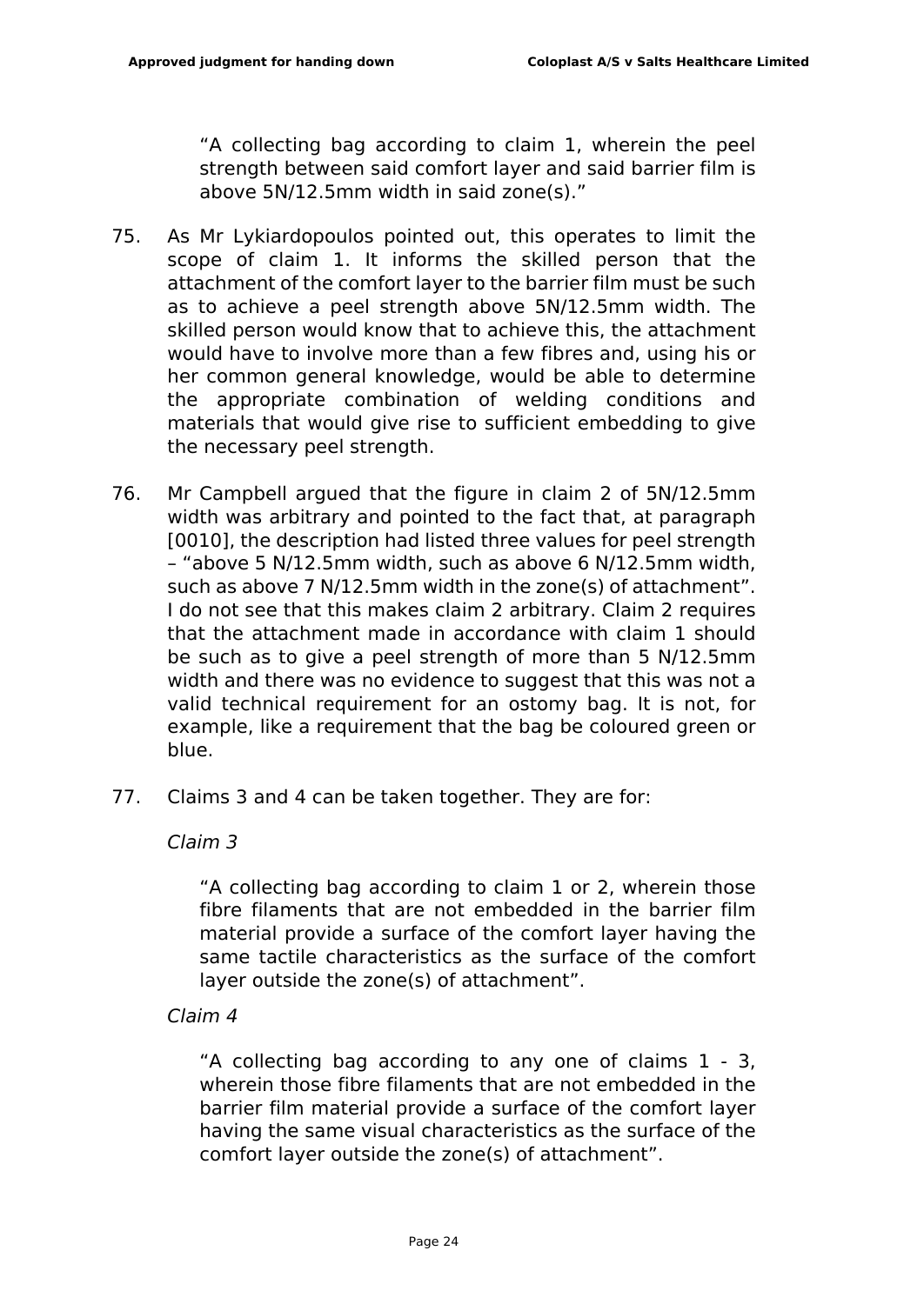> "A collecting bag according to claim 1, wherein the peel strength between said comfort layer and said barrier film is above 5N/12.5mm width in said zone(s)."

75. As Mr Lykiardopoulos pointed out, this operates to limit the scope of claim 1. It informs the skilled person that the attachment of the comfort layer to the barrier film must be such as to achieve a peel strength above 5N/12.5mm width. The skilled person would know that to achieve this, the attachment would have to involve more than a few fibres and, using his or her common general knowledge, would be able to determine the appropriate combination of welding conditions and materials that would give rise to sufficient embedding to give the necessary peel strength.

76. Mr Campbell argued that the figure in claim 2 of 5N/12.5mm width was arbitrary and pointed to the fact that, at paragraph [0010], the description had listed three values for peel strength – "above 5 N/12.5mm width, such as above 6 N/12.5mm width, such as above 7 N/12.5mm width in the zone(s) of attachment". I do not see that this makes claim 2 arbitrary. Claim 2 requires that the attachment made in accordance with claim 1 should be such as to give a peel strength of more than 5 N/12.5mm width and there was no evidence to suggest that this was not a valid technical requirement for an ostomy bag. It is not, for example, like a requirement that the bag be coloured green or blue.

77. Claims 3 and 4 can be taken together. They are for:

*Claim 3*

> "A collecting bag according to claim 1 or 2, wherein those fibre filaments that are not embedded in the barrier film material provide a surface of the comfort layer having the same tactile characteristics as the surface of the comfort layer outside the zone(s) of attachment".

*Claim 4*

> "A collecting bag according to any one of claims 1 - 3, wherein those fibre filaments that are not embedded in the barrier film material provide a surface of the comfort layer having the same visual characteristics as the surface of the comfort layer outside the zone(s) of attachment".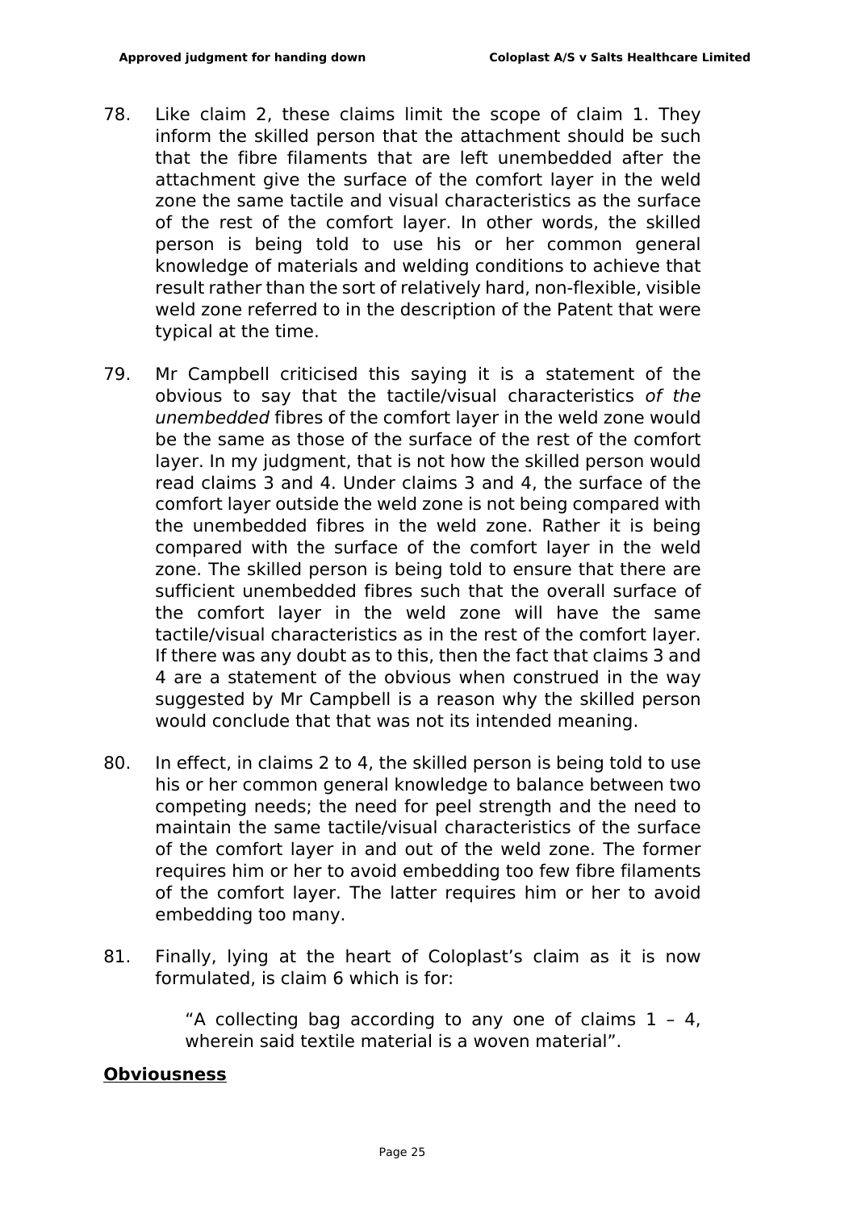78. Like claim 2, these claims limit the scope of claim 1. They inform the skilled person that the attachment should be such that the fibre filaments that are left unembedded after the attachment give the surface of the comfort layer in the weld zone the same tactile and visual characteristics as the surface of the rest of the comfort layer. In other words, the skilled person is being told to use his or her common general knowledge of materials and welding conditions to achieve that result rather than the sort of relatively hard, non-flexible, visible weld zone referred to in the description of the Patent that were typical at the time.

79. Mr Campbell criticised this saying it is a statement of the obvious to say that the tactile/visual characteristics *of the unembedded* fibres of the comfort layer in the weld zone would be the same as those of the surface of the rest of the comfort layer. In my judgment, that is not how the skilled person would read claims 3 and 4. Under claims 3 and 4, the surface of the comfort layer outside the weld zone is not being compared with the unembedded fibres in the weld zone. Rather it is being compared with the surface of the comfort layer in the weld zone. The skilled person is being told to ensure that there are sufficient unembedded fibres such that the overall surface of the comfort layer in the weld zone will have the same tactile/visual characteristics as in the rest of the comfort layer. If there was any doubt as to this, then the fact that claims 3 and 4 are a statement of the obvious when construed in the way suggested by Mr Campbell is a reason why the skilled person would conclude that that was not its intended meaning.

80. In effect, in claims 2 to 4, the skilled person is being told to use his or her common general knowledge to balance between two competing needs; the need for peel strength and the need to maintain the same tactile/visual characteristics of the surface of the comfort layer in and out of the weld zone. The former requires him or her to avoid embedding too few fibre filaments of the comfort layer. The latter requires him or her to avoid embedding too many.

81. Finally, lying at the heart of Coloplast's claim as it is now formulated, is claim 6 which is for:

> "A collecting bag according to any one of claims 1 – 4, wherein said textile material is a woven material".

## Obviousness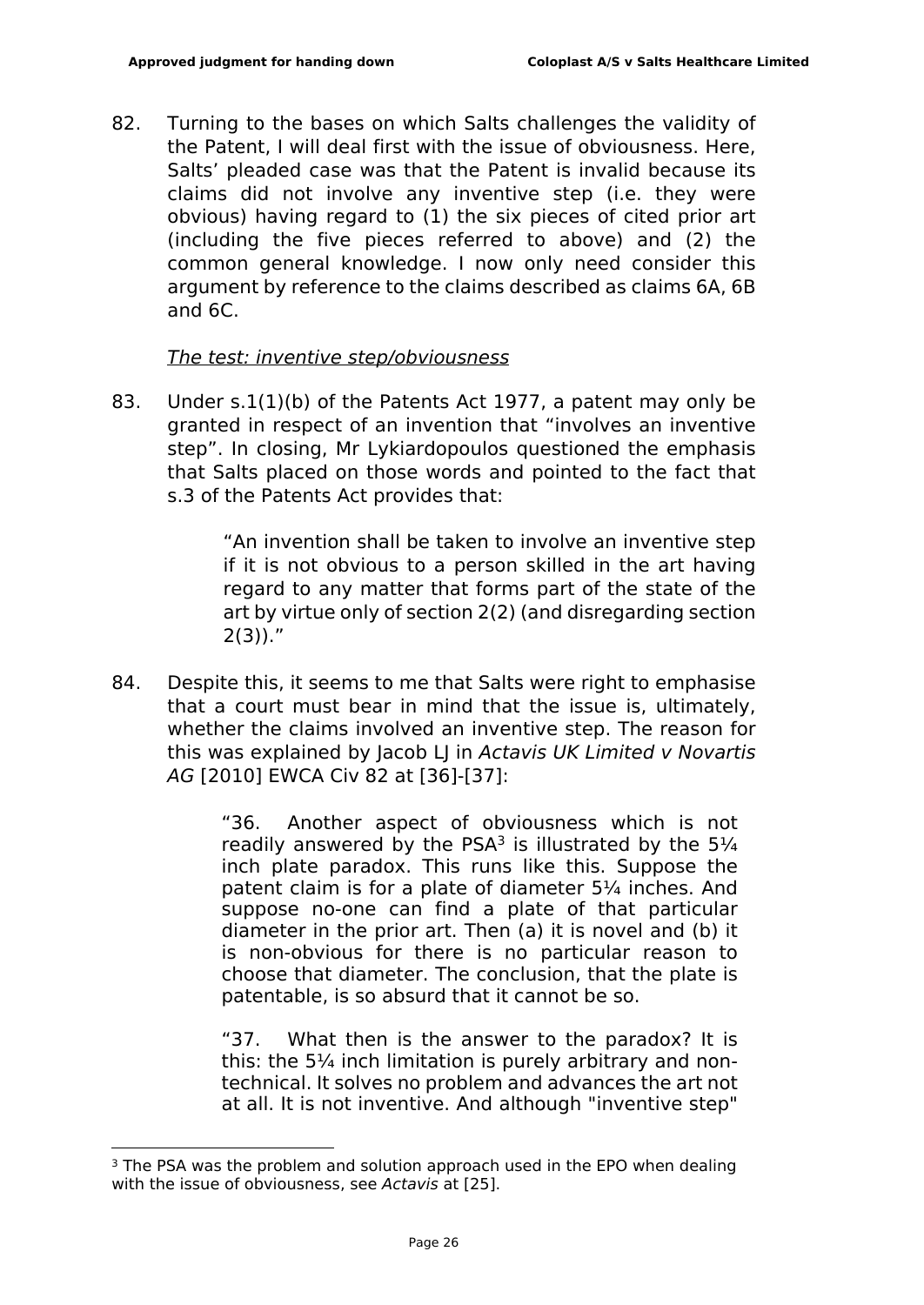82. Turning to the bases on which Salts challenges the validity of the Patent, I will deal first with the issue of obviousness. Here, Salts' pleaded case was that the Patent is invalid because its claims did not involve any inventive step (i.e. they were obvious) having regard to (1) the six pieces of cited prior art (including the five pieces referred to above) and (2) the common general knowledge. I now only need consider this argument by reference to the claims described as claims 6A, 6B and 6C.

*The test: inventive step/obviousness*

83. Under s.1(1)(b) of the Patents Act 1977, a patent may only be granted in respect of an invention that "involves an inventive step". In closing, Mr Lykiardopoulos questioned the emphasis that Salts placed on those words and pointed to the fact that s.3 of the Patents Act provides that:

> "An invention shall be taken to involve an inventive step if it is not obvious to a person skilled in the art having regard to any matter that forms part of the state of the art by virtue only of section 2(2) (and disregarding section 2(3))."

84. Despite this, it seems to me that Salts were right to emphasise that a court must bear in mind that the issue is, ultimately, whether the claims involved an inventive step. The reason for this was explained by Jacob LJ in *Actavis UK Limited v Novartis AG* [2010] EWCA Civ 82 at [36]-[37]:

> "36. Another aspect of obviousness which is not readily answered by the PSA[3] is illustrated by the 5¼ inch plate paradox. This runs like this. Suppose the patent claim is for a plate of diameter 5¼ inches. And suppose no-one can find a plate of that particular diameter in the prior art. Then (a) it is novel and (b) it is non-obvious for there is no particular reason to choose that diameter. The conclusion, that the plate is patentable, is so absurd that it cannot be so.
>
> "37. What then is the answer to the paradox? It is this: the 5¼ inch limitation is purely arbitrary and non-technical. It solves no problem and advances the art not at all. It is not inventive. And although "inventive step"

[3] The PSA was the problem and solution approach used in the EPO when dealing with the issue of obviousness, see *Actavis* at [25].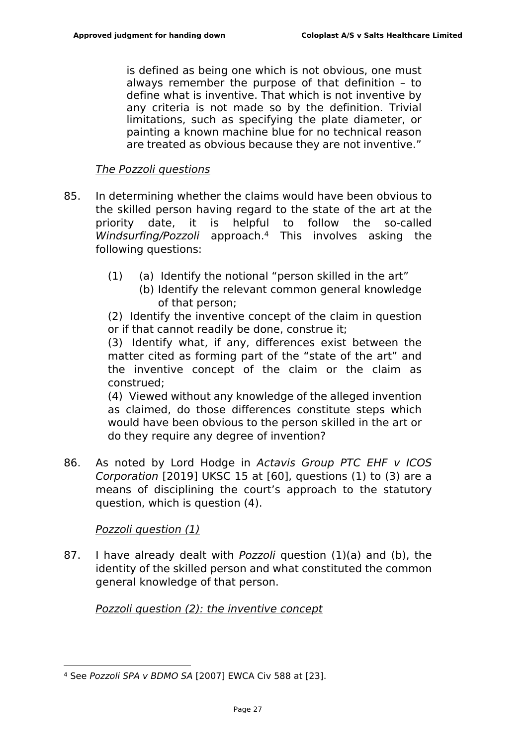> is defined as being one which is not obvious, one must always remember the purpose of that definition – to define what is inventive. That which is not inventive by any criteria is not made so by the definition. Trivial limitations, such as specifying the plate diameter, or painting a known machine blue for no technical reason are treated as obvious because they are not inventive."

*The Pozzoli questions*

85. In determining whether the claims would have been obvious to the skilled person having regard to the state of the art at the priority date, it is helpful to follow the so-called *Windsurfing/Pozzoli* approach.[4] This involves asking the following questions:

    (1) (a) Identify the notional "person skilled in the art"
        (b) Identify the relevant common general knowledge of that person;

    (2) Identify the inventive concept of the claim in question or if that cannot readily be done, construe it;

    (3) Identify what, if any, differences exist between the matter cited as forming part of the "state of the art" and the inventive concept of the claim or the claim as construed;

    (4) Viewed without any knowledge of the alleged invention as claimed, do those differences constitute steps which would have been obvious to the person skilled in the art or do they require any degree of invention?

86. As noted by Lord Hodge in *Actavis Group PTC EHF v ICOS Corporation* [2019] UKSC 15 at [60], questions (1) to (3) are a means of disciplining the court's approach to the statutory question, which is question (4).

*Pozzoli question (1)*

87. I have already dealt with *Pozzoli* question (1)(a) and (b), the identity of the skilled person and what constituted the common general knowledge of that person.

*Pozzoli question (2): the inventive concept*

---

[4] See *Pozzoli SPA v BDMO SA* [2007] EWCA Civ 588 at [23].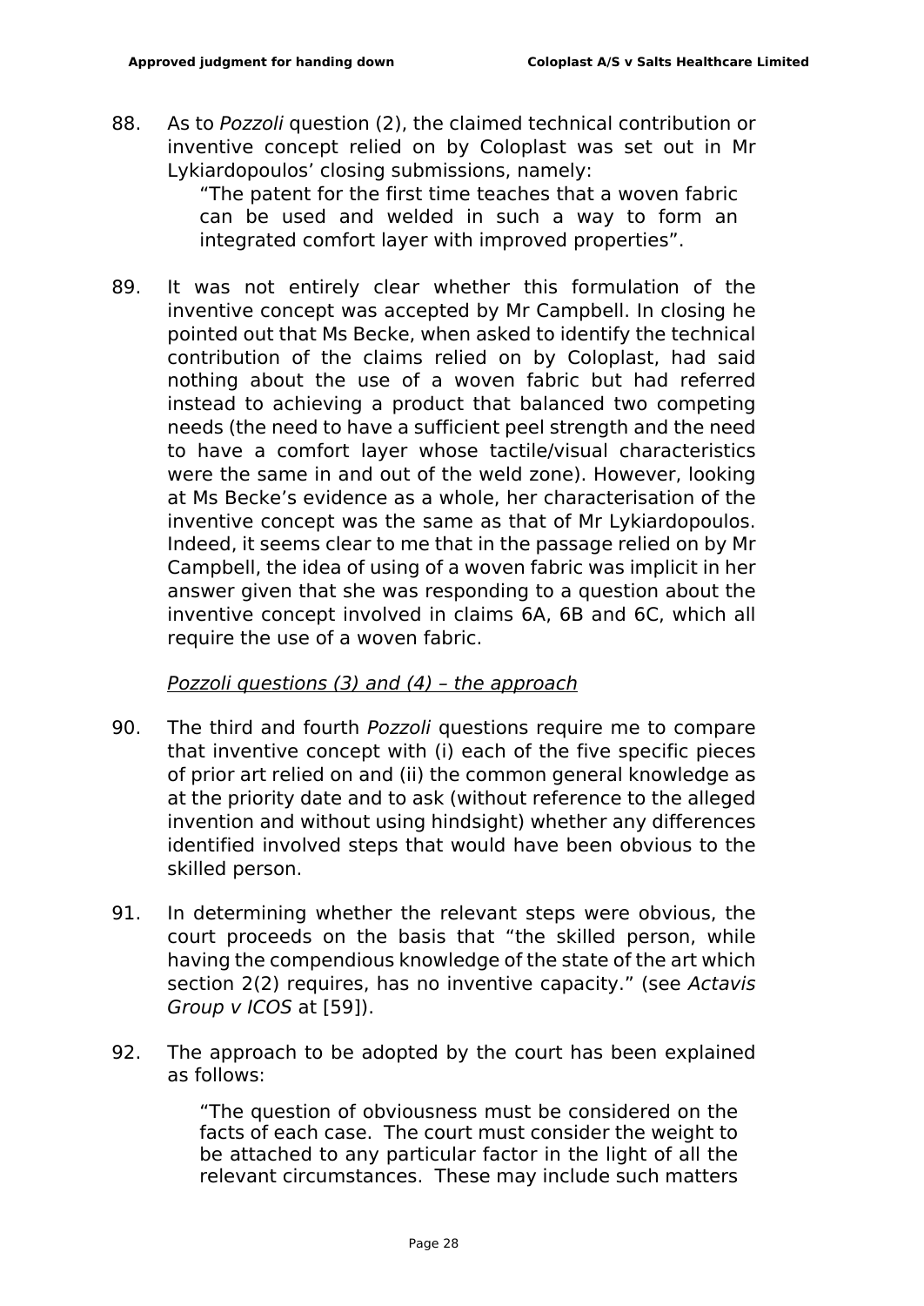88. As to *Pozzoli* question (2), the claimed technical contribution or inventive concept relied on by Coloplast was set out in Mr Lykiardopoulos' closing submissions, namely:

> "The patent for the first time teaches that a woven fabric can be used and welded in such a way to form an integrated comfort layer with improved properties".

89. It was not entirely clear whether this formulation of the inventive concept was accepted by Mr Campbell. In closing he pointed out that Ms Becke, when asked to identify the technical contribution of the claims relied on by Coloplast, had said nothing about the use of a woven fabric but had referred instead to achieving a product that balanced two competing needs (the need to have a sufficient peel strength and the need to have a comfort layer whose tactile/visual characteristics were the same in and out of the weld zone). However, looking at Ms Becke's evidence as a whole, her characterisation of the inventive concept was the same as that of Mr Lykiardopoulos. Indeed, it seems clear to me that in the passage relied on by Mr Campbell, the idea of using of a woven fabric was implicit in her answer given that she was responding to a question about the inventive concept involved in claims 6A, 6B and 6C, which all require the use of a woven fabric.

<u>*Pozzoli questions (3) and (4) – the approach*</u>

90. The third and fourth *Pozzoli* questions require me to compare that inventive concept with (i) each of the five specific pieces of prior art relied on and (ii) the common general knowledge as at the priority date and to ask (without reference to the alleged invention and without using hindsight) whether any differences identified involved steps that would have been obvious to the skilled person.

91. In determining whether the relevant steps were obvious, the court proceeds on the basis that "the skilled person, while having the compendious knowledge of the state of the art which section 2(2) requires, has no inventive capacity." (see *Actavis Group v ICOS* at [59]).

92. The approach to be adopted by the court has been explained as follows:

> "The question of obviousness must be considered on the facts of each case. The court must consider the weight to be attached to any particular factor in the light of all the relevant circumstances. These may include such matters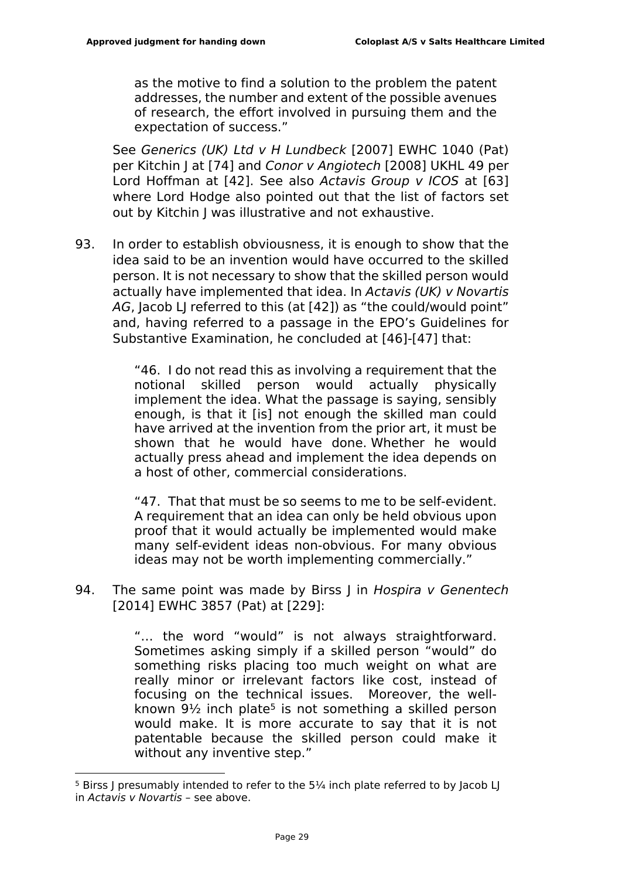as the motive to find a solution to the problem the patent addresses, the number and extent of the possible avenues of research, the effort involved in pursuing them and the expectation of success."

See *Generics (UK) Ltd v H Lundbeck* [2007] EWHC 1040 (Pat) per Kitchin J at [74] and *Conor v Angiotech* [2008] UKHL 49 per Lord Hoffman at [42]. See also *Actavis Group v ICOS* at [63] where Lord Hodge also pointed out that the list of factors set out by Kitchin J was illustrative and not exhaustive.

93. In order to establish obviousness, it is enough to show that the idea said to be an invention would have occurred to the skilled person. It is not necessary to show that the skilled person would actually have implemented that idea. In *Actavis (UK) v Novartis AG*, Jacob LJ referred to this (at [42]) as "the could/would point" and, having referred to a passage in the EPO's Guidelines for Substantive Examination, he concluded at [46]-[47] that:

> "46. I do not read this as involving a requirement that the notional skilled person would actually physically implement the idea. What the passage is saying, sensibly enough, is that it [is] not enough the skilled man could have arrived at the invention from the prior art, it must be shown that he would have done. Whether he would actually press ahead and implement the idea depends on a host of other, commercial considerations.
>
> "47. That that must be so seems to me to be self-evident. A requirement that an idea can only be held obvious upon proof that it would actually be implemented would make many self-evident ideas non-obvious. For many obvious ideas may not be worth implementing commercially."

94. The same point was made by Birss J in *Hospira v Genentech* [2014] EWHC 3857 (Pat) at [229]:

> "… the word "would" is not always straightforward. Sometimes asking simply if a skilled person "would" do something risks placing too much weight on what are really minor or irrelevant factors like cost, instead of focusing on the technical issues. Moreover, the well-known 9½ inch plate[5] is not something a skilled person would make. It is more accurate to say that it is not patentable because the skilled person could make it without any inventive step."

[5] Birss J presumably intended to refer to the 5¼ inch plate referred to by Jacob LJ in *Actavis v Novartis* – see above.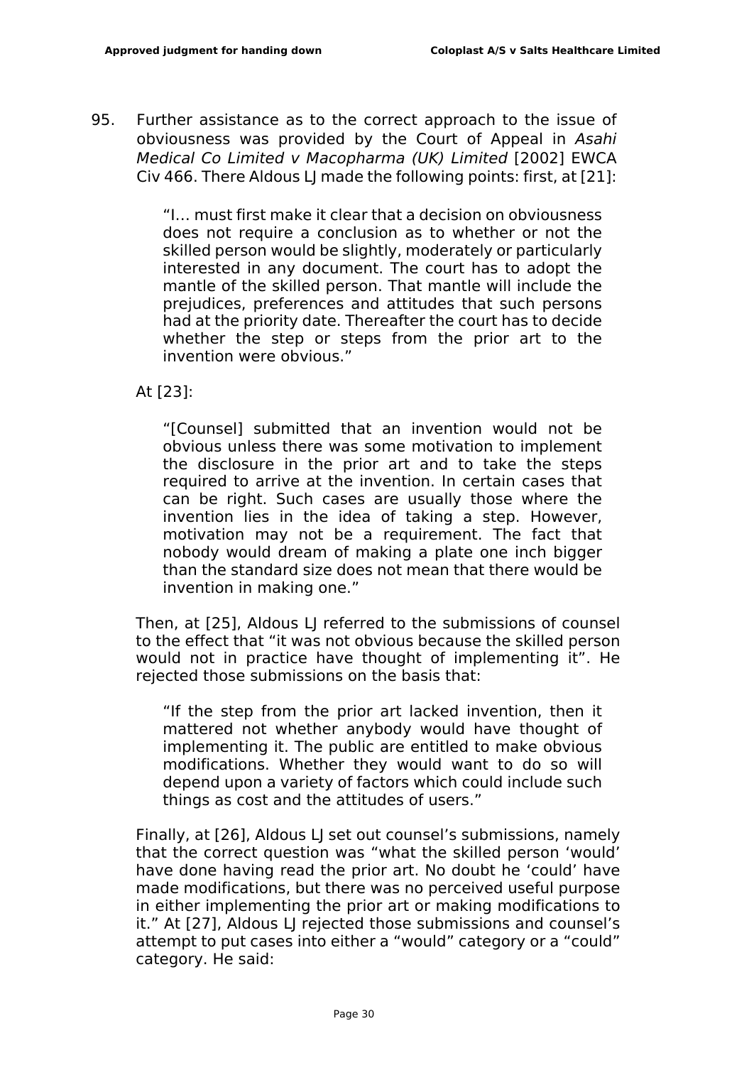95. Further assistance as to the correct approach to the issue of obviousness was provided by the Court of Appeal in *Asahi Medical Co Limited v Macopharma (UK) Limited* [2002] EWCA Civ 466. There Aldous LJ made the following points: first, at [21]:

> "I… must first make it clear that a decision on obviousness does not require a conclusion as to whether or not the skilled person would be slightly, moderately or particularly interested in any document. The court has to adopt the mantle of the skilled person. That mantle will include the prejudices, preferences and attitudes that such persons had at the priority date. Thereafter the court has to decide whether the step or steps from the prior art to the invention were obvious."

At [23]:

> "[Counsel] submitted that an invention would not be obvious unless there was some motivation to implement the disclosure in the prior art and to take the steps required to arrive at the invention. In certain cases that can be right. Such cases are usually those where the invention lies in the idea of taking a step. However, motivation may not be a requirement. The fact that nobody would dream of making a plate one inch bigger than the standard size does not mean that there would be invention in making one."

Then, at [25], Aldous LJ referred to the submissions of counsel to the effect that "it was not obvious because the skilled person would not in practice have thought of implementing it". He rejected those submissions on the basis that:

> "If the step from the prior art lacked invention, then it mattered not whether anybody would have thought of implementing it. The public are entitled to make obvious modifications. Whether they would want to do so will depend upon a variety of factors which could include such things as cost and the attitudes of users."

Finally, at [26], Aldous LJ set out counsel's submissions, namely that the correct question was "what the skilled person 'would' have done having read the prior art. No doubt he 'could' have made modifications, but there was no perceived useful purpose in either implementing the prior art or making modifications to it." At [27], Aldous LJ rejected those submissions and counsel's attempt to put cases into either a "would" category or a "could" category. He said: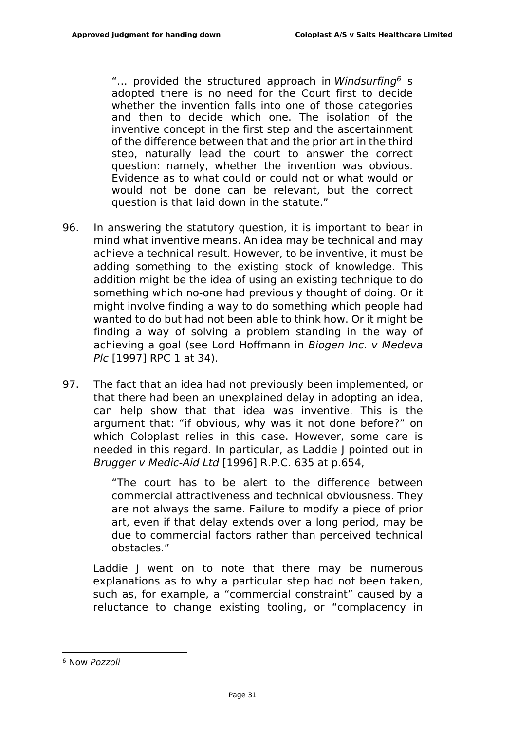> "… provided the structured approach in *Windsurfing*[6] is adopted there is no need for the Court first to decide whether the invention falls into one of those categories and then to decide which one. The isolation of the inventive concept in the first step and the ascertainment of the difference between that and the prior art in the third step, naturally lead the court to answer the correct question: namely, whether the invention was obvious. Evidence as to what could or could not or what would or would not be done can be relevant, but the correct question is that laid down in the statute."

96. In answering the statutory question, it is important to bear in mind what inventive means. An idea may be technical and may achieve a technical result. However, to be inventive, it must be adding something to the existing stock of knowledge. This addition might be the idea of using an existing technique to do something which no-one had previously thought of doing. Or it might involve finding a way to do something which people had wanted to do but had not been able to think how. Or it might be finding a way of solving a problem standing in the way of achieving a goal (see Lord Hoffmann in *Biogen Inc. v Medeva Plc* [1997] RPC 1 at 34).

97. The fact that an idea had not previously been implemented, or that there had been an unexplained delay in adopting an idea, can help show that that idea was inventive. This is the argument that: "if obvious, why was it not done before?" on which Coloplast relies in this case. However, some care is needed in this regard. In particular, as Laddie J pointed out in *Brugger v Medic-Aid Ltd* [1996] R.P.C. 635 at p.654,

> "The court has to be alert to the difference between commercial attractiveness and technical obviousness. They are not always the same. Failure to modify a piece of prior art, even if that delay extends over a long period, may be due to commercial factors rather than perceived technical obstacles."

Laddie J went on to note that there may be numerous explanations as to why a particular step had not been taken, such as, for example, a "commercial constraint" caused by a reluctance to change existing tooling, or "complacency in

[6] Now *Pozzoli*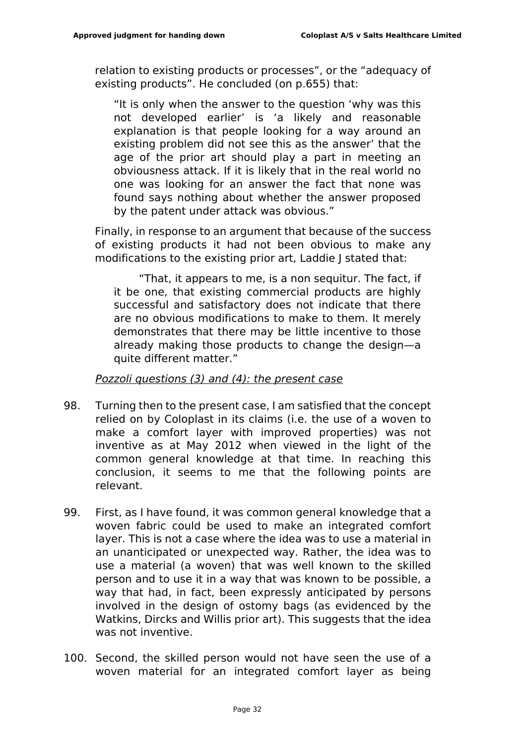relation to existing products or processes", or the "adequacy of existing products". He concluded (on p.655) that:

> "It is only when the answer to the question 'why was this not developed earlier' is 'a likely and reasonable explanation is that people looking for a way around an existing problem did not see this as the answer' that the age of the prior art should play a part in meeting an obviousness attack. If it is likely that in the real world no one was looking for an answer the fact that none was found says nothing about whether the answer proposed by the patent under attack was obvious."

Finally, in response to an argument that because of the success of existing products it had not been obvious to make any modifications to the existing prior art, Laddie J stated that:

> "That, it appears to me, is a non sequitur. The fact, if it be one, that existing commercial products are highly successful and satisfactory does not indicate that there are no obvious modifications to make to them. It merely demonstrates that there may be little incentive to those already making those products to change the design—a quite different matter."

*Pozzoli questions (3) and (4): the present case*

98. Turning then to the present case, I am satisfied that the concept relied on by Coloplast in its claims (i.e. the use of a woven to make a comfort layer with improved properties) was not inventive as at May 2012 when viewed in the light of the common general knowledge at that time. In reaching this conclusion, it seems to me that the following points are relevant.

99. First, as I have found, it was common general knowledge that a woven fabric could be used to make an integrated comfort layer. This is not a case where the idea was to use a material in an unanticipated or unexpected way. Rather, the idea was to use a material (a woven) that was well known to the skilled person and to use it in a way that was known to be possible, a way that had, in fact, been expressly anticipated by persons involved in the design of ostomy bags (as evidenced by the Watkins, Dircks and Willis prior art). This suggests that the idea was not inventive.

100. Second, the skilled person would not have seen the use of a woven material for an integrated comfort layer as being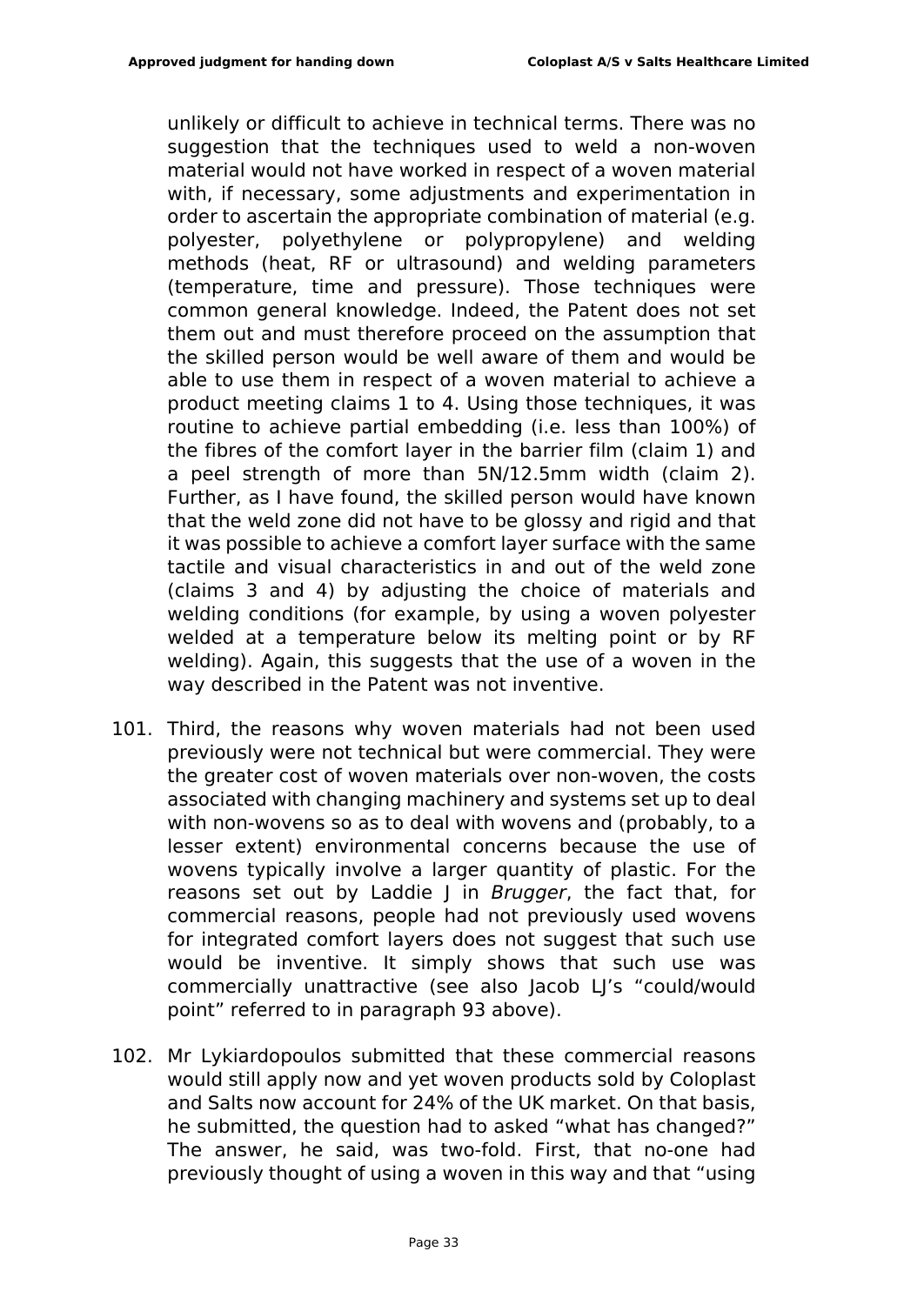unlikely or difficult to achieve in technical terms. There was no suggestion that the techniques used to weld a non-woven material would not have worked in respect of a woven material with, if necessary, some adjustments and experimentation in order to ascertain the appropriate combination of material (e.g. polyester, polyethylene or polypropylene) and welding methods (heat, RF or ultrasound) and welding parameters (temperature, time and pressure). Those techniques were common general knowledge. Indeed, the Patent does not set them out and must therefore proceed on the assumption that the skilled person would be well aware of them and would be able to use them in respect of a woven material to achieve a product meeting claims 1 to 4. Using those techniques, it was routine to achieve partial embedding (i.e. less than 100%) of the fibres of the comfort layer in the barrier film (claim 1) and a peel strength of more than 5N/12.5mm width (claim 2). Further, as I have found, the skilled person would have known that the weld zone did not have to be glossy and rigid and that it was possible to achieve a comfort layer surface with the same tactile and visual characteristics in and out of the weld zone (claims 3 and 4) by adjusting the choice of materials and welding conditions (for example, by using a woven polyester welded at a temperature below its melting point or by RF welding). Again, this suggests that the use of a woven in the way described in the Patent was not inventive.

101. Third, the reasons why woven materials had not been used previously were not technical but were commercial. They were the greater cost of woven materials over non-woven, the costs associated with changing machinery and systems set up to deal with non-wovens so as to deal with wovens and (probably, to a lesser extent) environmental concerns because the use of wovens typically involve a larger quantity of plastic. For the reasons set out by Laddie J in *Brugger*, the fact that, for commercial reasons, people had not previously used wovens for integrated comfort layers does not suggest that such use would be inventive. It simply shows that such use was commercially unattractive (see also Jacob LJ's "could/would point" referred to in paragraph 93 above).

102. Mr Lykiardopoulos submitted that these commercial reasons would still apply now and yet woven products sold by Coloplast and Salts now account for 24% of the UK market. On that basis, he submitted, the question had to asked "what has changed?" The answer, he said, was two-fold. First, that no-one had previously thought of using a woven in this way and that "using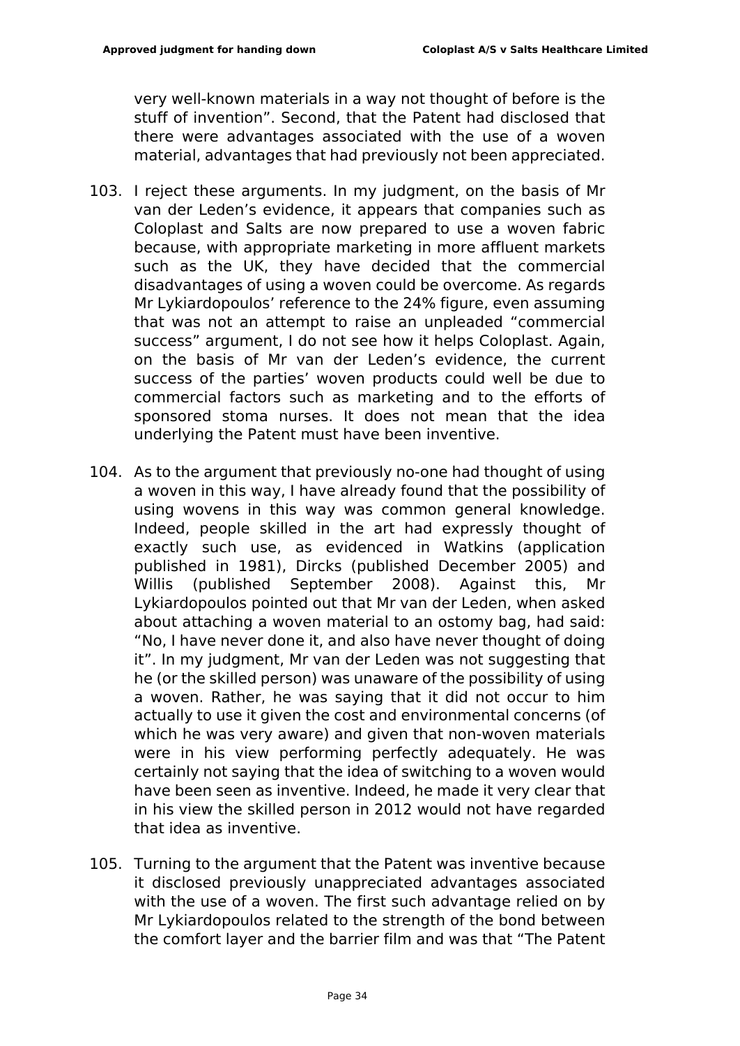very well-known materials in a way not thought of before is the stuff of invention". Second, that the Patent had disclosed that there were advantages associated with the use of a woven material, advantages that had previously not been appreciated.

103. I reject these arguments. In my judgment, on the basis of Mr van der Leden's evidence, it appears that companies such as Coloplast and Salts are now prepared to use a woven fabric because, with appropriate marketing in more affluent markets such as the UK, they have decided that the commercial disadvantages of using a woven could be overcome. As regards Mr Lykiardopoulos' reference to the 24% figure, even assuming that was not an attempt to raise an unpleaded "commercial success" argument, I do not see how it helps Coloplast. Again, on the basis of Mr van der Leden's evidence, the current success of the parties' woven products could well be due to commercial factors such as marketing and to the efforts of sponsored stoma nurses. It does not mean that the idea underlying the Patent must have been inventive.

104. As to the argument that previously no-one had thought of using a woven in this way, I have already found that the possibility of using wovens in this way was common general knowledge. Indeed, people skilled in the art had expressly thought of exactly such use, as evidenced in Watkins (application published in 1981), Dircks (published December 2005) and Willis (published September 2008). Against this, Mr Lykiardopoulos pointed out that Mr van der Leden, when asked about attaching a woven material to an ostomy bag, had said: "No, I have never done it, and also have never thought of doing it". In my judgment, Mr van der Leden was not suggesting that he (or the skilled person) was unaware of the possibility of using a woven. Rather, he was saying that it did not occur to him actually to use it given the cost and environmental concerns (of which he was very aware) and given that non-woven materials were in his view performing perfectly adequately. He was certainly not saying that the idea of switching to a woven would have been seen as inventive. Indeed, he made it very clear that in his view the skilled person in 2012 would not have regarded that idea as inventive.

105. Turning to the argument that the Patent was inventive because it disclosed previously unappreciated advantages associated with the use of a woven. The first such advantage relied on by Mr Lykiardopoulos related to the strength of the bond between the comfort layer and the barrier film and was that "The Patent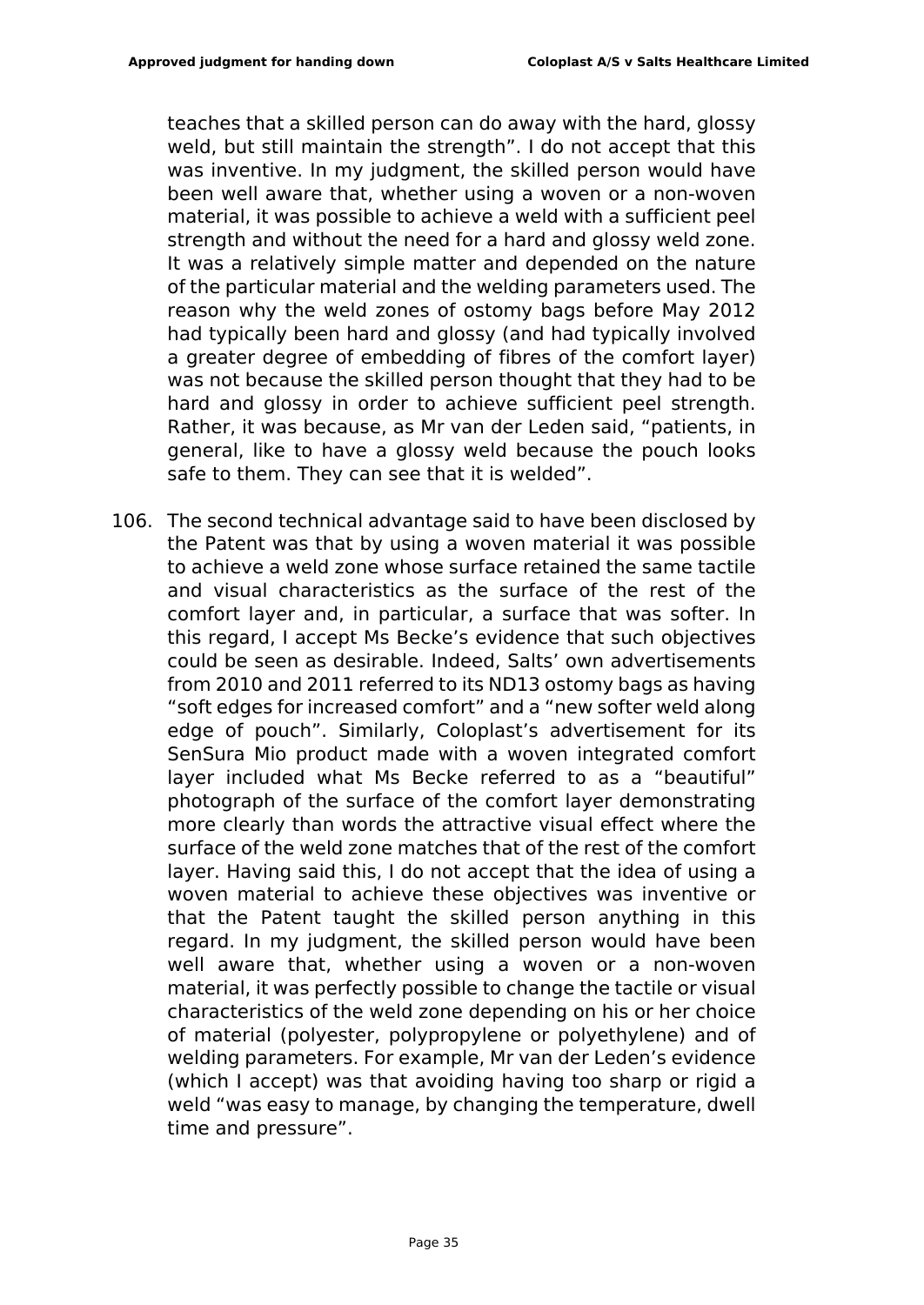teaches that a skilled person can do away with the hard, glossy weld, but still maintain the strength". I do not accept that this was inventive. In my judgment, the skilled person would have been well aware that, whether using a woven or a non-woven material, it was possible to achieve a weld with a sufficient peel strength and without the need for a hard and glossy weld zone. It was a relatively simple matter and depended on the nature of the particular material and the welding parameters used. The reason why the weld zones of ostomy bags before May 2012 had typically been hard and glossy (and had typically involved a greater degree of embedding of fibres of the comfort layer) was not because the skilled person thought that they had to be hard and glossy in order to achieve sufficient peel strength. Rather, it was because, as Mr van der Leden said, "patients, in general, like to have a glossy weld because the pouch looks safe to them. They can see that it is welded".

106. The second technical advantage said to have been disclosed by the Patent was that by using a woven material it was possible to achieve a weld zone whose surface retained the same tactile and visual characteristics as the surface of the rest of the comfort layer and, in particular, a surface that was softer. In this regard, I accept Ms Becke's evidence that such objectives could be seen as desirable. Indeed, Salts' own advertisements from 2010 and 2011 referred to its ND13 ostomy bags as having "soft edges for increased comfort" and a "new softer weld along edge of pouch". Similarly, Coloplast's advertisement for its SenSura Mio product made with a woven integrated comfort layer included what Ms Becke referred to as a "beautiful" photograph of the surface of the comfort layer demonstrating more clearly than words the attractive visual effect where the surface of the weld zone matches that of the rest of the comfort layer. Having said this, I do not accept that the idea of using a woven material to achieve these objectives was inventive or that the Patent taught the skilled person anything in this regard. In my judgment, the skilled person would have been well aware that, whether using a woven or a non-woven material, it was perfectly possible to change the tactile or visual characteristics of the weld zone depending on his or her choice of material (polyester, polypropylene or polyethylene) and of welding parameters. For example, Mr van der Leden's evidence (which I accept) was that avoiding having too sharp or rigid a weld "was easy to manage, by changing the temperature, dwell time and pressure".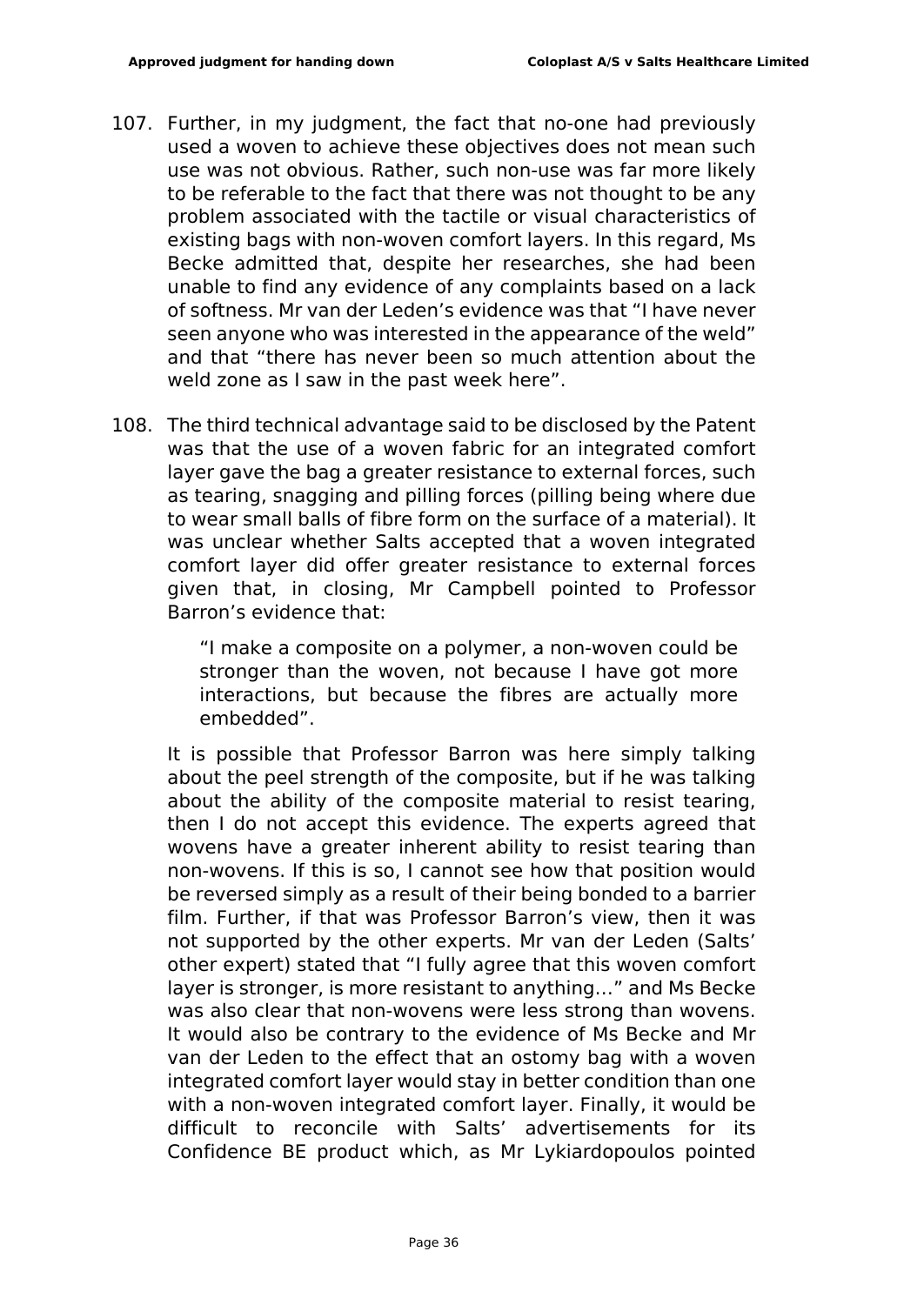107. Further, in my judgment, the fact that no-one had previously used a woven to achieve these objectives does not mean such use was not obvious. Rather, such non-use was far more likely to be referable to the fact that there was not thought to be any problem associated with the tactile or visual characteristics of existing bags with non-woven comfort layers. In this regard, Ms Becke admitted that, despite her researches, she had been unable to find any evidence of any complaints based on a lack of softness. Mr van der Leden's evidence was that "I have never seen anyone who was interested in the appearance of the weld" and that "there has never been so much attention about the weld zone as I saw in the past week here".

108. The third technical advantage said to be disclosed by the Patent was that the use of a woven fabric for an integrated comfort layer gave the bag a greater resistance to external forces, such as tearing, snagging and pilling forces (pilling being where due to wear small balls of fibre form on the surface of a material). It was unclear whether Salts accepted that a woven integrated comfort layer did offer greater resistance to external forces given that, in closing, Mr Campbell pointed to Professor Barron's evidence that:

> "I make a composite on a polymer, a non-woven could be stronger than the woven, not because I have got more interactions, but because the fibres are actually more embedded".

It is possible that Professor Barron was here simply talking about the peel strength of the composite, but if he was talking about the ability of the composite material to resist tearing, then I do not accept this evidence. The experts agreed that wovens have a greater inherent ability to resist tearing than non-wovens. If this is so, I cannot see how that position would be reversed simply as a result of their being bonded to a barrier film. Further, if that was Professor Barron's view, then it was not supported by the other experts. Mr van der Leden (Salts' other expert) stated that "I fully agree that this woven comfort layer is stronger, is more resistant to anything…" and Ms Becke was also clear that non-wovens were less strong than wovens. It would also be contrary to the evidence of Ms Becke and Mr van der Leden to the effect that an ostomy bag with a woven integrated comfort layer would stay in better condition than one with a non-woven integrated comfort layer. Finally, it would be difficult to reconcile with Salts' advertisements for its Confidence BE product which, as Mr Lykiardopoulos pointed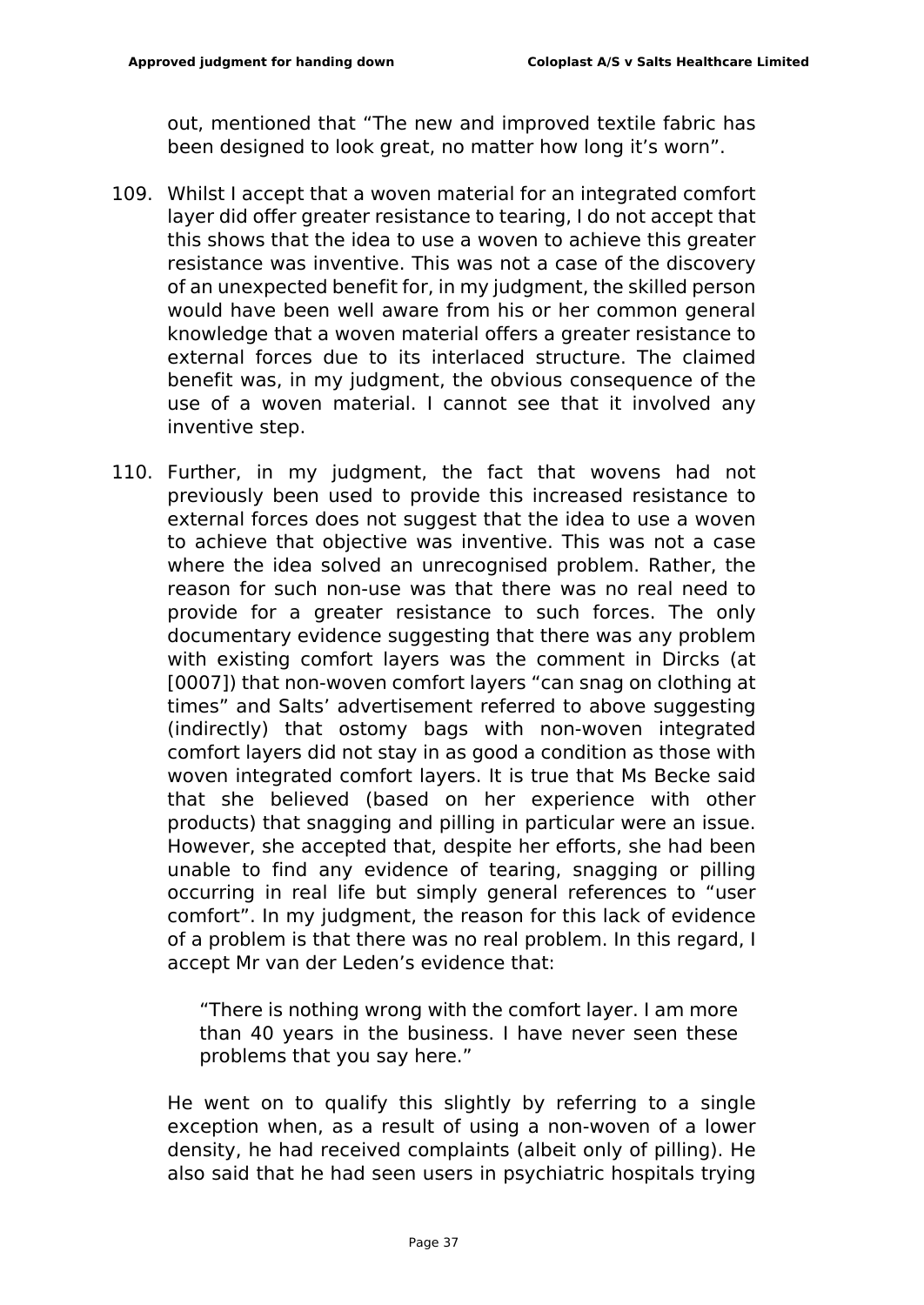out, mentioned that "The new and improved textile fabric has been designed to look great, no matter how long it's worn".

109. Whilst I accept that a woven material for an integrated comfort layer did offer greater resistance to tearing, I do not accept that this shows that the idea to use a woven to achieve this greater resistance was inventive. This was not a case of the discovery of an unexpected benefit for, in my judgment, the skilled person would have been well aware from his or her common general knowledge that a woven material offers a greater resistance to external forces due to its interlaced structure. The claimed benefit was, in my judgment, the obvious consequence of the use of a woven material. I cannot see that it involved any inventive step.

110. Further, in my judgment, the fact that wovens had not previously been used to provide this increased resistance to external forces does not suggest that the idea to use a woven to achieve that objective was inventive. This was not a case where the idea solved an unrecognised problem. Rather, the reason for such non-use was that there was no real need to provide for a greater resistance to such forces. The only documentary evidence suggesting that there was any problem with existing comfort layers was the comment in Dircks (at [0007]) that non-woven comfort layers "can snag on clothing at times" and Salts' advertisement referred to above suggesting (indirectly) that ostomy bags with non-woven integrated comfort layers did not stay in as good a condition as those with woven integrated comfort layers. It is true that Ms Becke said that she believed (based on her experience with other products) that snagging and pilling in particular were an issue. However, she accepted that, despite her efforts, she had been unable to find any evidence of tearing, snagging or pilling occurring in real life but simply general references to "user comfort". In my judgment, the reason for this lack of evidence of a problem is that there was no real problem. In this regard, I accept Mr van der Leden's evidence that:

> "There is nothing wrong with the comfort layer. I am more than 40 years in the business. I have never seen these problems that you say here."

He went on to qualify this slightly by referring to a single exception when, as a result of using a non-woven of a lower density, he had received complaints (albeit only of pilling). He also said that he had seen users in psychiatric hospitals trying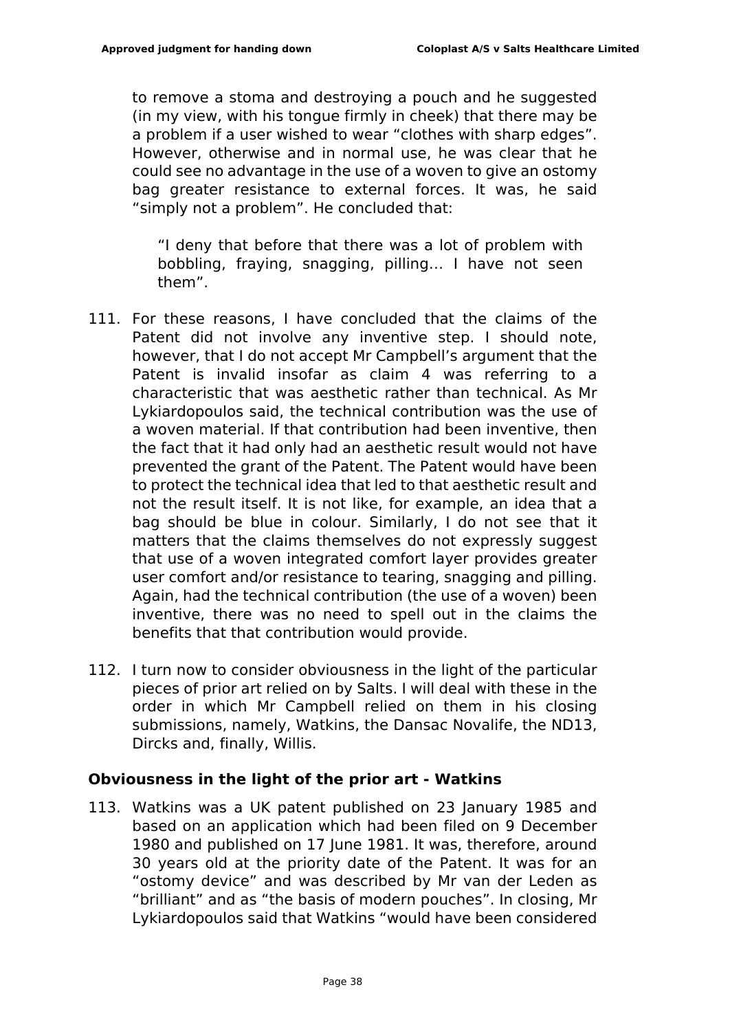to remove a stoma and destroying a pouch and he suggested (in my view, with his tongue firmly in cheek) that there may be a problem if a user wished to wear "clothes with sharp edges". However, otherwise and in normal use, he was clear that he could see no advantage in the use of a woven to give an ostomy bag greater resistance to external forces. It was, he said "simply not a problem". He concluded that:

> "I deny that before that there was a lot of problem with bobbling, fraying, snagging, pilling… I have not seen them".

111. For these reasons, I have concluded that the claims of the Patent did not involve any inventive step. I should note, however, that I do not accept Mr Campbell's argument that the Patent is invalid insofar as claim 4 was referring to a characteristic that was aesthetic rather than technical. As Mr Lykiardopoulos said, the technical contribution was the use of a woven material. If that contribution had been inventive, then the fact that it had only had an aesthetic result would not have prevented the grant of the Patent. The Patent would have been to protect the technical idea that led to that aesthetic result and not the result itself. It is not like, for example, an idea that a bag should be blue in colour. Similarly, I do not see that it matters that the claims themselves do not expressly suggest that use of a woven integrated comfort layer provides greater user comfort and/or resistance to tearing, snagging and pilling. Again, had the technical contribution (the use of a woven) been inventive, there was no need to spell out in the claims the benefits that that contribution would provide.

112. I turn now to consider obviousness in the light of the particular pieces of prior art relied on by Salts. I will deal with these in the order in which Mr Campbell relied on them in his closing submissions, namely, Watkins, the Dansac Novalife, the ND13, Dircks and, finally, Willis.

### Obviousness in the light of the prior art - Watkins

113. Watkins was a UK patent published on 23 January 1985 and based on an application which had been filed on 9 December 1980 and published on 17 June 1981. It was, therefore, around 30 years old at the priority date of the Patent. It was for an "ostomy device" and was described by Mr van der Leden as "brilliant" and as "the basis of modern pouches". In closing, Mr Lykiardopoulos said that Watkins "would have been considered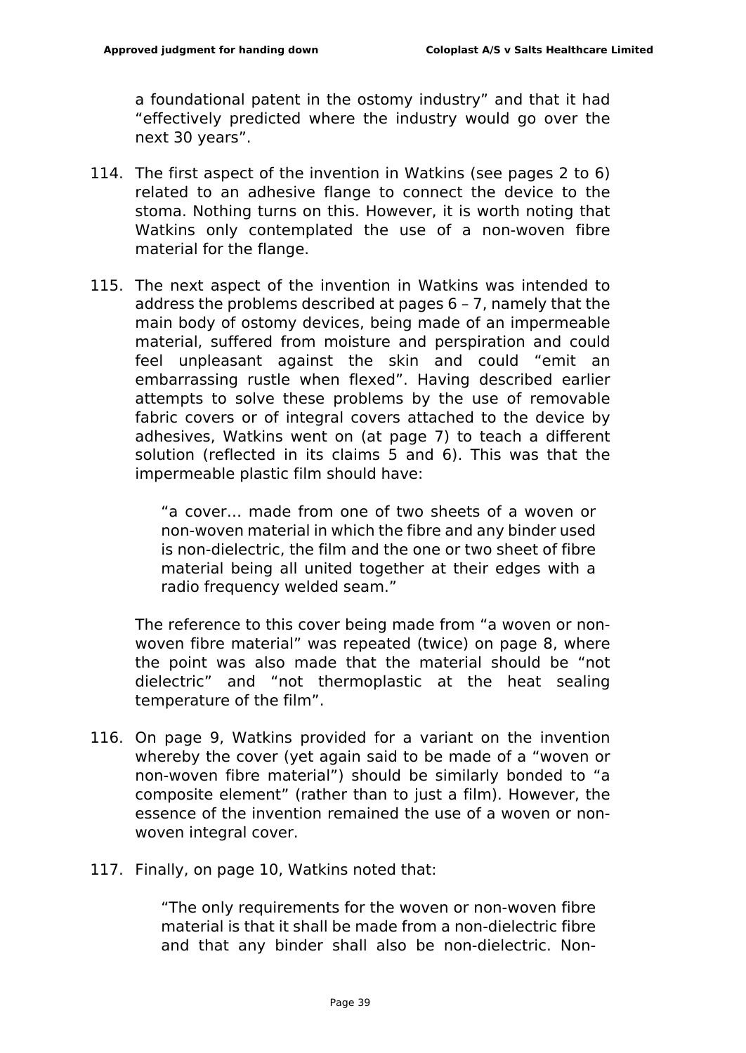a foundational patent in the ostomy industry" and that it had "effectively predicted where the industry would go over the next 30 years".

114. The first aspect of the invention in Watkins (see pages 2 to 6) related to an adhesive flange to connect the device to the stoma. Nothing turns on this. However, it is worth noting that Watkins only contemplated the use of a non-woven fibre material for the flange.

115. The next aspect of the invention in Watkins was intended to address the problems described at pages 6 – 7, namely that the main body of ostomy devices, being made of an impermeable material, suffered from moisture and perspiration and could feel unpleasant against the skin and could "emit an embarrassing rustle when flexed". Having described earlier attempts to solve these problems by the use of removable fabric covers or of integral covers attached to the device by adhesives, Watkins went on (at page 7) to teach a different solution (reflected in its claims 5 and 6). This was that the impermeable plastic film should have:

> "a cover… made from one of two sheets of a woven or non-woven material in which the fibre and any binder used is non-dielectric, the film and the one or two sheet of fibre material being all united together at their edges with a radio frequency welded seam."

The reference to this cover being made from "a woven or non-woven fibre material" was repeated (twice) on page 8, where the point was also made that the material should be "not dielectric" and "not thermoplastic at the heat sealing temperature of the film".

116. On page 9, Watkins provided for a variant on the invention whereby the cover (yet again said to be made of a "woven or non-woven fibre material") should be similarly bonded to "a composite element" (rather than to just a film). However, the essence of the invention remained the use of a woven or non-woven integral cover.

117. Finally, on page 10, Watkins noted that:

> "The only requirements for the woven or non-woven fibre material is that it shall be made from a non-dielectric fibre and that any binder shall also be non-dielectric. Non-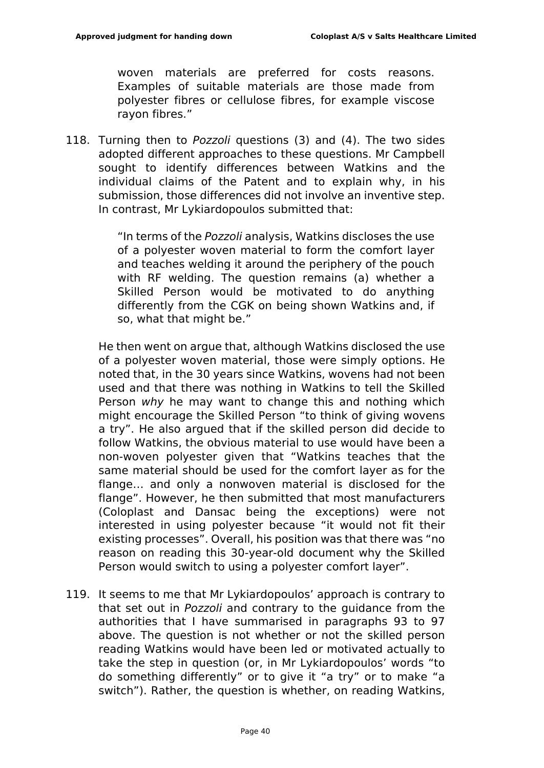> woven materials are preferred for costs reasons. Examples of suitable materials are those made from polyester fibres or cellulose fibres, for example viscose rayon fibres."

118. Turning then to *Pozzoli* questions (3) and (4). The two sides adopted different approaches to these questions. Mr Campbell sought to identify differences between Watkins and the individual claims of the Patent and to explain why, in his submission, those differences did not involve an inventive step. In contrast, Mr Lykiardopoulos submitted that:

> "In terms of the *Pozzoli* analysis, Watkins discloses the use of a polyester woven material to form the comfort layer and teaches welding it around the periphery of the pouch with RF welding. The question remains (a) whether a Skilled Person would be motivated to do anything differently from the CGK on being shown Watkins and, if so, what that might be."

He then went on argue that, although Watkins disclosed the use of a polyester woven material, those were simply options. He noted that, in the 30 years since Watkins, wovens had not been used and that there was nothing in Watkins to tell the Skilled Person *why* he may want to change this and nothing which might encourage the Skilled Person "to think of giving wovens a try". He also argued that if the skilled person did decide to follow Watkins, the obvious material to use would have been a non-woven polyester given that "Watkins teaches that the same material should be used for the comfort layer as for the flange… and only a nonwoven material is disclosed for the flange". However, he then submitted that most manufacturers (Coloplast and Dansac being the exceptions) were not interested in using polyester because "it would not fit their existing processes". Overall, his position was that there was "no reason on reading this 30-year-old document why the Skilled Person would switch to using a polyester comfort layer".

119. It seems to me that Mr Lykiardopoulos' approach is contrary to that set out in *Pozzoli* and contrary to the guidance from the authorities that I have summarised in paragraphs 93 to 97 above. The question is not whether or not the skilled person reading Watkins would have been led or motivated actually to take the step in question (or, in Mr Lykiardopoulos' words "to do something differently" or to give it "a try" or to make "a switch"). Rather, the question is whether, on reading Watkins,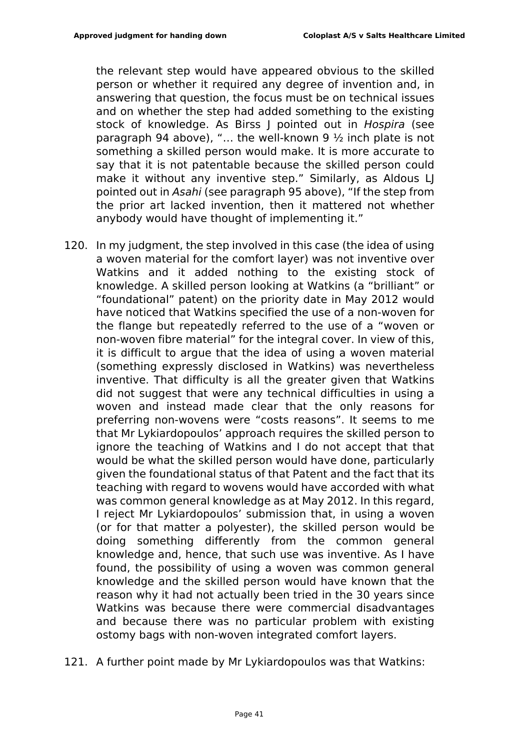the relevant step would have appeared obvious to the skilled person or whether it required any degree of invention and, in answering that question, the focus must be on technical issues and on whether the step had added something to the existing stock of knowledge. As Birss J pointed out in *Hospira* (see paragraph 94 above), "… the well-known 9 ½ inch plate is not something a skilled person would make. It is more accurate to say that it is not patentable because the skilled person could make it without any inventive step." Similarly, as Aldous LJ pointed out in *Asahi* (see paragraph 95 above), "If the step from the prior art lacked invention, then it mattered not whether anybody would have thought of implementing it."

120. In my judgment, the step involved in this case (the idea of using a woven material for the comfort layer) was not inventive over Watkins and it added nothing to the existing stock of knowledge. A skilled person looking at Watkins (a "brilliant" or "foundational" patent) on the priority date in May 2012 would have noticed that Watkins specified the use of a non-woven for the flange but repeatedly referred to the use of a "woven or non-woven fibre material" for the integral cover. In view of this, it is difficult to argue that the idea of using a woven material (something expressly disclosed in Watkins) was nevertheless inventive. That difficulty is all the greater given that Watkins did not suggest that were any technical difficulties in using a woven and instead made clear that the only reasons for preferring non-wovens were "costs reasons". It seems to me that Mr Lykiardopoulos' approach requires the skilled person to ignore the teaching of Watkins and I do not accept that that would be what the skilled person would have done, particularly given the foundational status of that Patent and the fact that its teaching with regard to wovens would have accorded with what was common general knowledge as at May 2012. In this regard, I reject Mr Lykiardopoulos' submission that, in using a woven (or for that matter a polyester), the skilled person would be doing something differently from the common general knowledge and, hence, that such use was inventive. As I have found, the possibility of using a woven was common general knowledge and the skilled person would have known that the reason why it had not actually been tried in the 30 years since Watkins was because there were commercial disadvantages and because there was no particular problem with existing ostomy bags with non-woven integrated comfort layers.

121. A further point made by Mr Lykiardopoulos was that Watkins: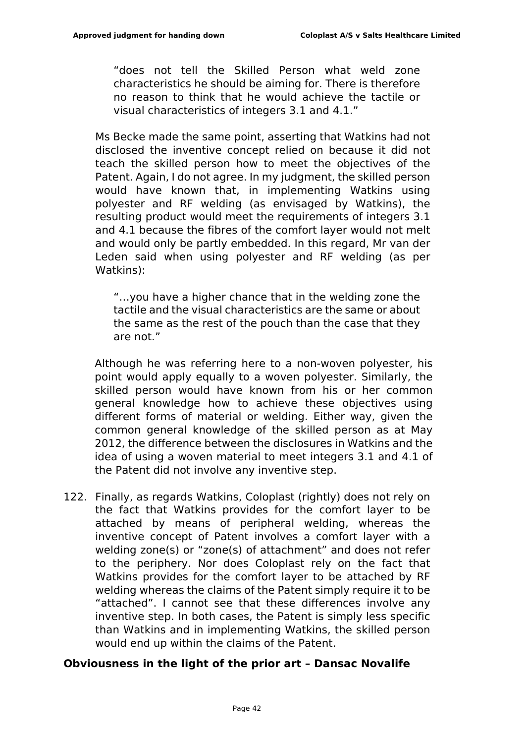> "does not tell the Skilled Person what weld zone characteristics he should be aiming for. There is therefore no reason to think that he would achieve the tactile or visual characteristics of integers 3.1 and 4.1."

Ms Becke made the same point, asserting that Watkins had not disclosed the inventive concept relied on because it did not teach the skilled person how to meet the objectives of the Patent. Again, I do not agree. In my judgment, the skilled person would have known that, in implementing Watkins using polyester and RF welding (as envisaged by Watkins), the resulting product would meet the requirements of integers 3.1 and 4.1 because the fibres of the comfort layer would not melt and would only be partly embedded. In this regard, Mr van der Leden said when using polyester and RF welding (as per Watkins):

> "…you have a higher chance that in the welding zone the tactile and the visual characteristics are the same or about the same as the rest of the pouch than the case that they are not."

Although he was referring here to a non-woven polyester, his point would apply equally to a woven polyester. Similarly, the skilled person would have known from his or her common general knowledge how to achieve these objectives using different forms of material or welding. Either way, given the common general knowledge of the skilled person as at May 2012, the difference between the disclosures in Watkins and the idea of using a woven material to meet integers 3.1 and 4.1 of the Patent did not involve any inventive step.

122. Finally, as regards Watkins, Coloplast (rightly) does not rely on the fact that Watkins provides for the comfort layer to be attached by means of peripheral welding, whereas the inventive concept of Patent involves a comfort layer with a welding zone(s) or "zone(s) of attachment" and does not refer to the periphery. Nor does Coloplast rely on the fact that Watkins provides for the comfort layer to be attached by RF welding whereas the claims of the Patent simply require it to be "attached". I cannot see that these differences involve any inventive step. In both cases, the Patent is simply less specific than Watkins and in implementing Watkins, the skilled person would end up within the claims of the Patent.

**Obviousness in the light of the prior art – Dansac Novalife**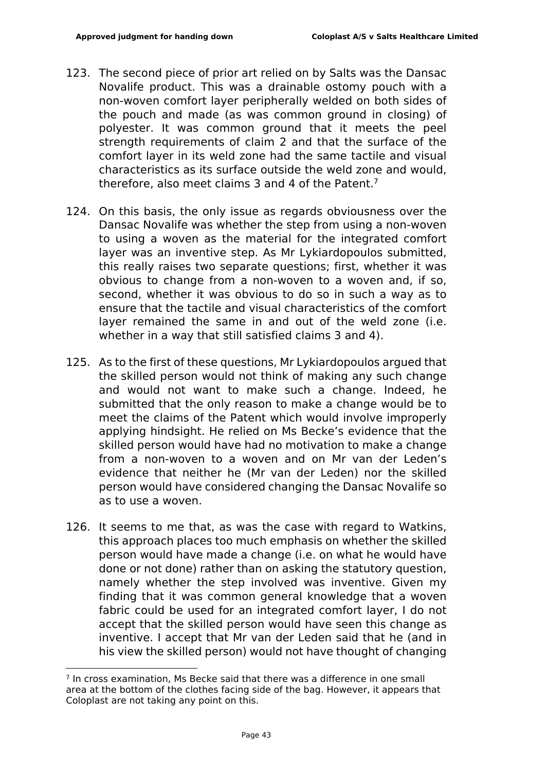123. The second piece of prior art relied on by Salts was the Dansac Novalife product. This was a drainable ostomy pouch with a non-woven comfort layer peripherally welded on both sides of the pouch and made (as was common ground in closing) of polyester. It was common ground that it meets the peel strength requirements of claim 2 and that the surface of the comfort layer in its weld zone had the same tactile and visual characteristics as its surface outside the weld zone and would, therefore, also meet claims 3 and 4 of the Patent.[7]

124. On this basis, the only issue as regards obviousness over the Dansac Novalife was whether the step from using a non-woven to using a woven as the material for the integrated comfort layer was an inventive step. As Mr Lykiardopoulos submitted, this really raises two separate questions; first, whether it was obvious to change from a non-woven to a woven and, if so, second, whether it was obvious to do so in such a way as to ensure that the tactile and visual characteristics of the comfort layer remained the same in and out of the weld zone (i.e. whether in a way that still satisfied claims 3 and 4).

125. As to the first of these questions, Mr Lykiardopoulos argued that the skilled person would not think of making any such change and would not want to make such a change. Indeed, he submitted that the only reason to make a change would be to meet the claims of the Patent which would involve improperly applying hindsight. He relied on Ms Becke's evidence that the skilled person would have had no motivation to make a change from a non-woven to a woven and on Mr van der Leden's evidence that neither he (Mr van der Leden) nor the skilled person would have considered changing the Dansac Novalife so as to use a woven.

126. It seems to me that, as was the case with regard to Watkins, this approach places too much emphasis on whether the skilled person would have made a change (i.e. on what he would have done or not done) rather than on asking the statutory question, namely whether the step involved was inventive. Given my finding that it was common general knowledge that a woven fabric could be used for an integrated comfort layer, I do not accept that the skilled person would have seen this change as inventive. I accept that Mr van der Leden said that he (and in his view the skilled person) would not have thought of changing

---

[7] In cross examination, Ms Becke said that there was a difference in one small area at the bottom of the clothes facing side of the bag. However, it appears that Coloplast are not taking any point on this.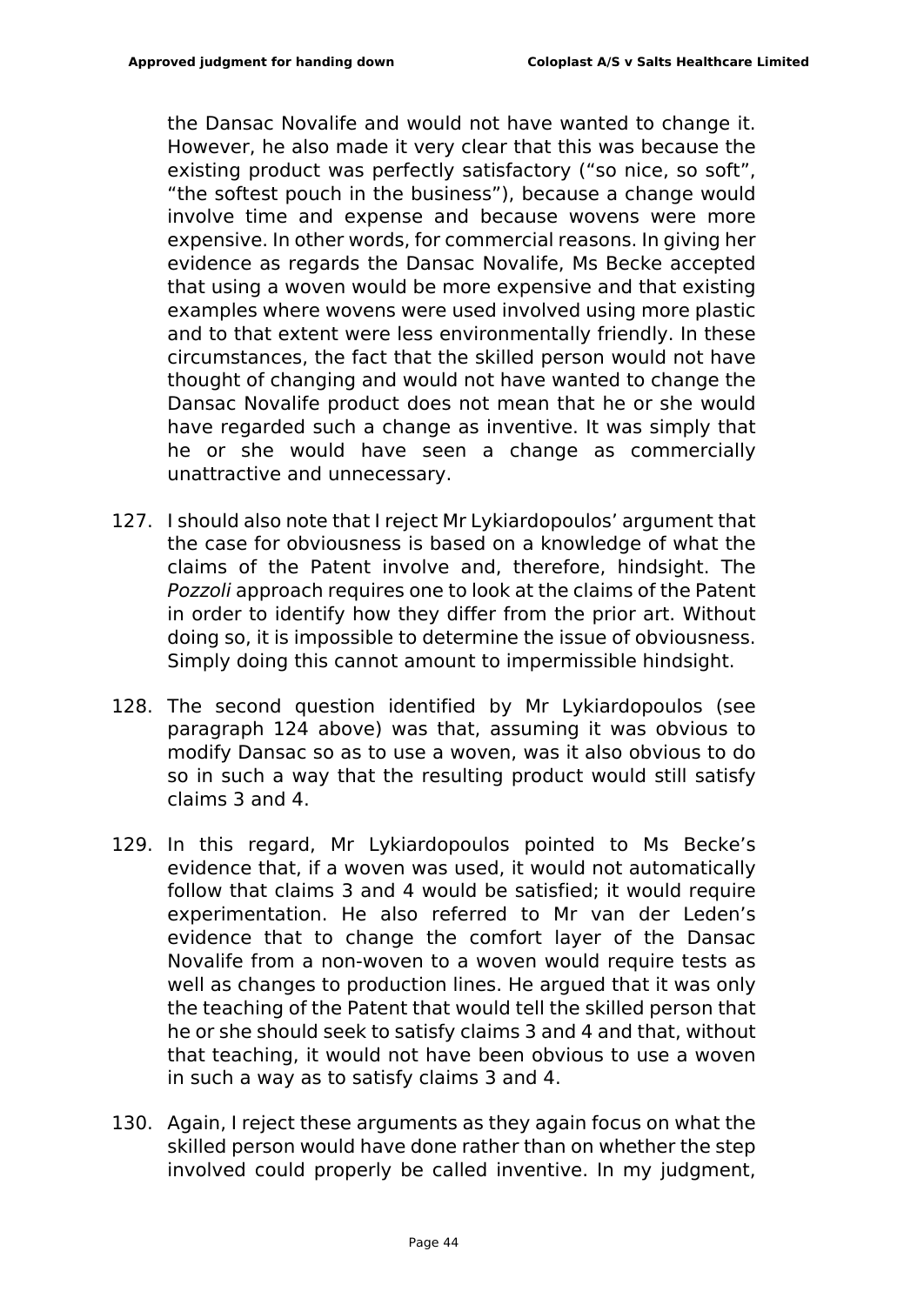the Dansac Novalife and would not have wanted to change it. However, he also made it very clear that this was because the existing product was perfectly satisfactory ("so nice, so soft", "the softest pouch in the business"), because a change would involve time and expense and because wovens were more expensive. In other words, for commercial reasons. In giving her evidence as regards the Dansac Novalife, Ms Becke accepted that using a woven would be more expensive and that existing examples where wovens were used involved using more plastic and to that extent were less environmentally friendly. In these circumstances, the fact that the skilled person would not have thought of changing and would not have wanted to change the Dansac Novalife product does not mean that he or she would have regarded such a change as inventive. It was simply that he or she would have seen a change as commercially unattractive and unnecessary.

127. I should also note that I reject Mr Lykiardopoulos' argument that the case for obviousness is based on a knowledge of what the claims of the Patent involve and, therefore, hindsight. The *Pozzoli* approach requires one to look at the claims of the Patent in order to identify how they differ from the prior art. Without doing so, it is impossible to determine the issue of obviousness. Simply doing this cannot amount to impermissible hindsight.

128. The second question identified by Mr Lykiardopoulos (see paragraph 124 above) was that, assuming it was obvious to modify Dansac so as to use a woven, was it also obvious to do so in such a way that the resulting product would still satisfy claims 3 and 4.

129. In this regard, Mr Lykiardopoulos pointed to Ms Becke's evidence that, if a woven was used, it would not automatically follow that claims 3 and 4 would be satisfied; it would require experimentation. He also referred to Mr van der Leden's evidence that to change the comfort layer of the Dansac Novalife from a non-woven to a woven would require tests as well as changes to production lines. He argued that it was only the teaching of the Patent that would tell the skilled person that he or she should seek to satisfy claims 3 and 4 and that, without that teaching, it would not have been obvious to use a woven in such a way as to satisfy claims 3 and 4.

130. Again, I reject these arguments as they again focus on what the skilled person would have done rather than on whether the step involved could properly be called inventive. In my judgment,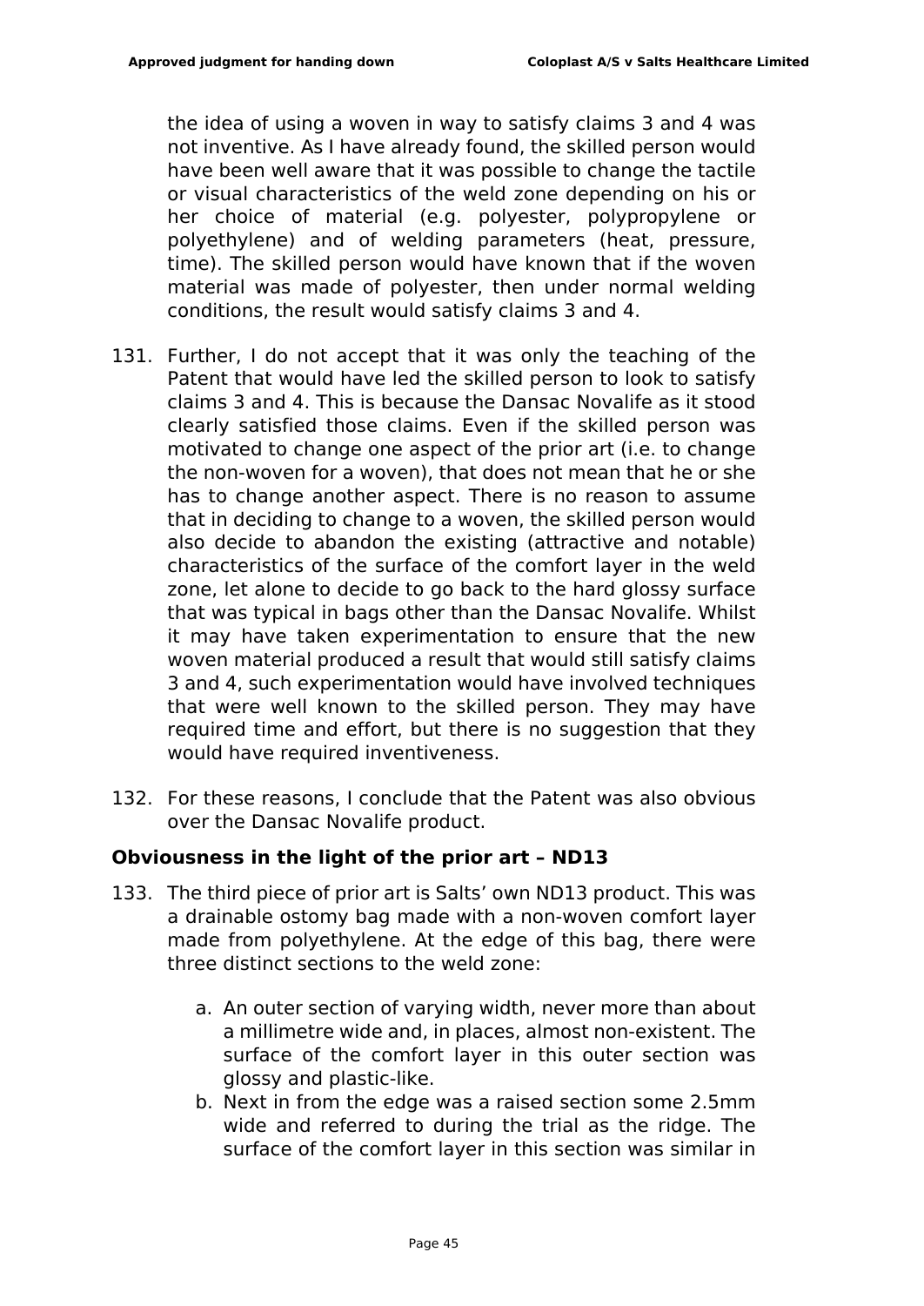the idea of using a woven in way to satisfy claims 3 and 4 was not inventive. As I have already found, the skilled person would have been well aware that it was possible to change the tactile or visual characteristics of the weld zone depending on his or her choice of material (e.g. polyester, polypropylene or polyethylene) and of welding parameters (heat, pressure, time). The skilled person would have known that if the woven material was made of polyester, then under normal welding conditions, the result would satisfy claims 3 and 4.

131. Further, I do not accept that it was only the teaching of the Patent that would have led the skilled person to look to satisfy claims 3 and 4. This is because the Dansac Novalife as it stood clearly satisfied those claims. Even if the skilled person was motivated to change one aspect of the prior art (i.e. to change the non-woven for a woven), that does not mean that he or she has to change another aspect. There is no reason to assume that in deciding to change to a woven, the skilled person would also decide to abandon the existing (attractive and notable) characteristics of the surface of the comfort layer in the weld zone, let alone to decide to go back to the hard glossy surface that was typical in bags other than the Dansac Novalife. Whilst it may have taken experimentation to ensure that the new woven material produced a result that would still satisfy claims 3 and 4, such experimentation would have involved techniques that were well known to the skilled person. They may have required time and effort, but there is no suggestion that they would have required inventiveness.

132. For these reasons, I conclude that the Patent was also obvious over the Dansac Novalife product.

### Obviousness in the light of the prior art – ND13

133. The third piece of prior art is Salts' own ND13 product. This was a drainable ostomy bag made with a non-woven comfort layer made from polyethylene. At the edge of this bag, there were three distinct sections to the weld zone:

    a. An outer section of varying width, never more than about a millimetre wide and, in places, almost non-existent. The surface of the comfort layer in this outer section was glossy and plastic-like.
    b. Next in from the edge was a raised section some 2.5mm wide and referred to during the trial as the ridge. The surface of the comfort layer in this section was similar in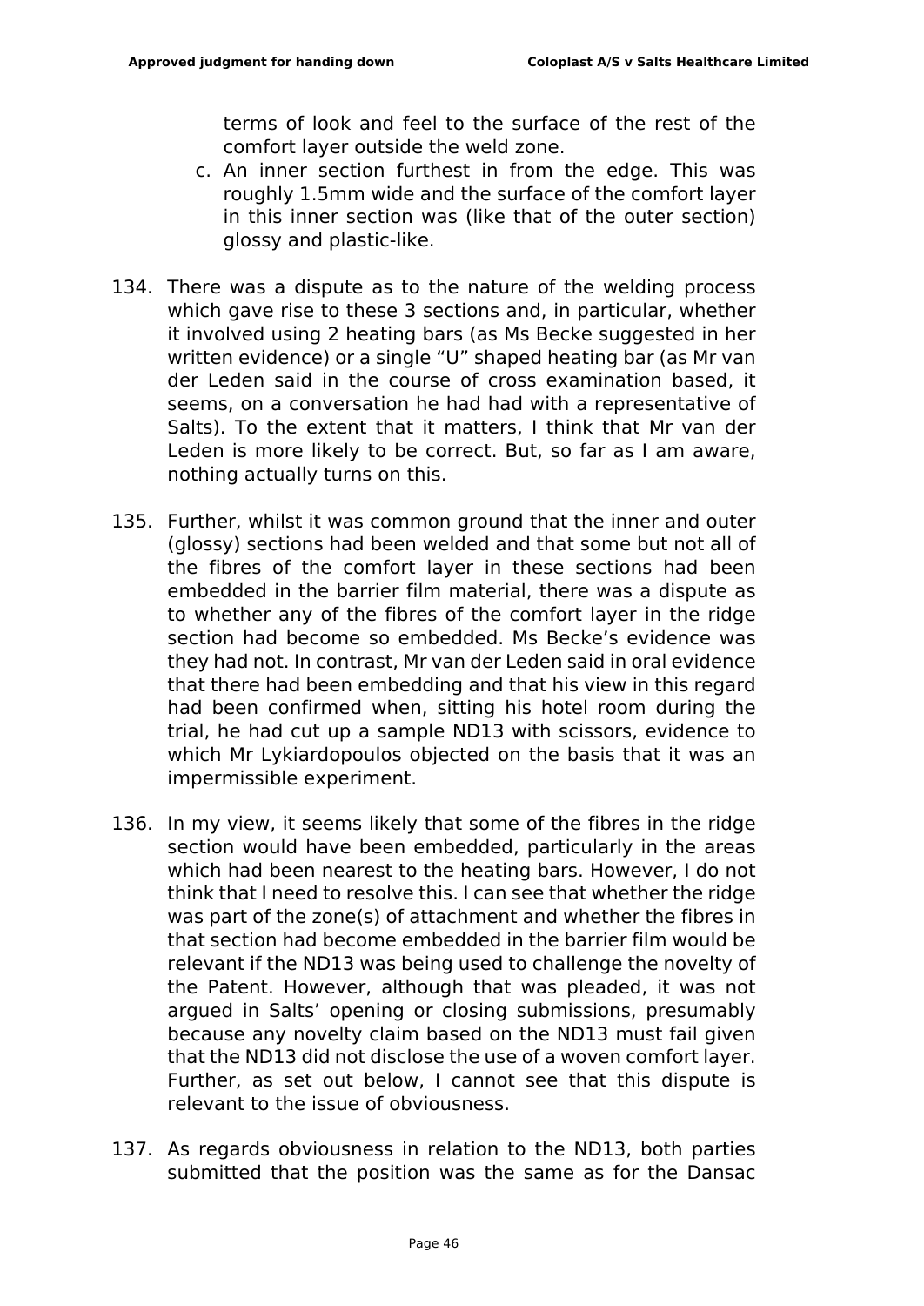terms of look and feel to the surface of the rest of the comfort layer outside the weld zone.

c. An inner section furthest in from the edge. This was roughly 1.5mm wide and the surface of the comfort layer in this inner section was (like that of the outer section) glossy and plastic-like.

134. There was a dispute as to the nature of the welding process which gave rise to these 3 sections and, in particular, whether it involved using 2 heating bars (as Ms Becke suggested in her written evidence) or a single "U" shaped heating bar (as Mr van der Leden said in the course of cross examination based, it seems, on a conversation he had had with a representative of Salts). To the extent that it matters, I think that Mr van der Leden is more likely to be correct. But, so far as I am aware, nothing actually turns on this.

135. Further, whilst it was common ground that the inner and outer (glossy) sections had been welded and that some but not all of the fibres of the comfort layer in these sections had been embedded in the barrier film material, there was a dispute as to whether any of the fibres of the comfort layer in the ridge section had become so embedded. Ms Becke's evidence was they had not. In contrast, Mr van der Leden said in oral evidence that there had been embedding and that his view in this regard had been confirmed when, sitting his hotel room during the trial, he had cut up a sample ND13 with scissors, evidence to which Mr Lykiardopoulos objected on the basis that it was an impermissible experiment.

136. In my view, it seems likely that some of the fibres in the ridge section would have been embedded, particularly in the areas which had been nearest to the heating bars. However, I do not think that I need to resolve this. I can see that whether the ridge was part of the zone(s) of attachment and whether the fibres in that section had become embedded in the barrier film would be relevant if the ND13 was being used to challenge the novelty of the Patent. However, although that was pleaded, it was not argued in Salts' opening or closing submissions, presumably because any novelty claim based on the ND13 must fail given that the ND13 did not disclose the use of a woven comfort layer. Further, as set out below, I cannot see that this dispute is relevant to the issue of obviousness.

137. As regards obviousness in relation to the ND13, both parties submitted that the position was the same as for the Dansac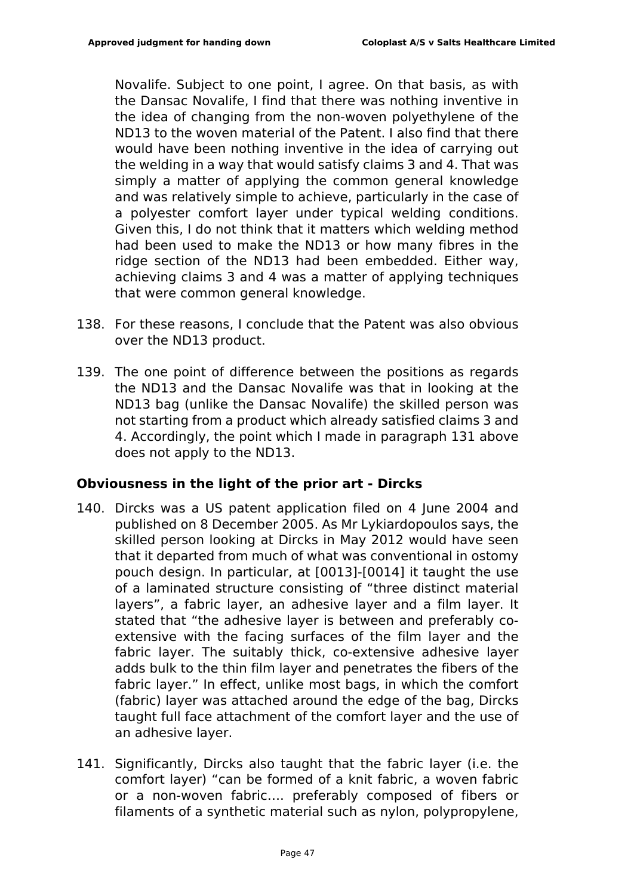Novalife. Subject to one point, I agree. On that basis, as with the Dansac Novalife, I find that there was nothing inventive in the idea of changing from the non-woven polyethylene of the ND13 to the woven material of the Patent. I also find that there would have been nothing inventive in the idea of carrying out the welding in a way that would satisfy claims 3 and 4. That was simply a matter of applying the common general knowledge and was relatively simple to achieve, particularly in the case of a polyester comfort layer under typical welding conditions. Given this, I do not think that it matters which welding method had been used to make the ND13 or how many fibres in the ridge section of the ND13 had been embedded. Either way, achieving claims 3 and 4 was a matter of applying techniques that were common general knowledge.

138. For these reasons, I conclude that the Patent was also obvious over the ND13 product.

139. The one point of difference between the positions as regards the ND13 and the Dansac Novalife was that in looking at the ND13 bag (unlike the Dansac Novalife) the skilled person was not starting from a product which already satisfied claims 3 and 4. Accordingly, the point which I made in paragraph 131 above does not apply to the ND13.

### Obviousness in the light of the prior art - Dircks

140. Dircks was a US patent application filed on 4 June 2004 and published on 8 December 2005. As Mr Lykiardopoulos says, the skilled person looking at Dircks in May 2012 would have seen that it departed from much of what was conventional in ostomy pouch design. In particular, at [0013]-[0014] it taught the use of a laminated structure consisting of "three distinct material layers", a fabric layer, an adhesive layer and a film layer. It stated that "the adhesive layer is between and preferably co-extensive with the facing surfaces of the film layer and the fabric layer. The suitably thick, co-extensive adhesive layer adds bulk to the thin film layer and penetrates the fibers of the fabric layer." In effect, unlike most bags, in which the comfort (fabric) layer was attached around the edge of the bag, Dircks taught full face attachment of the comfort layer and the use of an adhesive layer.

141. Significantly, Dircks also taught that the fabric layer (i.e. the comfort layer) "can be formed of a knit fabric, a woven fabric or a non-woven fabric…. preferably composed of fibers or filaments of a synthetic material such as nylon, polypropylene,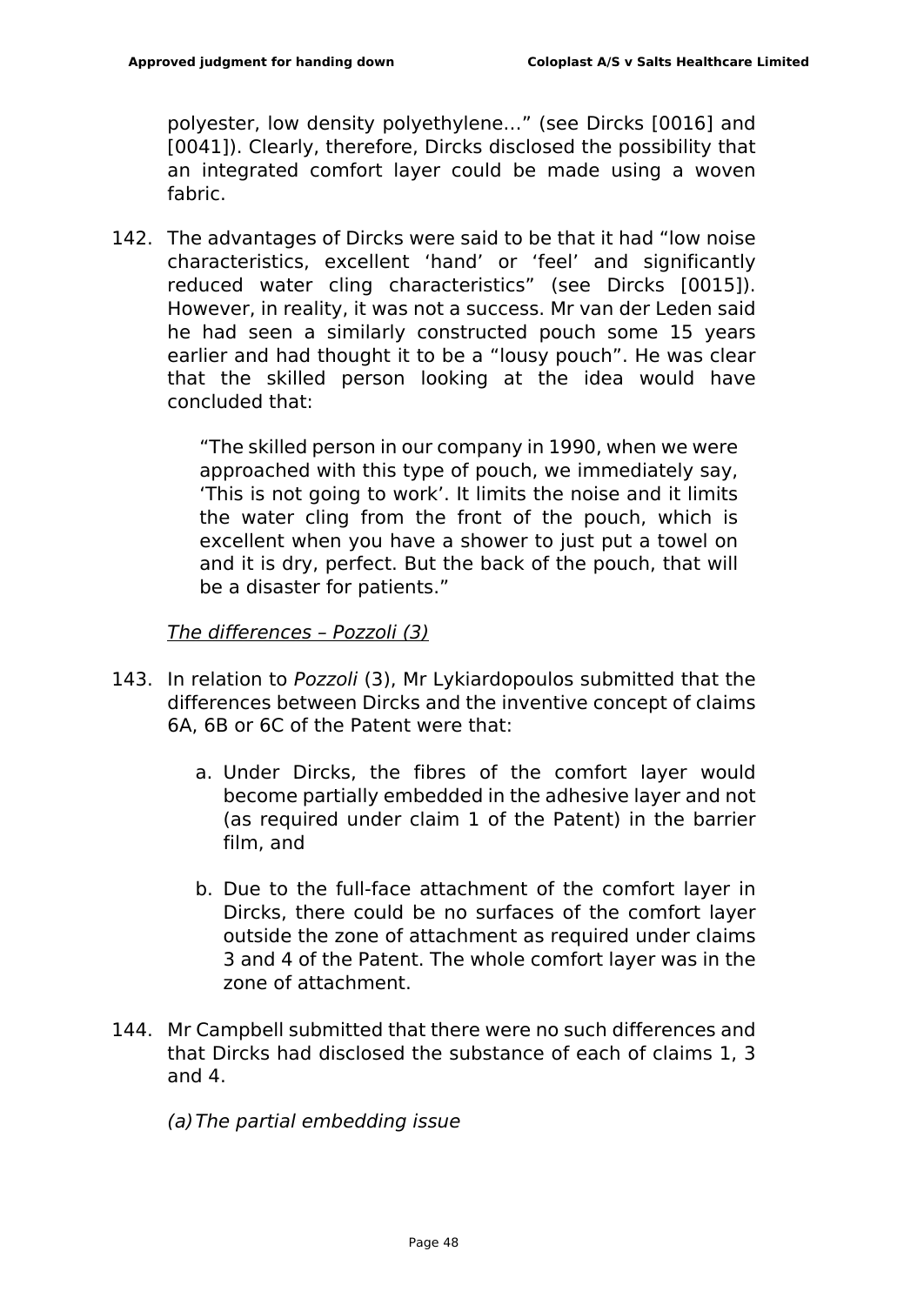polyester, low density polyethylene…" (see Dircks [0016] and [0041]). Clearly, therefore, Dircks disclosed the possibility that an integrated comfort layer could be made using a woven fabric.

142. The advantages of Dircks were said to be that it had "low noise characteristics, excellent 'hand' or 'feel' and significantly reduced water cling characteristics" (see Dircks [0015]). However, in reality, it was not a success. Mr van der Leden said he had seen a similarly constructed pouch some 15 years earlier and had thought it to be a "lousy pouch". He was clear that the skilled person looking at the idea would have concluded that:

> "The skilled person in our company in 1990, when we were approached with this type of pouch, we immediately say, 'This is not going to work'. It limits the noise and it limits the water cling from the front of the pouch, which is excellent when you have a shower to just put a towel on and it is dry, perfect. But the back of the pouch, that will be a disaster for patients."

*The differences – Pozzoli (3)*

143. In relation to *Pozzoli* (3), Mr Lykiardopoulos submitted that the differences between Dircks and the inventive concept of claims 6A, 6B or 6C of the Patent were that:

    a. Under Dircks, the fibres of the comfort layer would become partially embedded in the adhesive layer and not (as required under claim 1 of the Patent) in the barrier film, and

    b. Due to the full-face attachment of the comfort layer in Dircks, there could be no surfaces of the comfort layer outside the zone of attachment as required under claims 3 and 4 of the Patent. The whole comfort layer was in the zone of attachment.

144. Mr Campbell submitted that there were no such differences and that Dircks had disclosed the substance of each of claims 1, 3 and 4.

*(a) The partial embedding issue*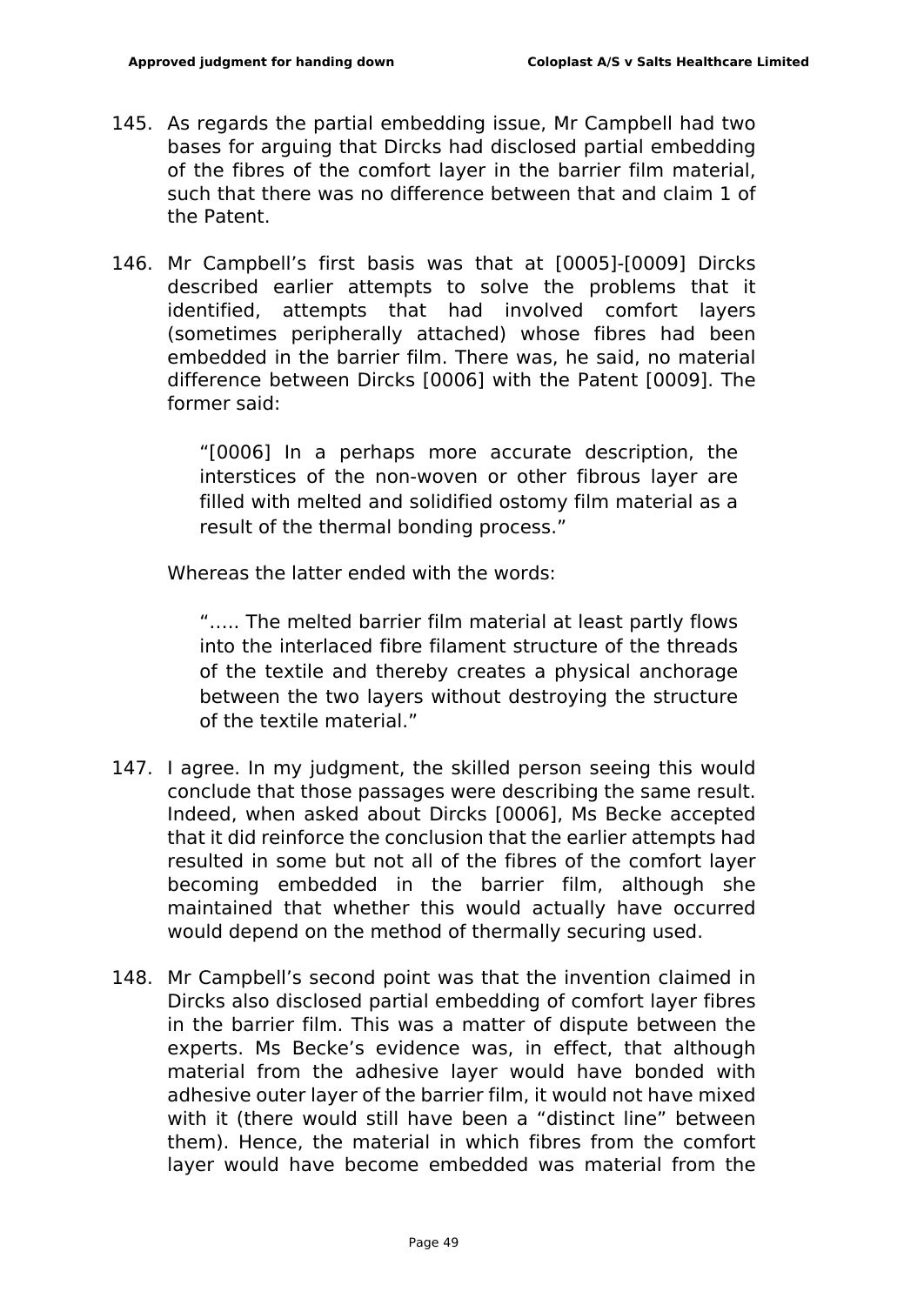145. As regards the partial embedding issue, Mr Campbell had two bases for arguing that Dircks had disclosed partial embedding of the fibres of the comfort layer in the barrier film material, such that there was no difference between that and claim 1 of the Patent.

146. Mr Campbell's first basis was that at [0005]-[0009] Dircks described earlier attempts to solve the problems that it identified, attempts that had involved comfort layers (sometimes peripherally attached) whose fibres had been embedded in the barrier film. There was, he said, no material difference between Dircks [0006] with the Patent [0009]. The former said:

> "[0006] In a perhaps more accurate description, the interstices of the non-woven or other fibrous layer are filled with melted and solidified ostomy film material as a result of the thermal bonding process."

Whereas the latter ended with the words:

> "….. The melted barrier film material at least partly flows into the interlaced fibre filament structure of the threads of the textile and thereby creates a physical anchorage between the two layers without destroying the structure of the textile material."

147. I agree. In my judgment, the skilled person seeing this would conclude that those passages were describing the same result. Indeed, when asked about Dircks [0006], Ms Becke accepted that it did reinforce the conclusion that the earlier attempts had resulted in some but not all of the fibres of the comfort layer becoming embedded in the barrier film, although she maintained that whether this would actually have occurred would depend on the method of thermally securing used.

148. Mr Campbell's second point was that the invention claimed in Dircks also disclosed partial embedding of comfort layer fibres in the barrier film. This was a matter of dispute between the experts. Ms Becke's evidence was, in effect, that although material from the adhesive layer would have bonded with adhesive outer layer of the barrier film, it would not have mixed with it (there would still have been a "distinct line" between them). Hence, the material in which fibres from the comfort layer would have become embedded was material from the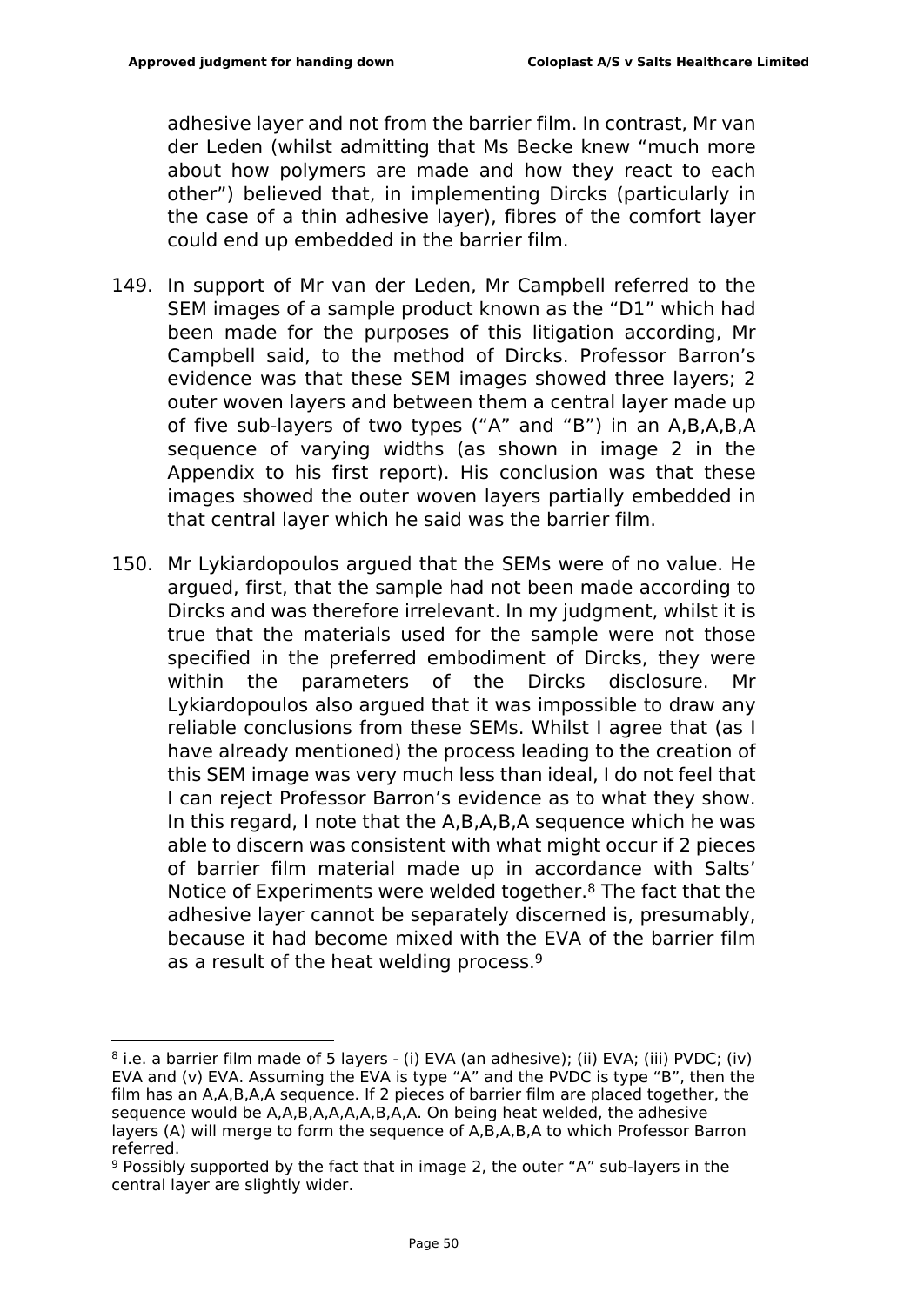adhesive layer and not from the barrier film. In contrast, Mr van der Leden (whilst admitting that Ms Becke knew "much more about how polymers are made and how they react to each other") believed that, in implementing Dircks (particularly in the case of a thin adhesive layer), fibres of the comfort layer could end up embedded in the barrier film.

149. In support of Mr van der Leden, Mr Campbell referred to the SEM images of a sample product known as the "D1" which had been made for the purposes of this litigation according, Mr Campbell said, to the method of Dircks. Professor Barron's evidence was that these SEM images showed three layers; 2 outer woven layers and between them a central layer made up of five sub-layers of two types ("A" and "B") in an A,B,A,B,A sequence of varying widths (as shown in image 2 in the Appendix to his first report). His conclusion was that these images showed the outer woven layers partially embedded in that central layer which he said was the barrier film.

150. Mr Lykiardopoulos argued that the SEMs were of no value. He argued, first, that the sample had not been made according to Dircks and was therefore irrelevant. In my judgment, whilst it is true that the materials used for the sample were not those specified in the preferred embodiment of Dircks, they were within the parameters of the Dircks disclosure. Mr Lykiardopoulos also argued that it was impossible to draw any reliable conclusions from these SEMs. Whilst I agree that (as I have already mentioned) the process leading to the creation of this SEM image was very much less than ideal, I do not feel that I can reject Professor Barron's evidence as to what they show. In this regard, I note that the A,B,A,B,A sequence which he was able to discern was consistent with what might occur if 2 pieces of barrier film material made up in accordance with Salts' Notice of Experiments were welded together.[8] The fact that the adhesive layer cannot be separately discerned is, presumably, because it had become mixed with the EVA of the barrier film as a result of the heat welding process.[9]

---

[8] i.e. a barrier film made of 5 layers - (i) EVA (an adhesive); (ii) EVA; (iii) PVDC; (iv) EVA and (v) EVA. Assuming the EVA is type "A" and the PVDC is type "B", then the film has an A,A,B,A,A sequence. If 2 pieces of barrier film are placed together, the sequence would be A,A,B,A,A,A,A,B,A,A. On being heat welded, the adhesive layers (A) will merge to form the sequence of A,B,A,B,A to which Professor Barron referred.

[9] Possibly supported by the fact that in image 2, the outer "A" sub-layers in the central layer are slightly wider.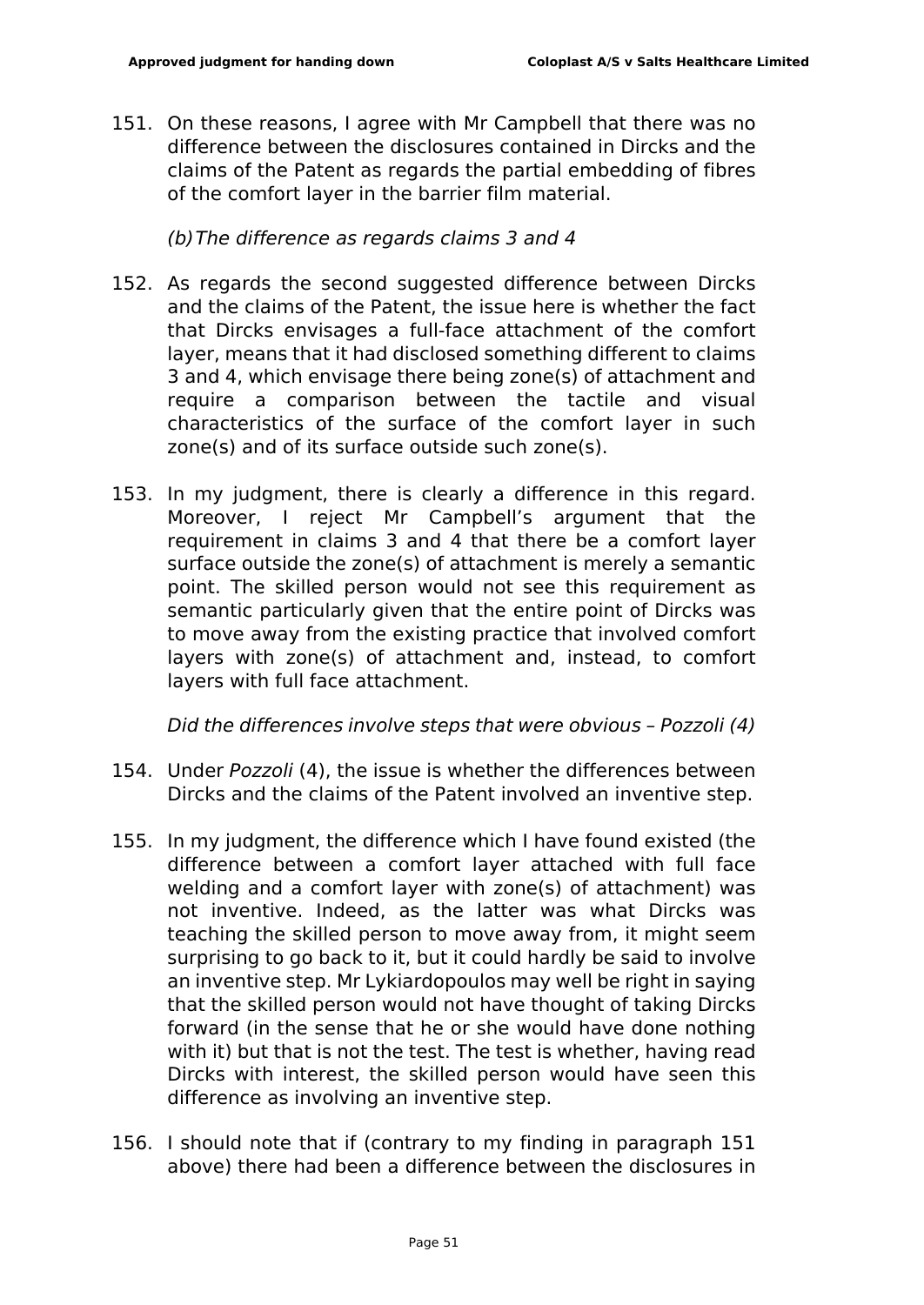151. On these reasons, I agree with Mr Campbell that there was no difference between the disclosures contained in Dircks and the claims of the Patent as regards the partial embedding of fibres of the comfort layer in the barrier film material.

*(b) The difference as regards claims 3 and 4*

152. As regards the second suggested difference between Dircks and the claims of the Patent, the issue here is whether the fact that Dircks envisages a full-face attachment of the comfort layer, means that it had disclosed something different to claims 3 and 4, which envisage there being zone(s) of attachment and require a comparison between the tactile and visual characteristics of the surface of the comfort layer in such zone(s) and of its surface outside such zone(s).

153. In my judgment, there is clearly a difference in this regard. Moreover, I reject Mr Campbell's argument that the requirement in claims 3 and 4 that there be a comfort layer surface outside the zone(s) of attachment is merely a semantic point. The skilled person would not see this requirement as semantic particularly given that the entire point of Dircks was to move away from the existing practice that involved comfort layers with zone(s) of attachment and, instead, to comfort layers with full face attachment.

*Did the differences involve steps that were obvious – Pozzoli (4)*

154. Under *Pozzoli* (4), the issue is whether the differences between Dircks and the claims of the Patent involved an inventive step.

155. In my judgment, the difference which I have found existed (the difference between a comfort layer attached with full face welding and a comfort layer with zone(s) of attachment) was not inventive. Indeed, as the latter was what Dircks was teaching the skilled person to move away from, it might seem surprising to go back to it, but it could hardly be said to involve an inventive step. Mr Lykiardopoulos may well be right in saying that the skilled person would not have thought of taking Dircks forward (in the sense that he or she would have done nothing with it) but that is not the test. The test is whether, having read Dircks with interest, the skilled person would have seen this difference as involving an inventive step.

156. I should note that if (contrary to my finding in paragraph 151 above) there had been a difference between the disclosures in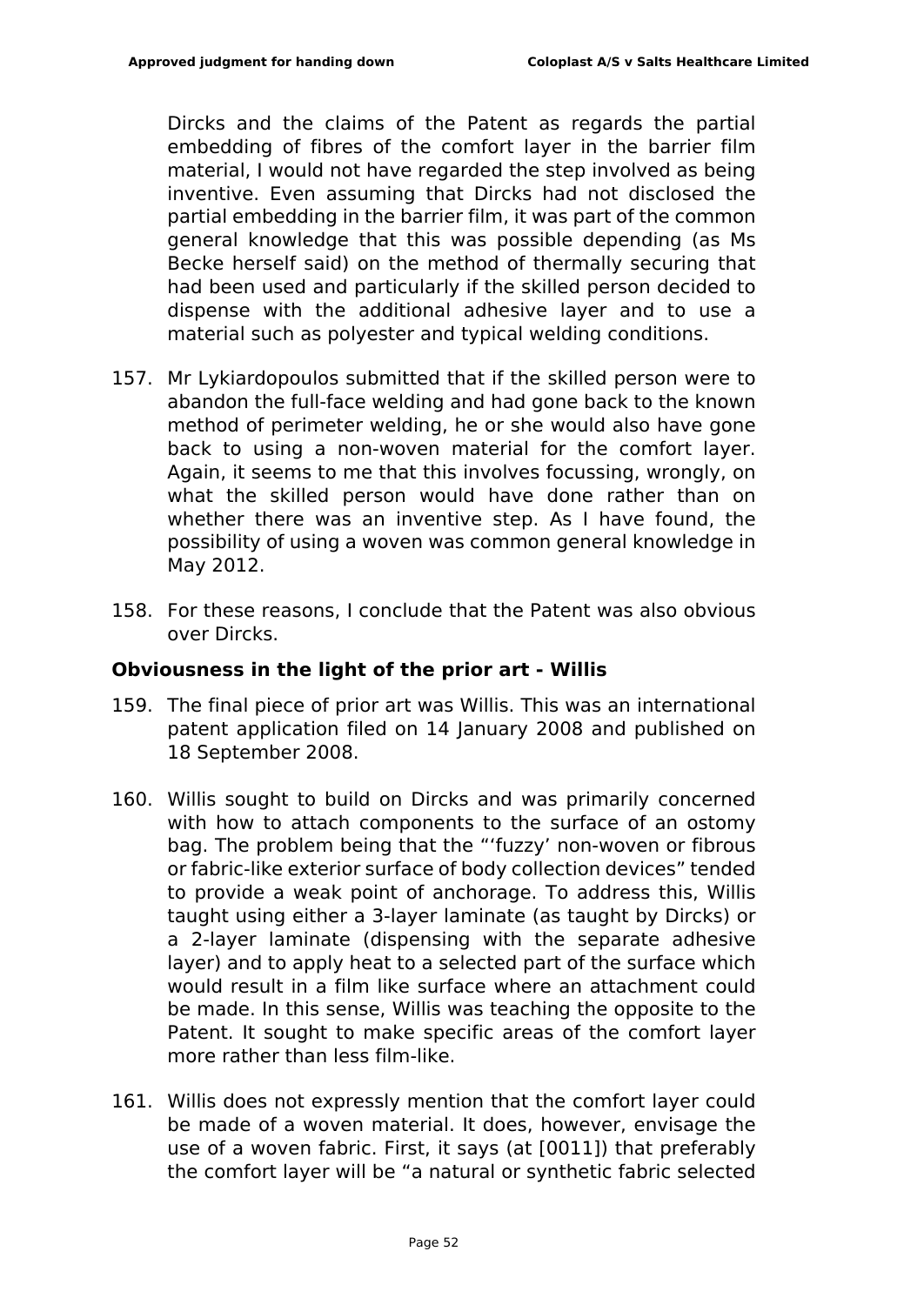Dircks and the claims of the Patent as regards the partial embedding of fibres of the comfort layer in the barrier film material, I would not have regarded the step involved as being inventive. Even assuming that Dircks had not disclosed the partial embedding in the barrier film, it was part of the common general knowledge that this was possible depending (as Ms Becke herself said) on the method of thermally securing that had been used and particularly if the skilled person decided to dispense with the additional adhesive layer and to use a material such as polyester and typical welding conditions.

157. Mr Lykiardopoulos submitted that if the skilled person were to abandon the full-face welding and had gone back to the known method of perimeter welding, he or she would also have gone back to using a non-woven material for the comfort layer. Again, it seems to me that this involves focussing, wrongly, on what the skilled person would have done rather than on whether there was an inventive step. As I have found, the possibility of using a woven was common general knowledge in May 2012.

158. For these reasons, I conclude that the Patent was also obvious over Dircks.

**Obviousness in the light of the prior art - Willis**

159. The final piece of prior art was Willis. This was an international patent application filed on 14 January 2008 and published on 18 September 2008.

160. Willis sought to build on Dircks and was primarily concerned with how to attach components to the surface of an ostomy bag. The problem being that the "'fuzzy' non-woven or fibrous or fabric-like exterior surface of body collection devices" tended to provide a weak point of anchorage. To address this, Willis taught using either a 3-layer laminate (as taught by Dircks) or a 2-layer laminate (dispensing with the separate adhesive layer) and to apply heat to a selected part of the surface which would result in a film like surface where an attachment could be made. In this sense, Willis was teaching the opposite to the Patent. It sought to make specific areas of the comfort layer more rather than less film-like.

161. Willis does not expressly mention that the comfort layer could be made of a woven material. It does, however, envisage the use of a woven fabric. First, it says (at [0011]) that preferably the comfort layer will be "a natural or synthetic fabric selected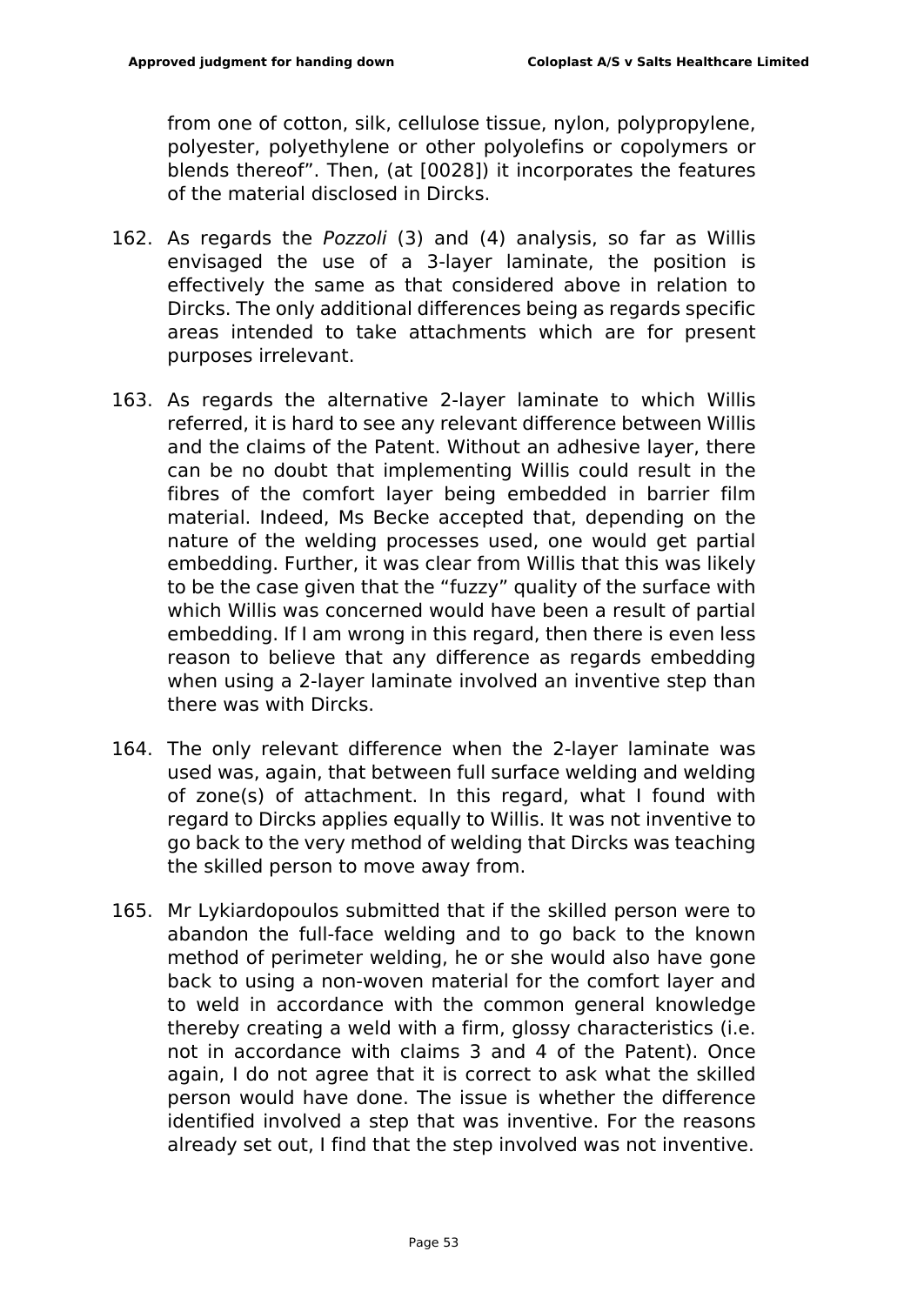from one of cotton, silk, cellulose tissue, nylon, polypropylene, polyester, polyethylene or other polyolefins or copolymers or blends thereof". Then, (at [0028]) it incorporates the features of the material disclosed in Dircks.

162. As regards the *Pozzoli* (3) and (4) analysis, so far as Willis envisaged the use of a 3-layer laminate, the position is effectively the same as that considered above in relation to Dircks. The only additional differences being as regards specific areas intended to take attachments which are for present purposes irrelevant.

163. As regards the alternative 2-layer laminate to which Willis referred, it is hard to see any relevant difference between Willis and the claims of the Patent. Without an adhesive layer, there can be no doubt that implementing Willis could result in the fibres of the comfort layer being embedded in barrier film material. Indeed, Ms Becke accepted that, depending on the nature of the welding processes used, one would get partial embedding. Further, it was clear from Willis that this was likely to be the case given that the "fuzzy" quality of the surface with which Willis was concerned would have been a result of partial embedding. If I am wrong in this regard, then there is even less reason to believe that any difference as regards embedding when using a 2-layer laminate involved an inventive step than there was with Dircks.

164. The only relevant difference when the 2-layer laminate was used was, again, that between full surface welding and welding of zone(s) of attachment. In this regard, what I found with regard to Dircks applies equally to Willis. It was not inventive to go back to the very method of welding that Dircks was teaching the skilled person to move away from.

165. Mr Lykiardopoulos submitted that if the skilled person were to abandon the full-face welding and to go back to the known method of perimeter welding, he or she would also have gone back to using a non-woven material for the comfort layer and to weld in accordance with the common general knowledge thereby creating a weld with a firm, glossy characteristics (i.e. not in accordance with claims 3 and 4 of the Patent). Once again, I do not agree that it is correct to ask what the skilled person would have done. The issue is whether the difference identified involved a step that was inventive. For the reasons already set out, I find that the step involved was not inventive.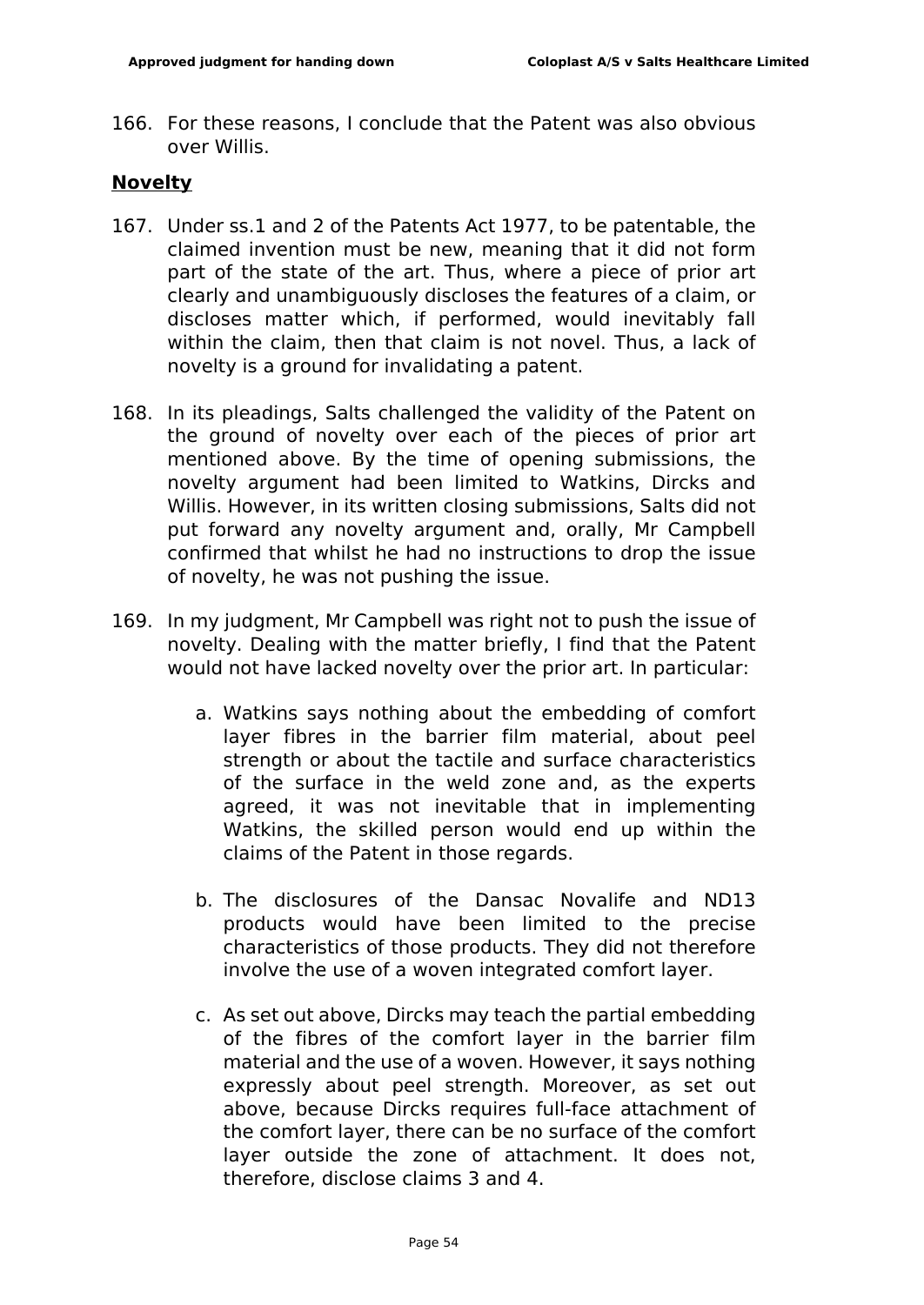166. For these reasons, I conclude that the Patent was also obvious over Willis.

**Novelty**

167. Under ss.1 and 2 of the Patents Act 1977, to be patentable, the claimed invention must be new, meaning that it did not form part of the state of the art. Thus, where a piece of prior art clearly and unambiguously discloses the features of a claim, or discloses matter which, if performed, would inevitably fall within the claim, then that claim is not novel. Thus, a lack of novelty is a ground for invalidating a patent.

168. In its pleadings, Salts challenged the validity of the Patent on the ground of novelty over each of the pieces of prior art mentioned above. By the time of opening submissions, the novelty argument had been limited to Watkins, Dircks and Willis. However, in its written closing submissions, Salts did not put forward any novelty argument and, orally, Mr Campbell confirmed that whilst he had no instructions to drop the issue of novelty, he was not pushing the issue.

169. In my judgment, Mr Campbell was right not to push the issue of novelty. Dealing with the matter briefly, I find that the Patent would not have lacked novelty over the prior art. In particular:

    a. Watkins says nothing about the embedding of comfort layer fibres in the barrier film material, about peel strength or about the tactile and surface characteristics of the surface in the weld zone and, as the experts agreed, it was not inevitable that in implementing Watkins, the skilled person would end up within the claims of the Patent in those regards.

    b. The disclosures of the Dansac Novalife and ND13 products would have been limited to the precise characteristics of those products. They did not therefore involve the use of a woven integrated comfort layer.

    c. As set out above, Dircks may teach the partial embedding of the fibres of the comfort layer in the barrier film material and the use of a woven. However, it says nothing expressly about peel strength. Moreover, as set out above, because Dircks requires full-face attachment of the comfort layer, there can be no surface of the comfort layer outside the zone of attachment. It does not, therefore, disclose claims 3 and 4.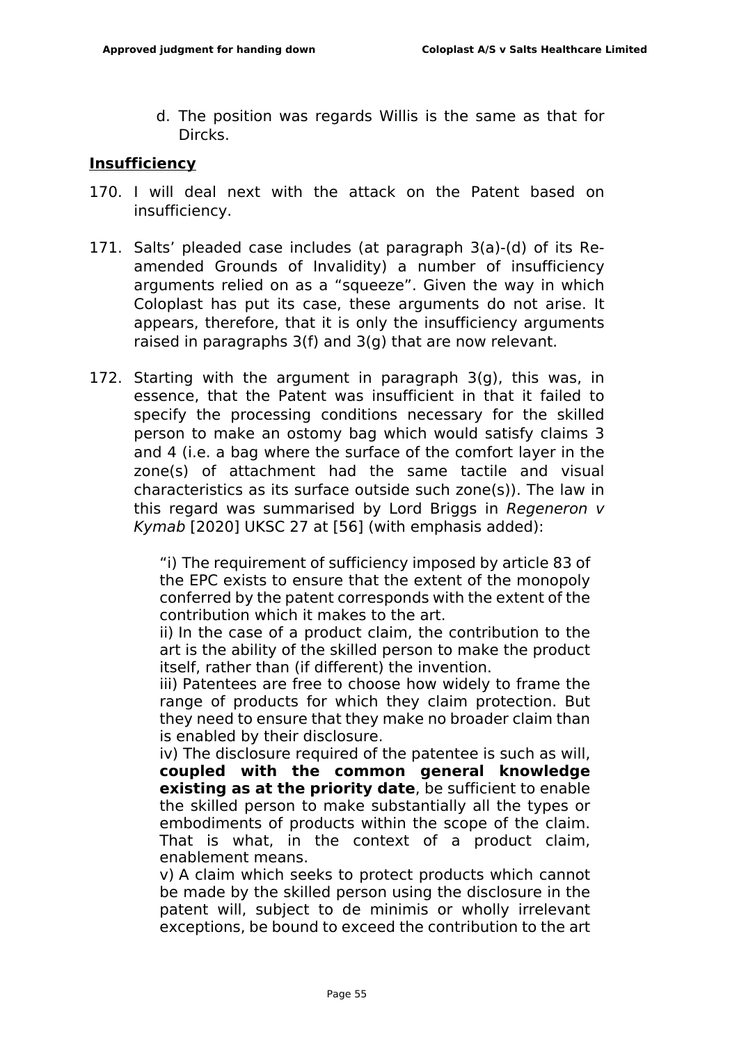d. The position was regards Willis is the same as that for Dircks.

## Insufficiency

170. I will deal next with the attack on the Patent based on insufficiency.

171. Salts' pleaded case includes (at paragraph 3(a)-(d) of its Re-amended Grounds of Invalidity) a number of insufficiency arguments relied on as a "squeeze". Given the way in which Coloplast has put its case, these arguments do not arise. It appears, therefore, that it is only the insufficiency arguments raised in paragraphs 3(f) and 3(g) that are now relevant.

172. Starting with the argument in paragraph 3(g), this was, in essence, that the Patent was insufficient in that it failed to specify the processing conditions necessary for the skilled person to make an ostomy bag which would satisfy claims 3 and 4 (i.e. a bag where the surface of the comfort layer in the zone(s) of attachment had the same tactile and visual characteristics as its surface outside such zone(s)). The law in this regard was summarised by Lord Briggs in *Regeneron v Kymab* [2020] UKSC 27 at [56] (with emphasis added):

> "i) The requirement of sufficiency imposed by article 83 of the EPC exists to ensure that the extent of the monopoly conferred by the patent corresponds with the extent of the contribution which it makes to the art.
> ii) In the case of a product claim, the contribution to the art is the ability of the skilled person to make the product itself, rather than (if different) the invention.
> iii) Patentees are free to choose how widely to frame the range of products for which they claim protection. But they need to ensure that they make no broader claim than is enabled by their disclosure.
> iv) The disclosure required of the patentee is such as will, **coupled with the common general knowledge existing as at the priority date**, be sufficient to enable the skilled person to make substantially all the types or embodiments of products within the scope of the claim. That is what, in the context of a product claim, enablement means.
> v) A claim which seeks to protect products which cannot be made by the skilled person using the disclosure in the patent will, subject to de minimis or wholly irrelevant exceptions, be bound to exceed the contribution to the art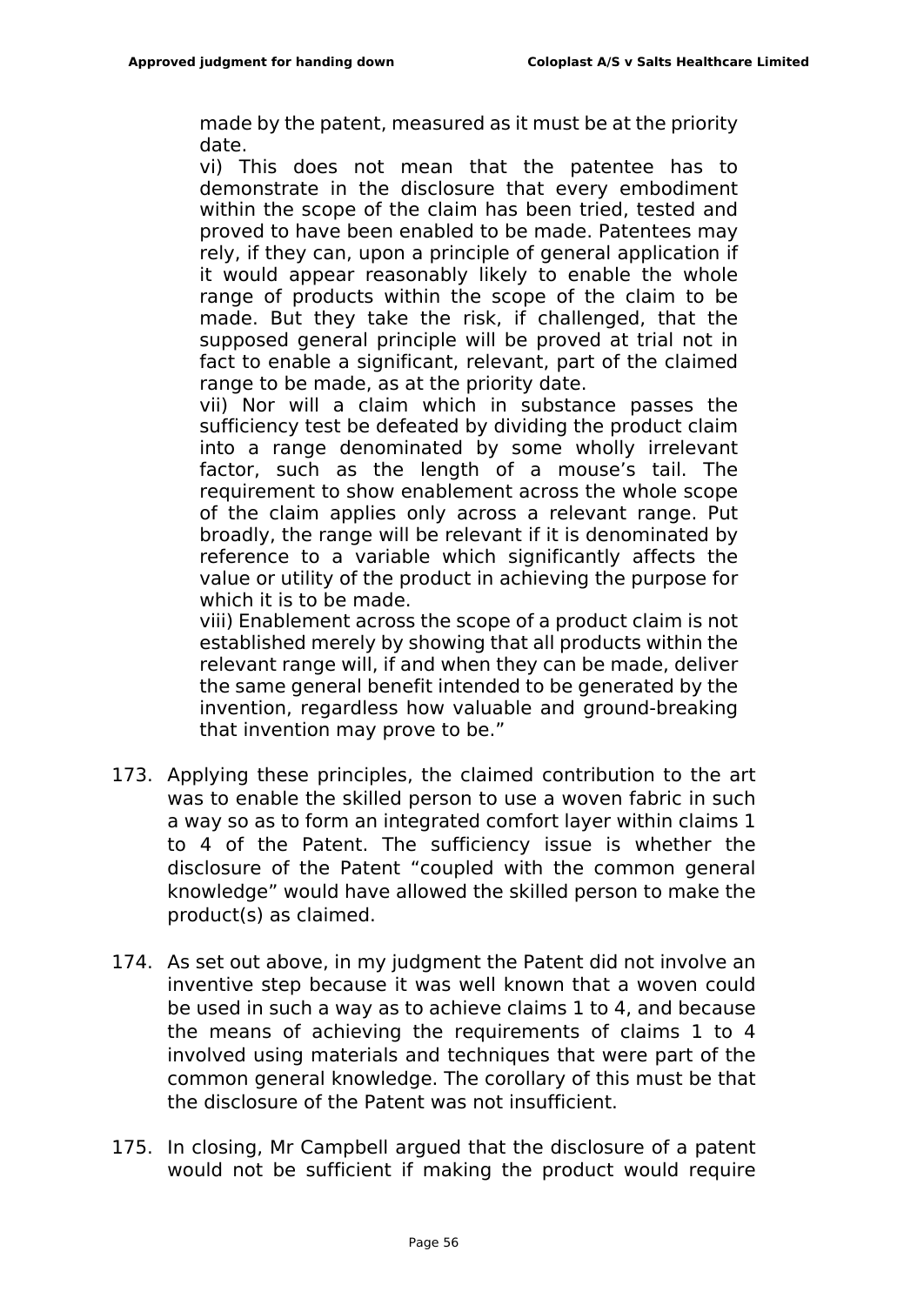made by the patent, measured as it must be at the priority date.

vi) This does not mean that the patentee has to demonstrate in the disclosure that every embodiment within the scope of the claim has been tried, tested and proved to have been enabled to be made. Patentees may rely, if they can, upon a principle of general application if it would appear reasonably likely to enable the whole range of products within the scope of the claim to be made. But they take the risk, if challenged, that the supposed general principle will be proved at trial not in fact to enable a significant, relevant, part of the claimed range to be made, as at the priority date.

vii) Nor will a claim which in substance passes the sufficiency test be defeated by dividing the product claim into a range denominated by some wholly irrelevant factor, such as the length of a mouse's tail. The requirement to show enablement across the whole scope of the claim applies only across a relevant range. Put broadly, the range will be relevant if it is denominated by reference to a variable which significantly affects the value or utility of the product in achieving the purpose for which it is to be made.

viii) Enablement across the scope of a product claim is not established merely by showing that all products within the relevant range will, if and when they can be made, deliver the same general benefit intended to be generated by the invention, regardless how valuable and ground-breaking that invention may prove to be."

173. Applying these principles, the claimed contribution to the art was to enable the skilled person to use a woven fabric in such a way so as to form an integrated comfort layer within claims 1 to 4 of the Patent. The sufficiency issue is whether the disclosure of the Patent "coupled with the common general knowledge" would have allowed the skilled person to make the product(s) as claimed.

174. As set out above, in my judgment the Patent did not involve an inventive step because it was well known that a woven could be used in such a way as to achieve claims 1 to 4, and because the means of achieving the requirements of claims 1 to 4 involved using materials and techniques that were part of the common general knowledge. The corollary of this must be that the disclosure of the Patent was not insufficient.

175. In closing, Mr Campbell argued that the disclosure of a patent would not be sufficient if making the product would require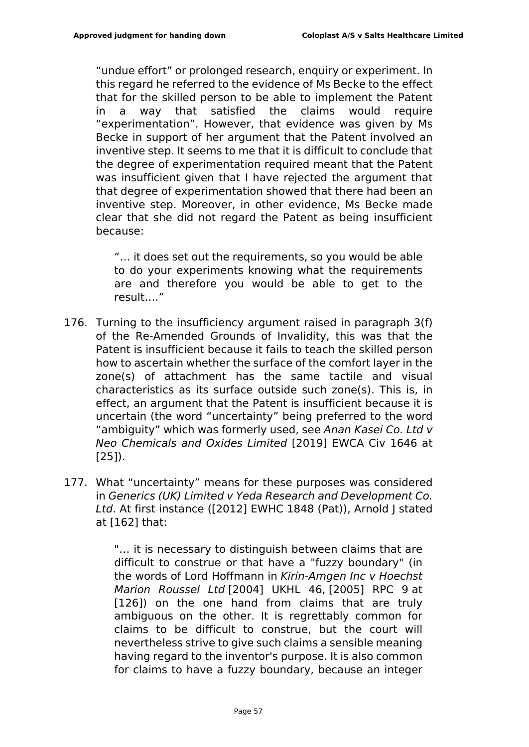"undue effort" or prolonged research, enquiry or experiment. In this regard he referred to the evidence of Ms Becke to the effect that for the skilled person to be able to implement the Patent in a way that satisfied the claims would require "experimentation". However, that evidence was given by Ms Becke in support of her argument that the Patent involved an inventive step. It seems to me that it is difficult to conclude that the degree of experimentation required meant that the Patent was insufficient given that I have rejected the argument that that degree of experimentation showed that there had been an inventive step. Moreover, in other evidence, Ms Becke made clear that she did not regard the Patent as being insufficient because:

> "… it does set out the requirements, so you would be able to do your experiments knowing what the requirements are and therefore you would be able to get to the result…."

176. Turning to the insufficiency argument raised in paragraph 3(f) of the Re-Amended Grounds of Invalidity, this was that the Patent is insufficient because it fails to teach the skilled person how to ascertain whether the surface of the comfort layer in the zone(s) of attachment has the same tactile and visual characteristics as its surface outside such zone(s). This is, in effect, an argument that the Patent is insufficient because it is uncertain (the word "uncertainty" being preferred to the word "ambiguity" which was formerly used, see *Anan Kasei Co. Ltd v Neo Chemicals and Oxides Limited* [2019] EWCA Civ 1646 at [25]).

177. What "uncertainty" means for these purposes was considered in *Generics (UK) Limited v Yeda Research and Development Co. Ltd*. At first instance ([2012] EWHC 1848 (Pat)), Arnold J stated at [162] that:

> "… it is necessary to distinguish between claims that are difficult to construe or that have a "fuzzy boundary" (in the words of Lord Hoffmann in *Kirin-Amgen Inc v Hoechst Marion Roussel Ltd* [2004] UKHL 46, [2005] RPC 9 at [126]) on the one hand from claims that are truly ambiguous on the other. It is regrettably common for claims to be difficult to construe, but the court will nevertheless strive to give such claims a sensible meaning having regard to the inventor's purpose. It is also common for claims to have a fuzzy boundary, because an integer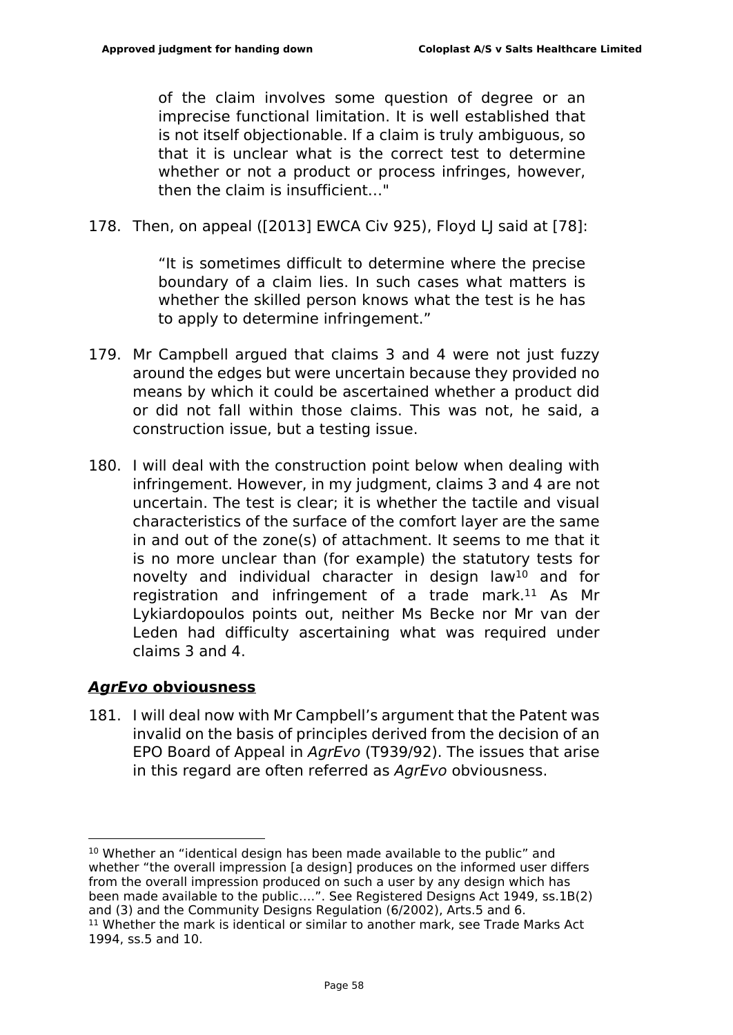> of the claim involves some question of degree or an imprecise functional limitation. It is well established that is not itself objectionable. If a claim is truly ambiguous, so that it is unclear what is the correct test to determine whether or not a product or process infringes, however, then the claim is insufficient…"

178. Then, on appeal ([2013] EWCA Civ 925), Floyd LJ said at [78]:

> "It is sometimes difficult to determine where the precise boundary of a claim lies. In such cases what matters is whether the skilled person knows what the test is he has to apply to determine infringement."

179. Mr Campbell argued that claims 3 and 4 were not just fuzzy around the edges but were uncertain because they provided no means by which it could be ascertained whether a product did or did not fall within those claims. This was not, he said, a construction issue, but a testing issue.

180. I will deal with the construction point below when dealing with infringement. However, in my judgment, claims 3 and 4 are not uncertain. The test is clear; it is whether the tactile and visual characteristics of the surface of the comfort layer are the same in and out of the zone(s) of attachment. It seems to me that it is no more unclear than (for example) the statutory tests for novelty and individual character in design law[10] and for registration and infringement of a trade mark.[11] As Mr Lykiardopoulos points out, neither Ms Becke nor Mr van der Leden had difficulty ascertaining what was required under claims 3 and 4.

## ***AgrEvo* obviousness**

181. I will deal now with Mr Campbell's argument that the Patent was invalid on the basis of principles derived from the decision of an EPO Board of Appeal in *AgrEvo* (T939/92). The issues that arise in this regard are often referred as *AgrEvo* obviousness.

---

[10] Whether an "identical design has been made available to the public" and whether "the overall impression [a design] produces on the informed user differs from the overall impression produced on such a user by any design which has been made available to the public….". See Registered Designs Act 1949, ss.1B(2) and (3) and the Community Designs Regulation (6/2002), Arts.5 and 6.

[11] Whether the mark is identical or similar to another mark, see Trade Marks Act 1994, ss.5 and 10.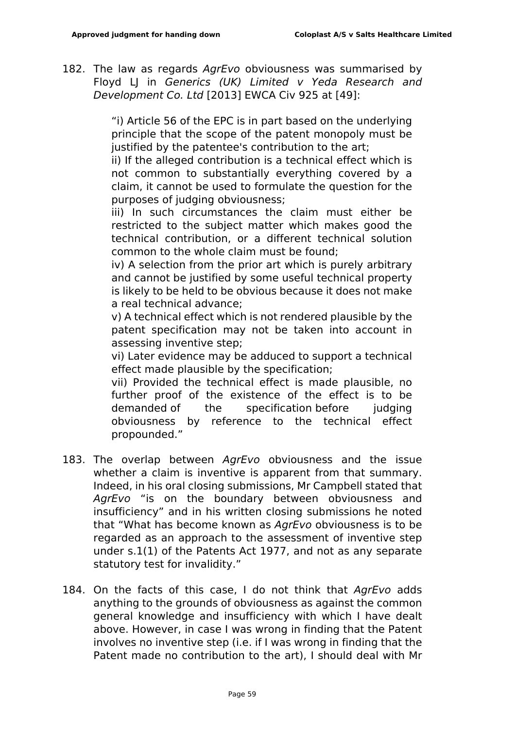182. The law as regards *AgrEvo* obviousness was summarised by Floyd LJ in *Generics (UK) Limited v Yeda Research and Development Co. Ltd* [2013] EWCA Civ 925 at [49]:

> "i) Article 56 of the EPC is in part based on the underlying principle that the scope of the patent monopoly must be justified by the patentee's contribution to the art;
> ii) If the alleged contribution is a technical effect which is not common to substantially everything covered by a claim, it cannot be used to formulate the question for the purposes of judging obviousness;
> iii) In such circumstances the claim must either be restricted to the subject matter which makes good the technical contribution, or a different technical solution common to the whole claim must be found;
> iv) A selection from the prior art which is purely arbitrary and cannot be justified by some useful technical property is likely to be held to be obvious because it does not make a real technical advance;
> v) A technical effect which is not rendered plausible by the patent specification may not be taken into account in assessing inventive step;
> vi) Later evidence may be adduced to support a technical effect made plausible by the specification;
> vii) Provided the technical effect is made plausible, no further proof of the existence of the effect is to be demanded of the specification before judging obviousness by reference to the technical effect propounded."

183. The overlap between *AgrEvo* obviousness and the issue whether a claim is inventive is apparent from that summary. Indeed, in his oral closing submissions, Mr Campbell stated that *AgrEvo* "is on the boundary between obviousness and insufficiency" and in his written closing submissions he noted that "What has become known as *AgrEvo* obviousness is to be regarded as an approach to the assessment of inventive step under s.1(1) of the Patents Act 1977, and not as any separate statutory test for invalidity."

184. On the facts of this case, I do not think that *AgrEvo* adds anything to the grounds of obviousness as against the common general knowledge and insufficiency with which I have dealt above. However, in case I was wrong in finding that the Patent involves no inventive step (i.e. if I was wrong in finding that the Patent made no contribution to the art), I should deal with Mr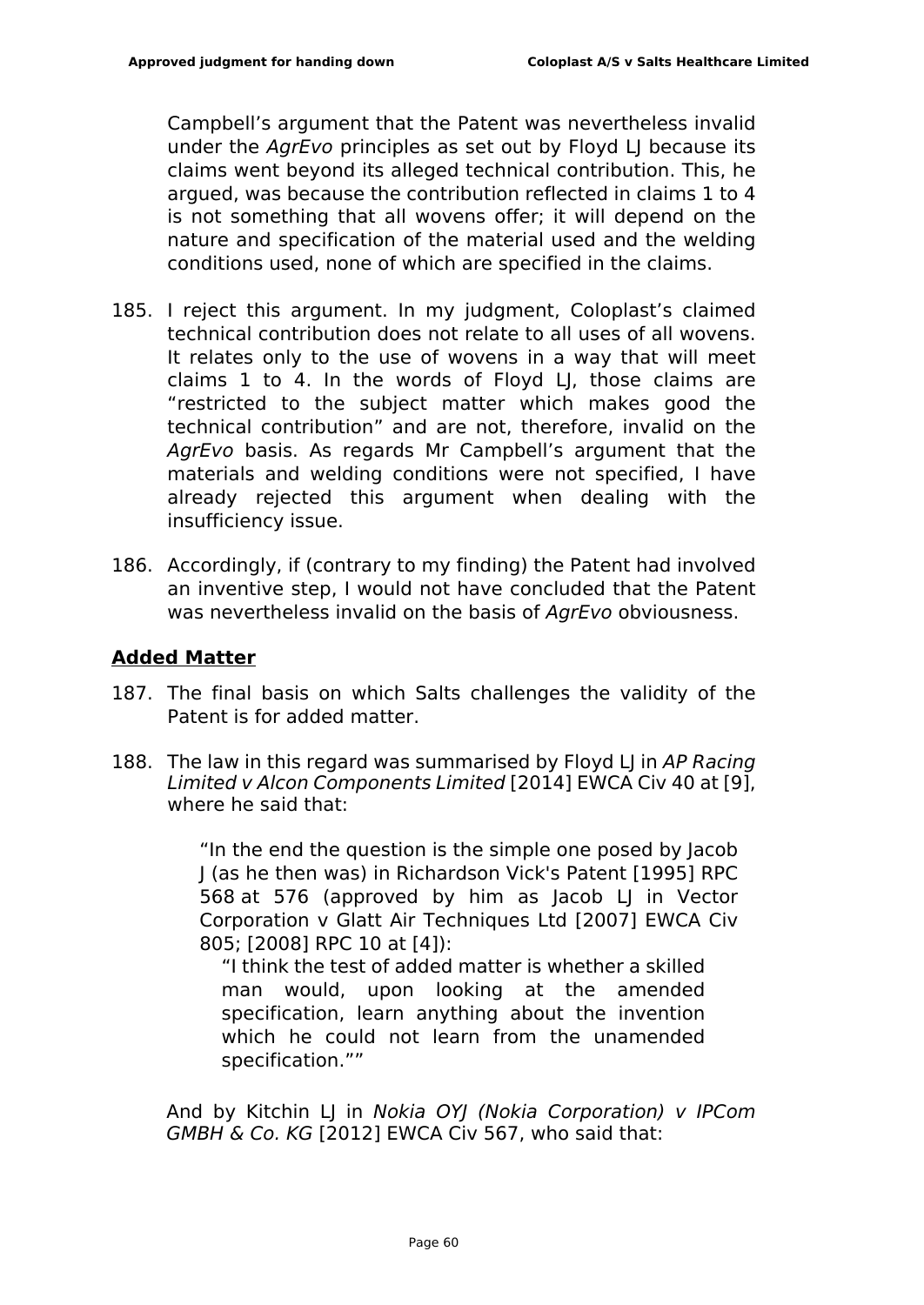Campbell's argument that the Patent was nevertheless invalid under the *AgrEvo* principles as set out by Floyd LJ because its claims went beyond its alleged technical contribution. This, he argued, was because the contribution reflected in claims 1 to 4 is not something that all wovens offer; it will depend on the nature and specification of the material used and the welding conditions used, none of which are specified in the claims.

185. I reject this argument. In my judgment, Coloplast's claimed technical contribution does not relate to all uses of all wovens. It relates only to the use of wovens in a way that will meet claims 1 to 4. In the words of Floyd LJ, those claims are "restricted to the subject matter which makes good the technical contribution" and are not, therefore, invalid on the *AgrEvo* basis. As regards Mr Campbell's argument that the materials and welding conditions were not specified, I have already rejected this argument when dealing with the insufficiency issue.

186. Accordingly, if (contrary to my finding) the Patent had involved an inventive step, I would not have concluded that the Patent was nevertheless invalid on the basis of *AgrEvo* obviousness.

## Added Matter

187. The final basis on which Salts challenges the validity of the Patent is for added matter.

188. The law in this regard was summarised by Floyd LJ in *AP Racing Limited v Alcon Components Limited* [2014] EWCA Civ 40 at [9], where he said that:

> "In the end the question is the simple one posed by Jacob J (as he then was) in Richardson Vick's Patent [1995] RPC 568 at 576 (approved by him as Jacob LJ in Vector Corporation v Glatt Air Techniques Ltd [2007] EWCA Civ 805; [2008] RPC 10 at [4]):
>
> > "I think the test of added matter is whether a skilled man would, upon looking at the amended specification, learn anything about the invention which he could not learn from the unamended specification.""

And by Kitchin LJ in *Nokia OYJ (Nokia Corporation) v IPCom GMBH & Co. KG* [2012] EWCA Civ 567, who said that: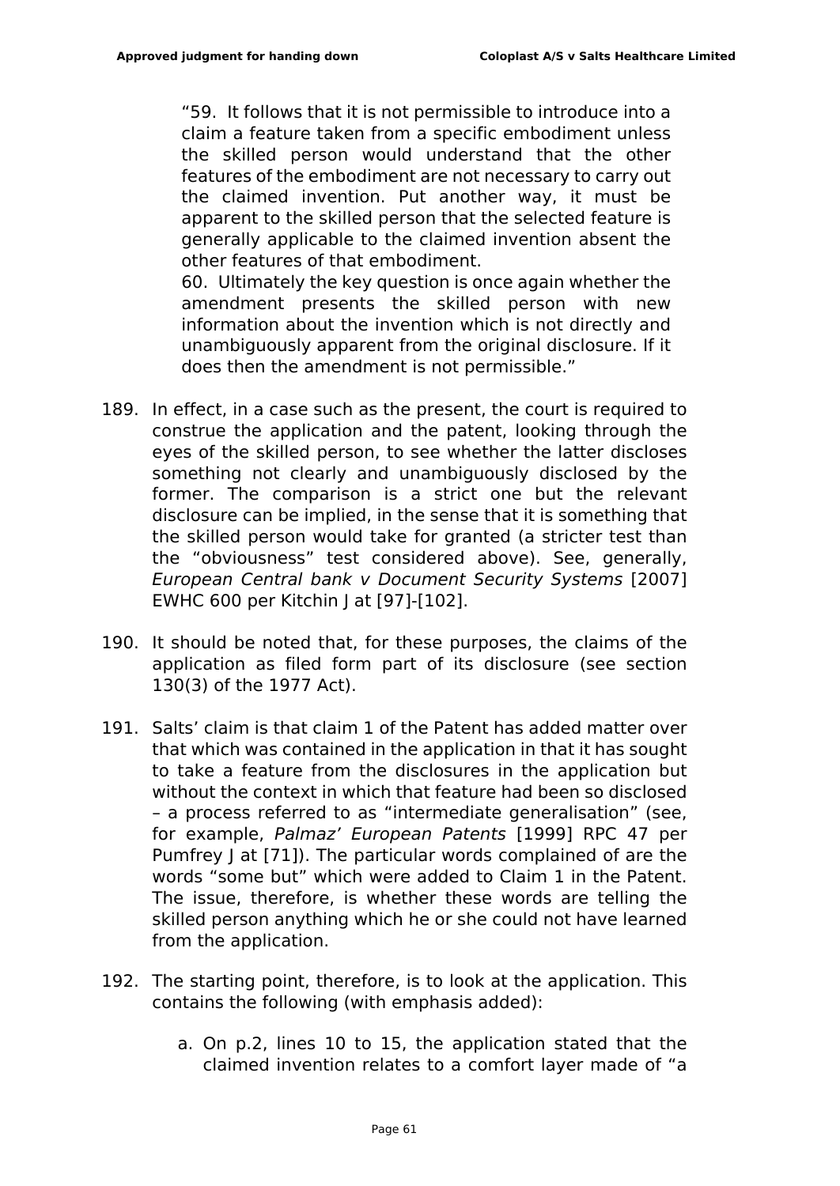> "59. It follows that it is not permissible to introduce into a claim a feature taken from a specific embodiment unless the skilled person would understand that the other features of the embodiment are not necessary to carry out the claimed invention. Put another way, it must be apparent to the skilled person that the selected feature is generally applicable to the claimed invention absent the other features of that embodiment.
>
> 60. Ultimately the key question is once again whether the amendment presents the skilled person with new information about the invention which is not directly and unambiguously apparent from the original disclosure. If it does then the amendment is not permissible."

189. In effect, in a case such as the present, the court is required to construe the application and the patent, looking through the eyes of the skilled person, to see whether the latter discloses something not clearly and unambiguously disclosed by the former. The comparison is a strict one but the relevant disclosure can be implied, in the sense that it is something that the skilled person would take for granted (a stricter test than the "obviousness" test considered above). See, generally, *European Central bank v Document Security Systems* [2007] EWHC 600 per Kitchin J at [97]-[102].

190. It should be noted that, for these purposes, the claims of the application as filed form part of its disclosure (see section 130(3) of the 1977 Act).

191. Salts' claim is that claim 1 of the Patent has added matter over that which was contained in the application in that it has sought to take a feature from the disclosures in the application but without the context in which that feature had been so disclosed – a process referred to as "intermediate generalisation" (see, for example, *Palmaz' European Patents* [1999] RPC 47 per Pumfrey J at [71]). The particular words complained of are the words "some but" which were added to Claim 1 in the Patent. The issue, therefore, is whether these words are telling the skilled person anything which he or she could not have learned from the application.

192. The starting point, therefore, is to look at the application. This contains the following (with emphasis added):

    a. On p.2, lines 10 to 15, the application stated that the claimed invention relates to a comfort layer made of "a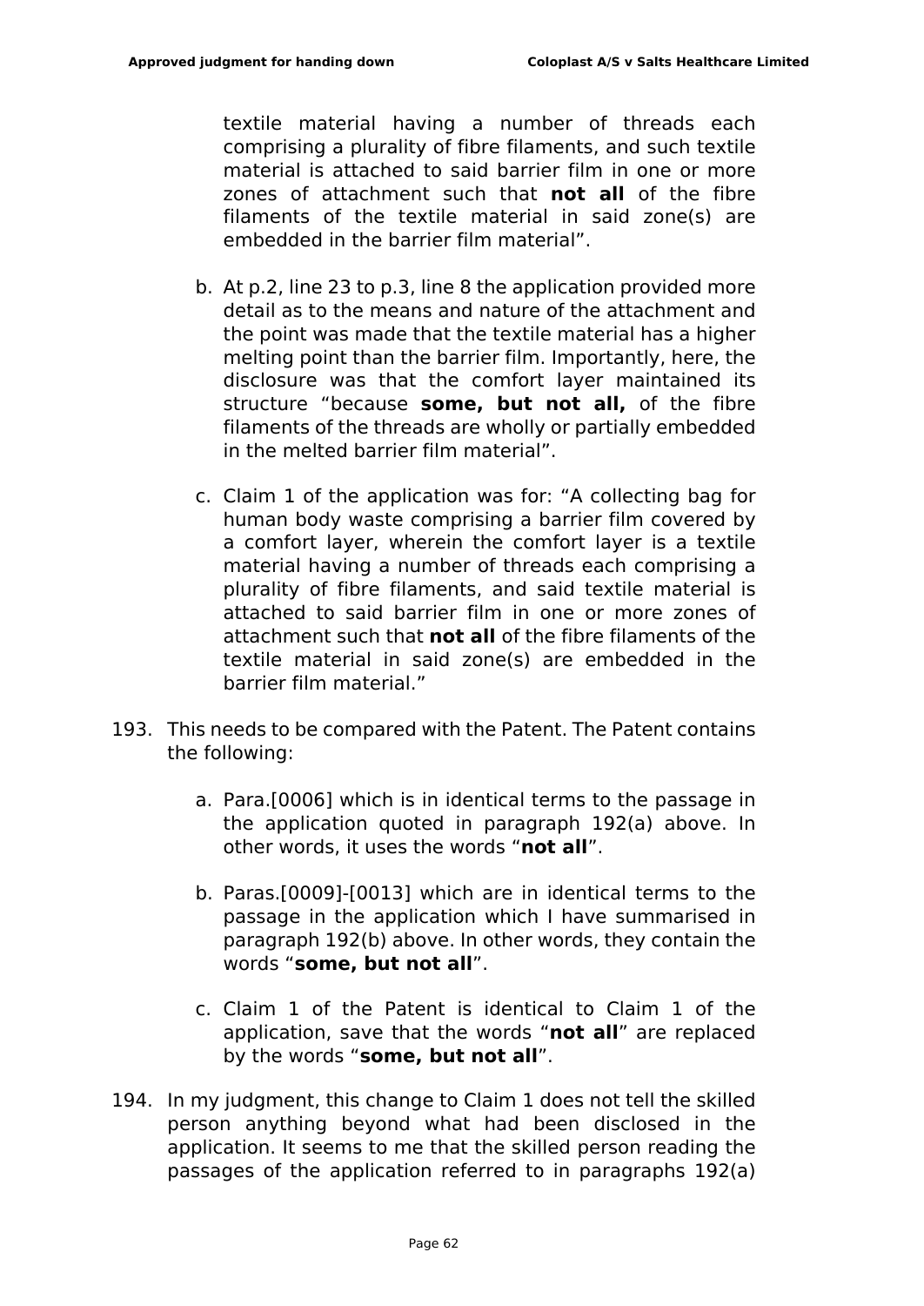textile material having a number of threads each comprising a plurality of fibre filaments, and such textile material is attached to said barrier film in one or more zones of attachment such that **not all** of the fibre filaments of the textile material in said zone(s) are embedded in the barrier film material".

b. At p.2, line 23 to p.3, line 8 the application provided more detail as to the means and nature of the attachment and the point was made that the textile material has a higher melting point than the barrier film. Importantly, here, the disclosure was that the comfort layer maintained its structure "because **some, but not all,** of the fibre filaments of the threads are wholly or partially embedded in the melted barrier film material".

c. Claim 1 of the application was for: "A collecting bag for human body waste comprising a barrier film covered by a comfort layer, wherein the comfort layer is a textile material having a number of threads each comprising a plurality of fibre filaments, and said textile material is attached to said barrier film in one or more zones of attachment such that **not all** of the fibre filaments of the textile material in said zone(s) are embedded in the barrier film material."

193. This needs to be compared with the Patent. The Patent contains the following:

a. Para.[0006] which is in identical terms to the passage in the application quoted in paragraph 192(a) above. In other words, it uses the words "**not all**".

b. Paras.[0009]-[0013] which are in identical terms to the passage in the application which I have summarised in paragraph 192(b) above. In other words, they contain the words "**some, but not all**".

c. Claim 1 of the Patent is identical to Claim 1 of the application, save that the words "**not all**" are replaced by the words "**some, but not all**".

194. In my judgment, this change to Claim 1 does not tell the skilled person anything beyond what had been disclosed in the application. It seems to me that the skilled person reading the passages of the application referred to in paragraphs 192(a)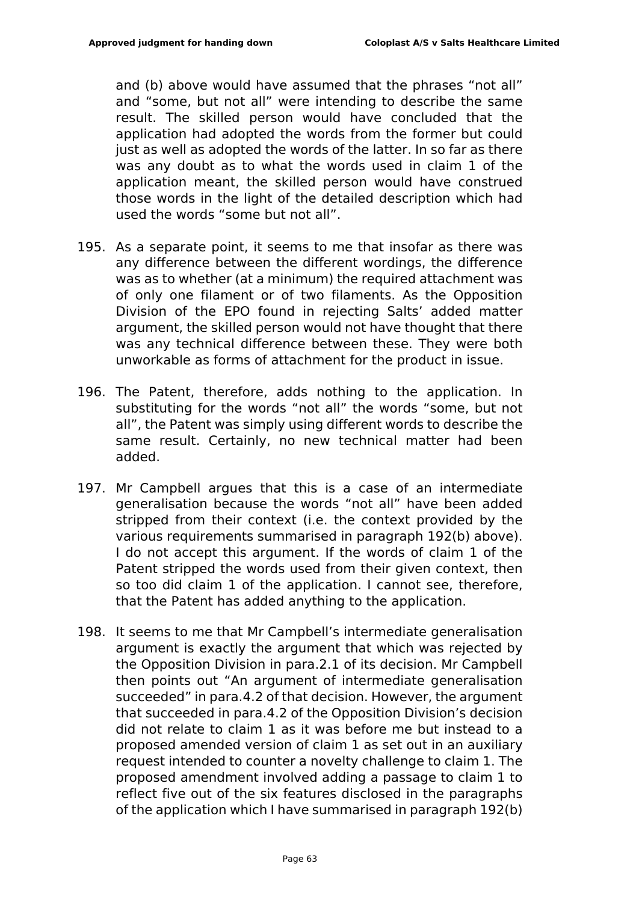and (b) above would have assumed that the phrases "not all" and "some, but not all" were intending to describe the same result. The skilled person would have concluded that the application had adopted the words from the former but could just as well as adopted the words of the latter. In so far as there was any doubt as to what the words used in claim 1 of the application meant, the skilled person would have construed those words in the light of the detailed description which had used the words "some but not all".

195. As a separate point, it seems to me that insofar as there was any difference between the different wordings, the difference was as to whether (at a minimum) the required attachment was of only one filament or of two filaments. As the Opposition Division of the EPO found in rejecting Salts' added matter argument, the skilled person would not have thought that there was any technical difference between these. They were both unworkable as forms of attachment for the product in issue.

196. The Patent, therefore, adds nothing to the application. In substituting for the words "not all" the words "some, but not all", the Patent was simply using different words to describe the same result. Certainly, no new technical matter had been added.

197. Mr Campbell argues that this is a case of an intermediate generalisation because the words "not all" have been added stripped from their context (i.e. the context provided by the various requirements summarised in paragraph 192(b) above). I do not accept this argument. If the words of claim 1 of the Patent stripped the words used from their given context, then so too did claim 1 of the application. I cannot see, therefore, that the Patent has added anything to the application.

198. It seems to me that Mr Campbell's intermediate generalisation argument is exactly the argument that which was rejected by the Opposition Division in para.2.1 of its decision. Mr Campbell then points out "An argument of intermediate generalisation succeeded" in para.4.2 of that decision. However, the argument that succeeded in para.4.2 of the Opposition Division's decision did not relate to claim 1 as it was before me but instead to a proposed amended version of claim 1 as set out in an auxiliary request intended to counter a novelty challenge to claim 1. The proposed amendment involved adding a passage to claim 1 to reflect five out of the six features disclosed in the paragraphs of the application which I have summarised in paragraph 192(b)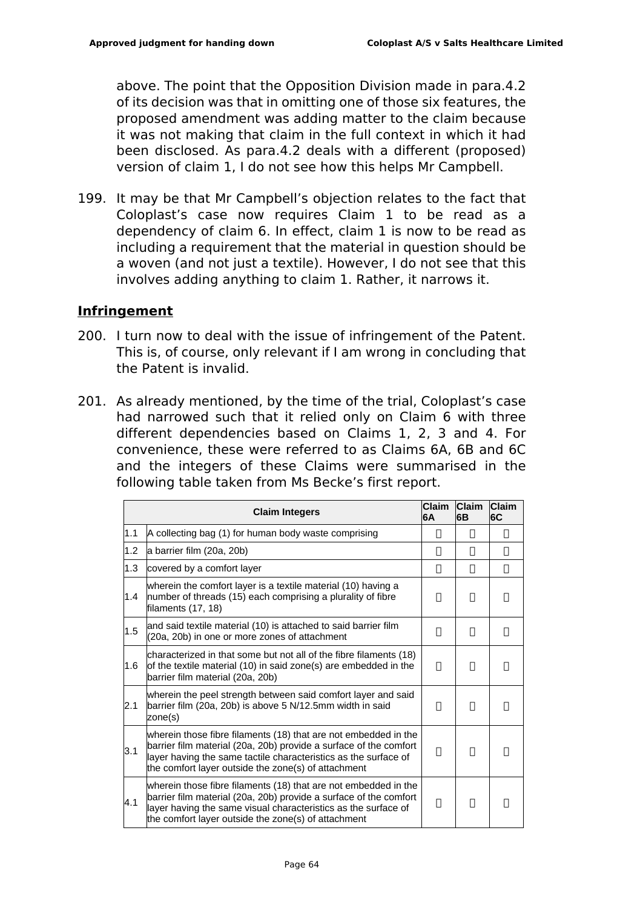above. The point that the Opposition Division made in para.4.2 of its decision was that in omitting one of those six features, the proposed amendment was adding matter to the claim because it was not making that claim in the full context in which it had been disclosed. As para.4.2 deals with a different (proposed) version of claim 1, I do not see how this helps Mr Campbell.

199. It may be that Mr Campbell's objection relates to the fact that Coloplast's case now requires Claim 1 to be read as a dependency of claim 6. In effect, claim 1 is now to be read as including a requirement that the material in question should be a woven (and not just a textile). However, I do not see that this involves adding anything to claim 1. Rather, it narrows it.

## Infringement

200. I turn now to deal with the issue of infringement of the Patent. This is, of course, only relevant if I am wrong in concluding that the Patent is invalid.

201. As already mentioned, by the time of the trial, Coloplast's case had narrowed such that it relied only on Claim 6 with three different dependencies based on Claims 1, 2, 3 and 4. For convenience, these were referred to as Claims 6A, 6B and 6C and the integers of these Claims were summarised in the following table taken from Ms Becke's first report.

| | Claim Integers | Claim 6A | Claim 6B | Claim 6C |
|---|---|---|---|---|
| 1.1 | A collecting bag (1) for human body waste comprising | □ | □ | □ |
| 1.2 | a barrier film (20a, 20b) | □ | □ | □ |
| 1.3 | covered by a comfort layer | □ | □ | □ |
| 1.4 | wherein the comfort layer is a textile material (10) having a number of threads (15) each comprising a plurality of fibre filaments (17, 18) | □ | □ | □ |
| 1.5 | and said textile material (10) is attached to said barrier film (20a, 20b) in one or more zones of attachment | □ | □ | □ |
| 1.6 | characterized in that some but not all of the fibre filaments (18) of the textile material (10) in said zone(s) are embedded in the barrier film material (20a, 20b) | □ | □ | □ |
| 2.1 | wherein the peel strength between said comfort layer and said barrier film (20a, 20b) is above 5 N/12.5mm width in said zone(s) | □ | □ | □ |
| 3.1 | wherein those fibre filaments (18) that are not embedded in the barrier film material (20a, 20b) provide a surface of the comfort layer having the same tactile characteristics as the surface of the comfort layer outside the zone(s) of attachment | □ | □ | □ |
| 4.1 | wherein those fibre filaments (18) that are not embedded in the barrier film material (20a, 20b) provide a surface of the comfort layer having the same visual characteristics as the surface of the comfort layer outside the zone(s) of attachment | □ | □ | □ |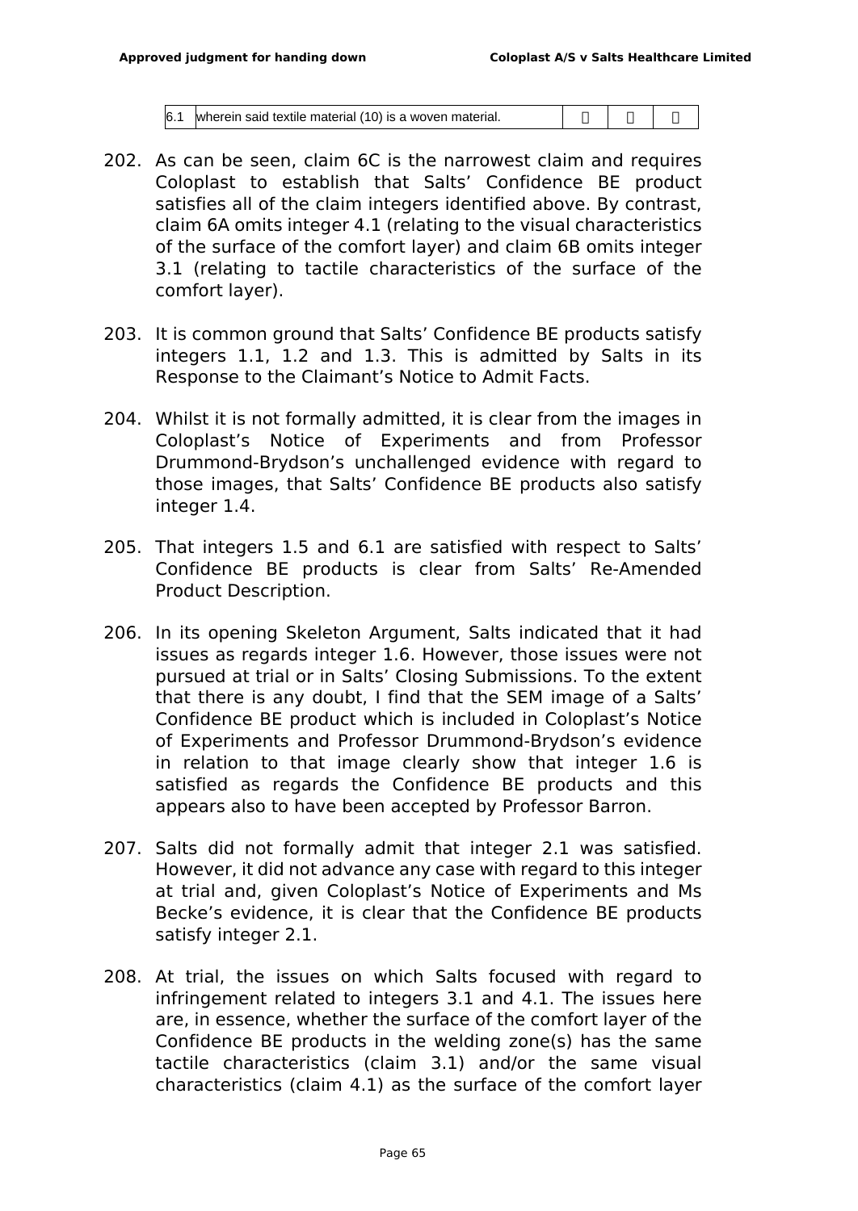| 6.1 | wherein said textile material (10) is a woven material. |  |  |  |
|---|---|---|---|---|

202. As can be seen, claim 6C is the narrowest claim and requires Coloplast to establish that Salts' Confidence BE product satisfies all of the claim integers identified above. By contrast, claim 6A omits integer 4.1 (relating to the visual characteristics of the surface of the comfort layer) and claim 6B omits integer 3.1 (relating to tactile characteristics of the surface of the comfort layer).

203. It is common ground that Salts' Confidence BE products satisfy integers 1.1, 1.2 and 1.3. This is admitted by Salts in its Response to the Claimant's Notice to Admit Facts.

204. Whilst it is not formally admitted, it is clear from the images in Coloplast's Notice of Experiments and from Professor Drummond-Brydson's unchallenged evidence with regard to those images, that Salts' Confidence BE products also satisfy integer 1.4.

205. That integers 1.5 and 6.1 are satisfied with respect to Salts' Confidence BE products is clear from Salts' Re-Amended Product Description.

206. In its opening Skeleton Argument, Salts indicated that it had issues as regards integer 1.6. However, those issues were not pursued at trial or in Salts' Closing Submissions. To the extent that there is any doubt, I find that the SEM image of a Salts' Confidence BE product which is included in Coloplast's Notice of Experiments and Professor Drummond-Brydson's evidence in relation to that image clearly show that integer 1.6 is satisfied as regards the Confidence BE products and this appears also to have been accepted by Professor Barron.

207. Salts did not formally admit that integer 2.1 was satisfied. However, it did not advance any case with regard to this integer at trial and, given Coloplast's Notice of Experiments and Ms Becke's evidence, it is clear that the Confidence BE products satisfy integer 2.1.

208. At trial, the issues on which Salts focused with regard to infringement related to integers 3.1 and 4.1. The issues here are, in essence, whether the surface of the comfort layer of the Confidence BE products in the welding zone(s) has the same tactile characteristics (claim 3.1) and/or the same visual characteristics (claim 4.1) as the surface of the comfort layer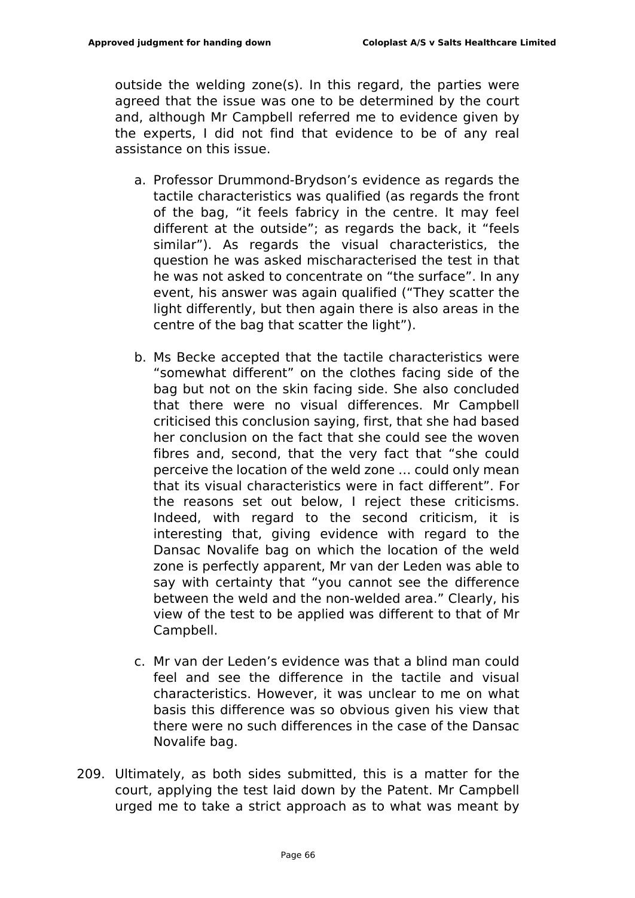outside the welding zone(s). In this regard, the parties were agreed that the issue was one to be determined by the court and, although Mr Campbell referred me to evidence given by the experts, I did not find that evidence to be of any real assistance on this issue.

a. Professor Drummond-Brydson's evidence as regards the tactile characteristics was qualified (as regards the front of the bag, "it feels fabricy in the centre. It may feel different at the outside"; as regards the back, it "feels similar"). As regards the visual characteristics, the question he was asked mischaracterised the test in that he was not asked to concentrate on "the surface". In any event, his answer was again qualified ("They scatter the light differently, but then again there is also areas in the centre of the bag that scatter the light").

b. Ms Becke accepted that the tactile characteristics were "somewhat different" on the clothes facing side of the bag but not on the skin facing side. She also concluded that there were no visual differences. Mr Campbell criticised this conclusion saying, first, that she had based her conclusion on the fact that she could see the woven fibres and, second, that the very fact that "she could perceive the location of the weld zone … could only mean that its visual characteristics were in fact different". For the reasons set out below, I reject these criticisms. Indeed, with regard to the second criticism, it is interesting that, giving evidence with regard to the Dansac Novalife bag on which the location of the weld zone is perfectly apparent, Mr van der Leden was able to say with certainty that "you cannot see the difference between the weld and the non-welded area." Clearly, his view of the test to be applied was different to that of Mr Campbell.

c. Mr van der Leden's evidence was that a blind man could feel and see the difference in the tactile and visual characteristics. However, it was unclear to me on what basis this difference was so obvious given his view that there were no such differences in the case of the Dansac Novalife bag.

209. Ultimately, as both sides submitted, this is a matter for the court, applying the test laid down by the Patent. Mr Campbell urged me to take a strict approach as to what was meant by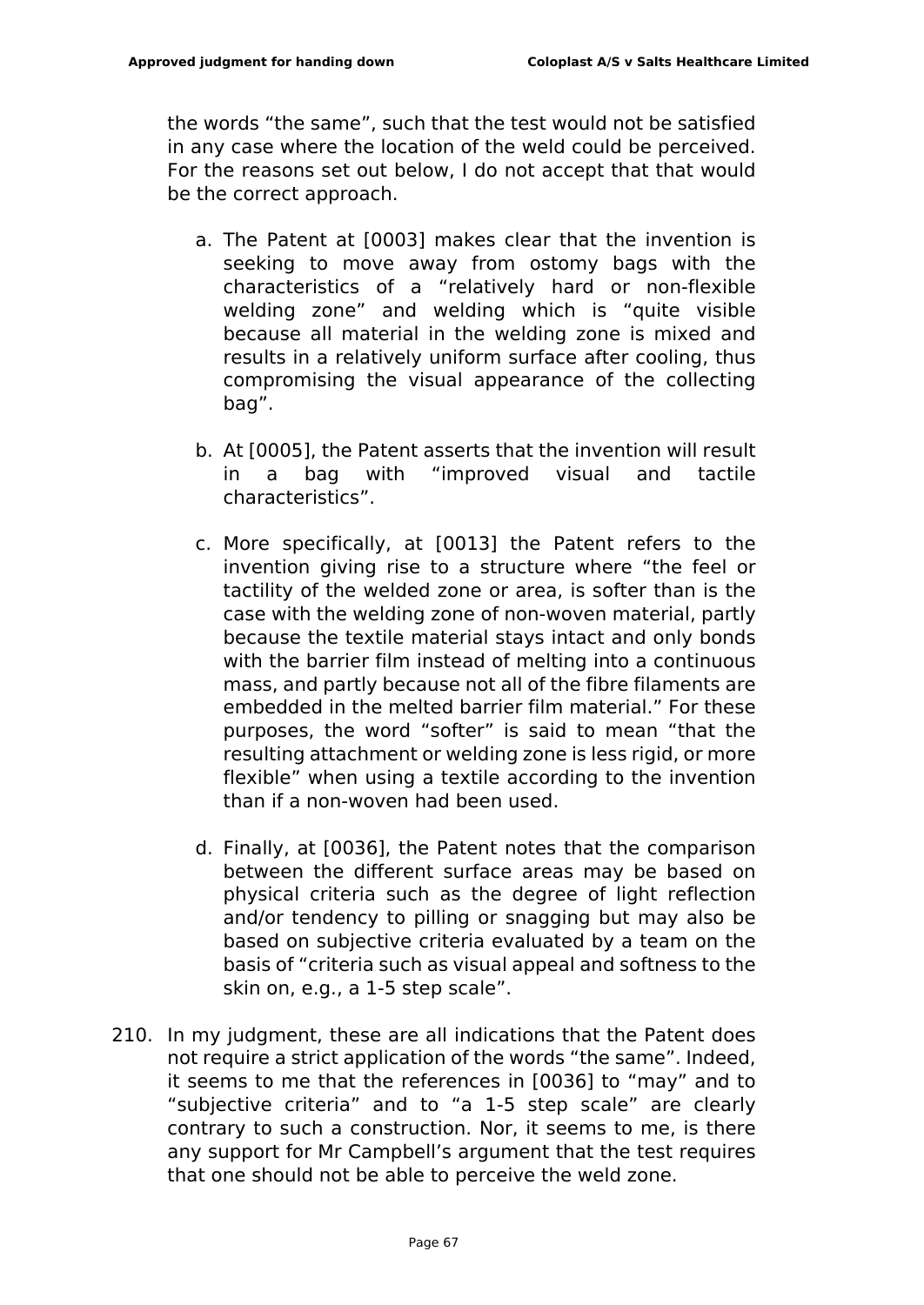the words “the same”, such that the test would not be satisfied in any case where the location of the weld could be perceived. For the reasons set out below, I do not accept that that would be the correct approach.

a. The Patent at [0003] makes clear that the invention is seeking to move away from ostomy bags with the characteristics of a “relatively hard or non-flexible welding zone” and welding which is “quite visible because all material in the welding zone is mixed and results in a relatively uniform surface after cooling, thus compromising the visual appearance of the collecting bag”.

b. At [0005], the Patent asserts that the invention will result in a bag with “improved visual and tactile characteristics”.

c. More specifically, at [0013] the Patent refers to the invention giving rise to a structure where “the feel or tactility of the welded zone or area, is softer than is the case with the welding zone of non-woven material, partly because the textile material stays intact and only bonds with the barrier film instead of melting into a continuous mass, and partly because not all of the fibre filaments are embedded in the melted barrier film material.” For these purposes, the word “softer” is said to mean “that the resulting attachment or welding zone is less rigid, or more flexible” when using a textile according to the invention than if a non-woven had been used.

d. Finally, at [0036], the Patent notes that the comparison between the different surface areas may be based on physical criteria such as the degree of light reflection and/or tendency to pilling or snagging but may also be based on subjective criteria evaluated by a team on the basis of “criteria such as visual appeal and softness to the skin on, e.g., a 1-5 step scale”.

210. In my judgment, these are all indications that the Patent does not require a strict application of the words “the same”. Indeed, it seems to me that the references in [0036] to “may” and to “subjective criteria” and to “a 1-5 step scale” are clearly contrary to such a construction. Nor, it seems to me, is there any support for Mr Campbell’s argument that the test requires that one should not be able to perceive the weld zone.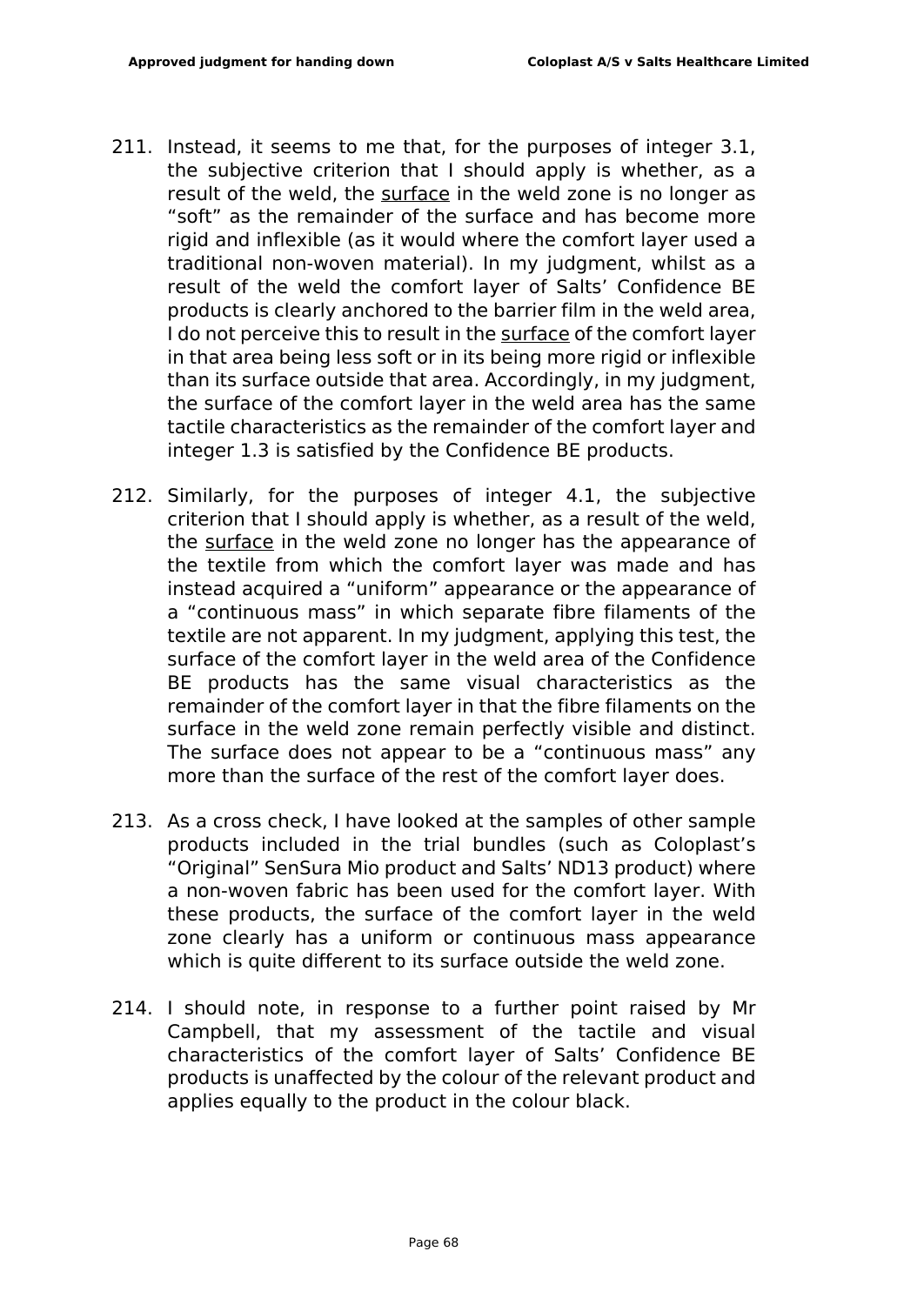211. Instead, it seems to me that, for the purposes of integer 3.1, the subjective criterion that I should apply is whether, as a result of the weld, the <u>surface</u> in the weld zone is no longer as "soft" as the remainder of the surface and has become more rigid and inflexible (as it would where the comfort layer used a traditional non-woven material). In my judgment, whilst as a result of the weld the comfort layer of Salts' Confidence BE products is clearly anchored to the barrier film in the weld area, I do not perceive this to result in the <u>surface</u> of the comfort layer in that area being less soft or in its being more rigid or inflexible than its surface outside that area. Accordingly, in my judgment, the surface of the comfort layer in the weld area has the same tactile characteristics as the remainder of the comfort layer and integer 1.3 is satisfied by the Confidence BE products.

212. Similarly, for the purposes of integer 4.1, the subjective criterion that I should apply is whether, as a result of the weld, the <u>surface</u> in the weld zone no longer has the appearance of the textile from which the comfort layer was made and has instead acquired a "uniform" appearance or the appearance of a "continuous mass" in which separate fibre filaments of the textile are not apparent. In my judgment, applying this test, the surface of the comfort layer in the weld area of the Confidence BE products has the same visual characteristics as the remainder of the comfort layer in that the fibre filaments on the surface in the weld zone remain perfectly visible and distinct. The surface does not appear to be a "continuous mass" any more than the surface of the rest of the comfort layer does.

213. As a cross check, I have looked at the samples of other sample products included in the trial bundles (such as Coloplast's "Original" SenSura Mio product and Salts' ND13 product) where a non-woven fabric has been used for the comfort layer. With these products, the surface of the comfort layer in the weld zone clearly has a uniform or continuous mass appearance which is quite different to its surface outside the weld zone.

214. I should note, in response to a further point raised by Mr Campbell, that my assessment of the tactile and visual characteristics of the comfort layer of Salts' Confidence BE products is unaffected by the colour of the relevant product and applies equally to the product in the colour black.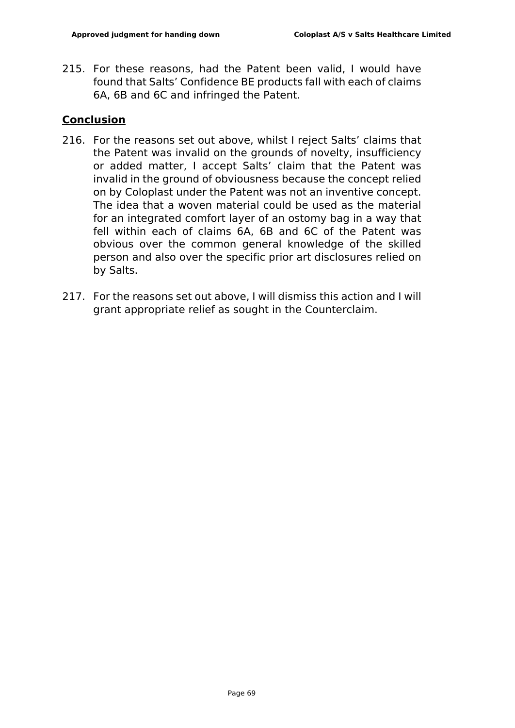215. For these reasons, had the Patent been valid, I would have found that Salts' Confidence BE products fall with each of claims 6A, 6B and 6C and infringed the Patent.

## Conclusion

216. For the reasons set out above, whilst I reject Salts' claims that the Patent was invalid on the grounds of novelty, insufficiency or added matter, I accept Salts' claim that the Patent was invalid in the ground of obviousness because the concept relied on by Coloplast under the Patent was not an inventive concept. The idea that a woven material could be used as the material for an integrated comfort layer of an ostomy bag in a way that fell within each of claims 6A, 6B and 6C of the Patent was obvious over the common general knowledge of the skilled person and also over the specific prior art disclosures relied on by Salts.

217. For the reasons set out above, I will dismiss this action and I will grant appropriate relief as sought in the Counterclaim.